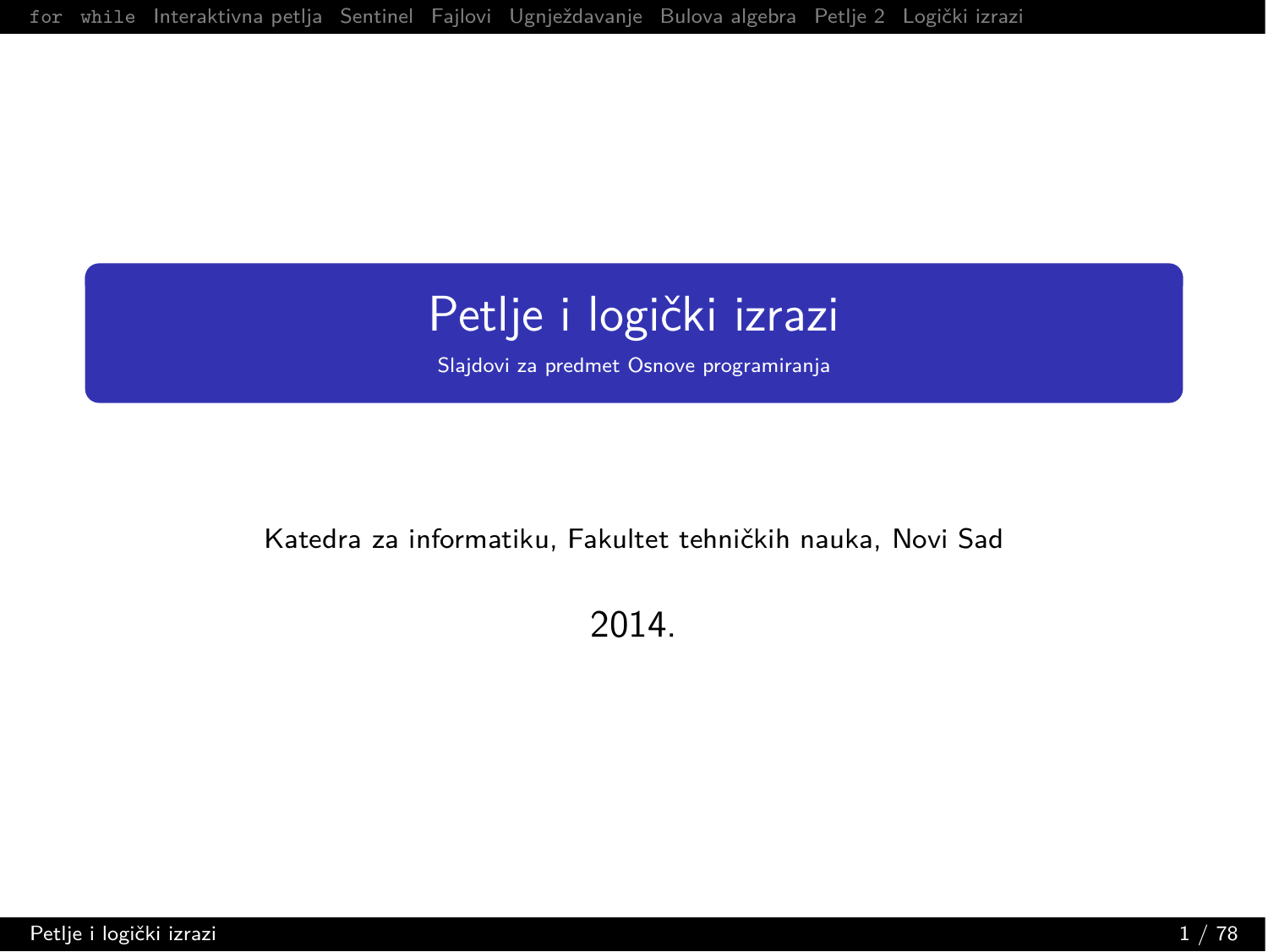# Petlje i logički izrazi

Slajdovi za predmet Osnove programiranja

Katedra za informatiku, Fakultet tehničkih nauka, Novi Sad

2014.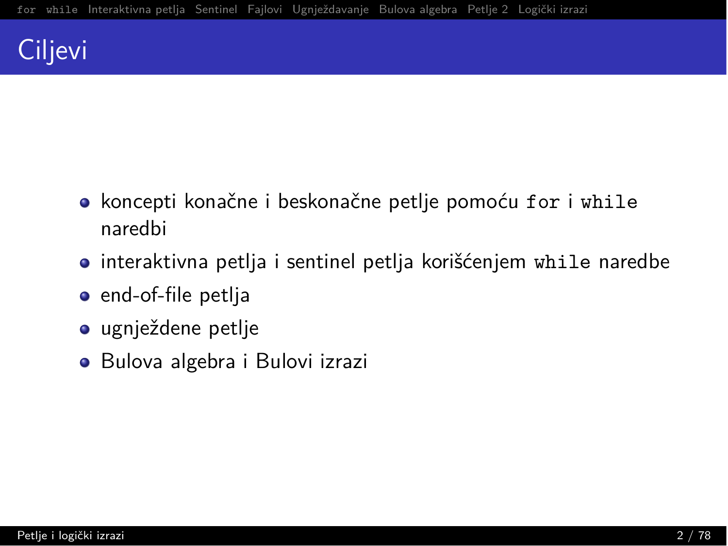# Ciljevi

- koncepti konačne i beskonačne petlje pomoću `for` i `while` naredbi
- interaktivna petlja i sentinel petlja korišćenjem `while` naredbe
- end-of-file petlja
- ugnježdene petlje
- Bulova algebra i Bulovi izrazi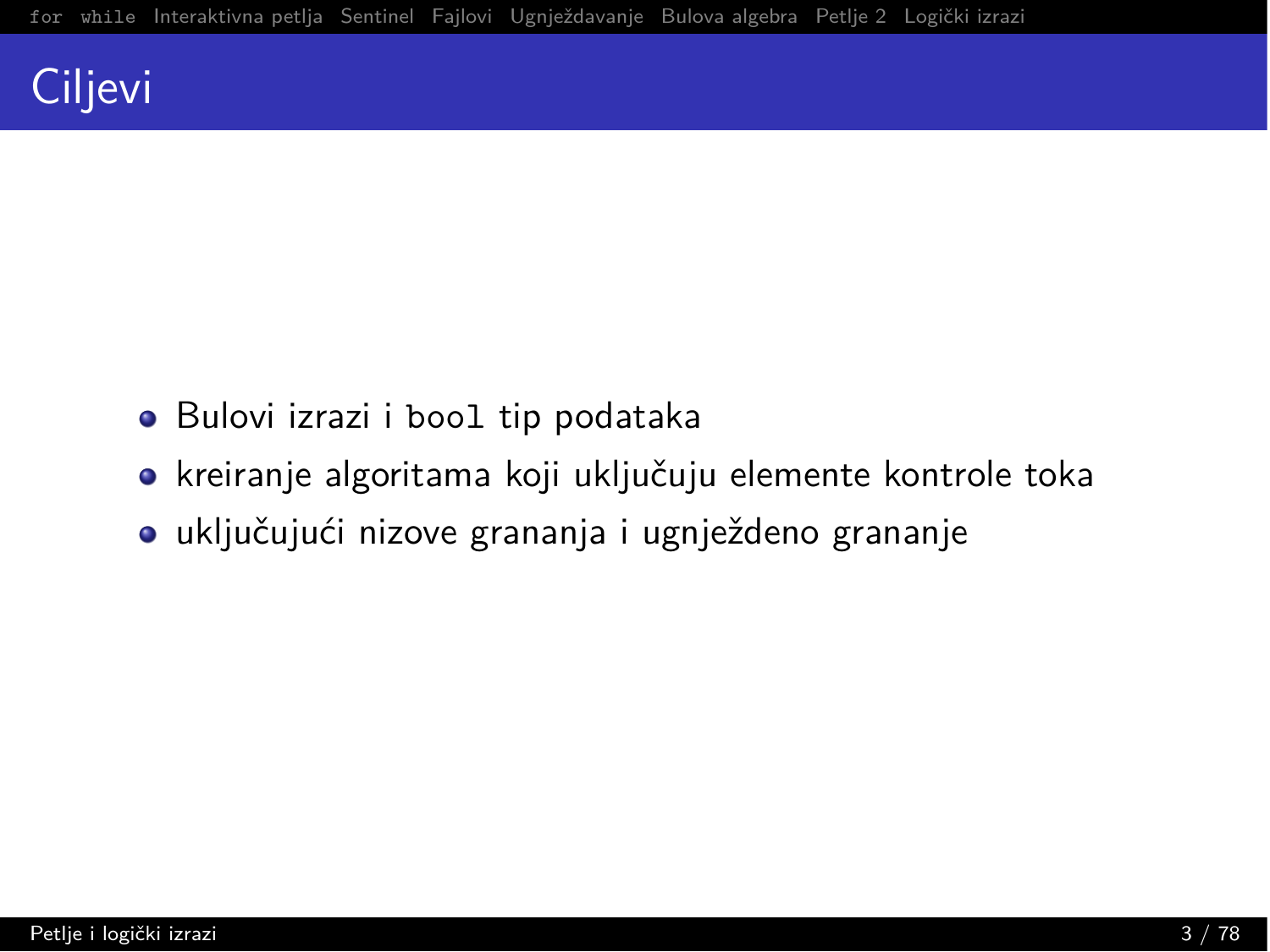# Ciljevi

- Bulovi izrazi i `bool` tip podataka
- kreiranje algoritama koji uključuju elemente kontrole toka
- uključujući nizove grananja i ugnježdeno grananje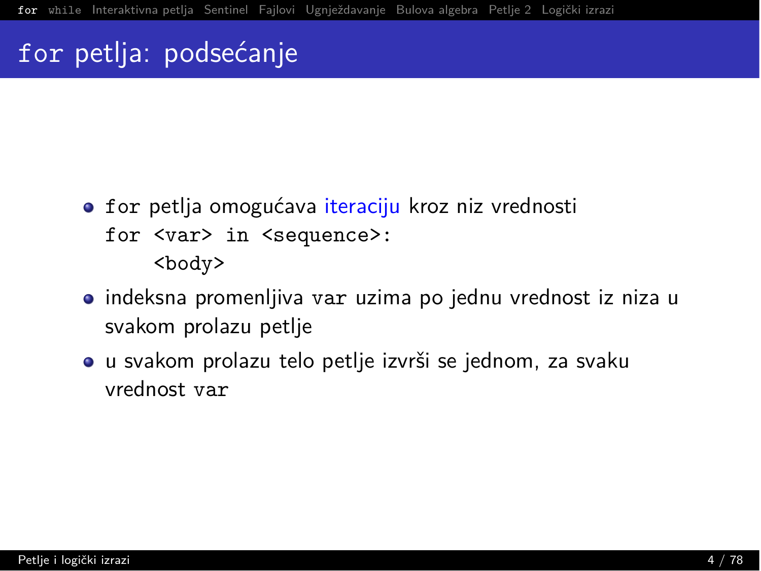# for petlja: podsećanje

- `for` petlja omogućava iteraciju kroz niz vrednosti

```
for <var> in <sequence>:
    <body>
```

- indeksna promenljiva `var` uzima po jednu vrednost iz niza u svakom prolazu petlje
- u svakom prolazu telo petlje izvrši se jednom, za svaku vrednost `var`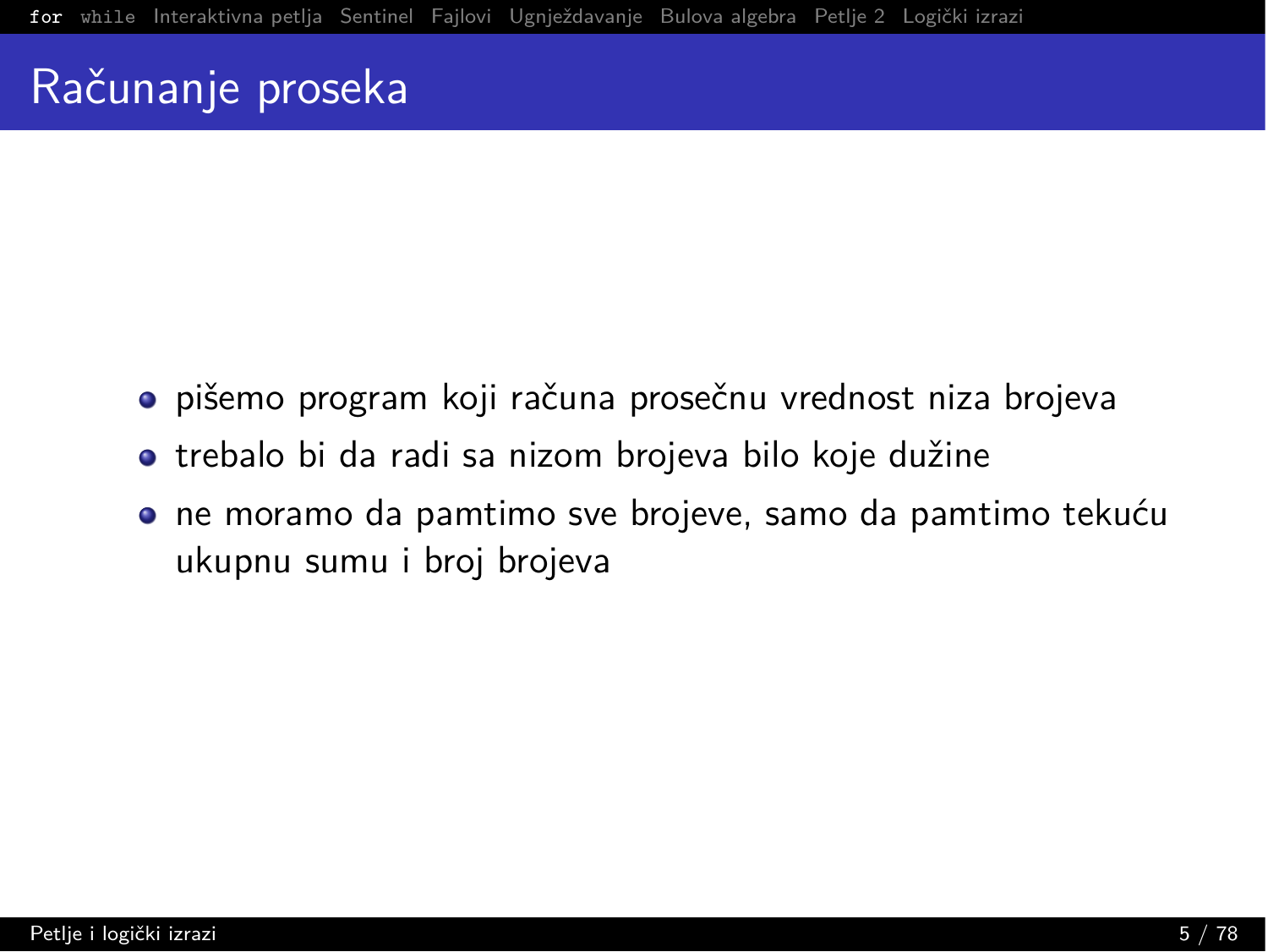# Računanje proseka

- pišemo program koji računa prosečnu vrednost niza brojeva
- trebalo bi da radi sa nizom brojeva bilo koje dužine
- ne moramo da pamtimo sve brojeve, samo da pamtimo tekuću ukupnu sumu i broj brojeva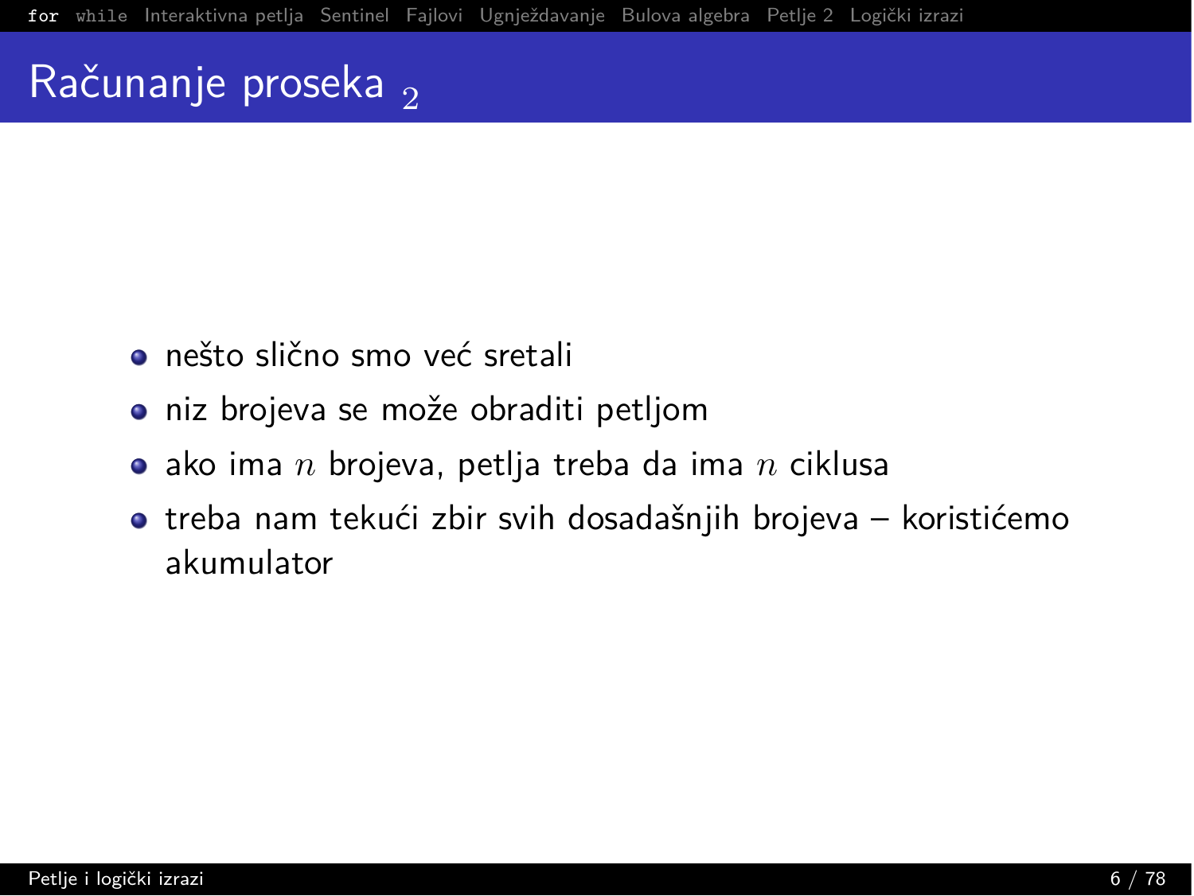# Računanje proseka $_2$

- nešto slično smo već sretali
- niz brojeva se može obraditi petljom
- ako ima $n$ brojeva, petlja treba da ima $n$ ciklusa
- treba nam tekući zbir svih dosadašnjih brojeva – koristićemo akumulator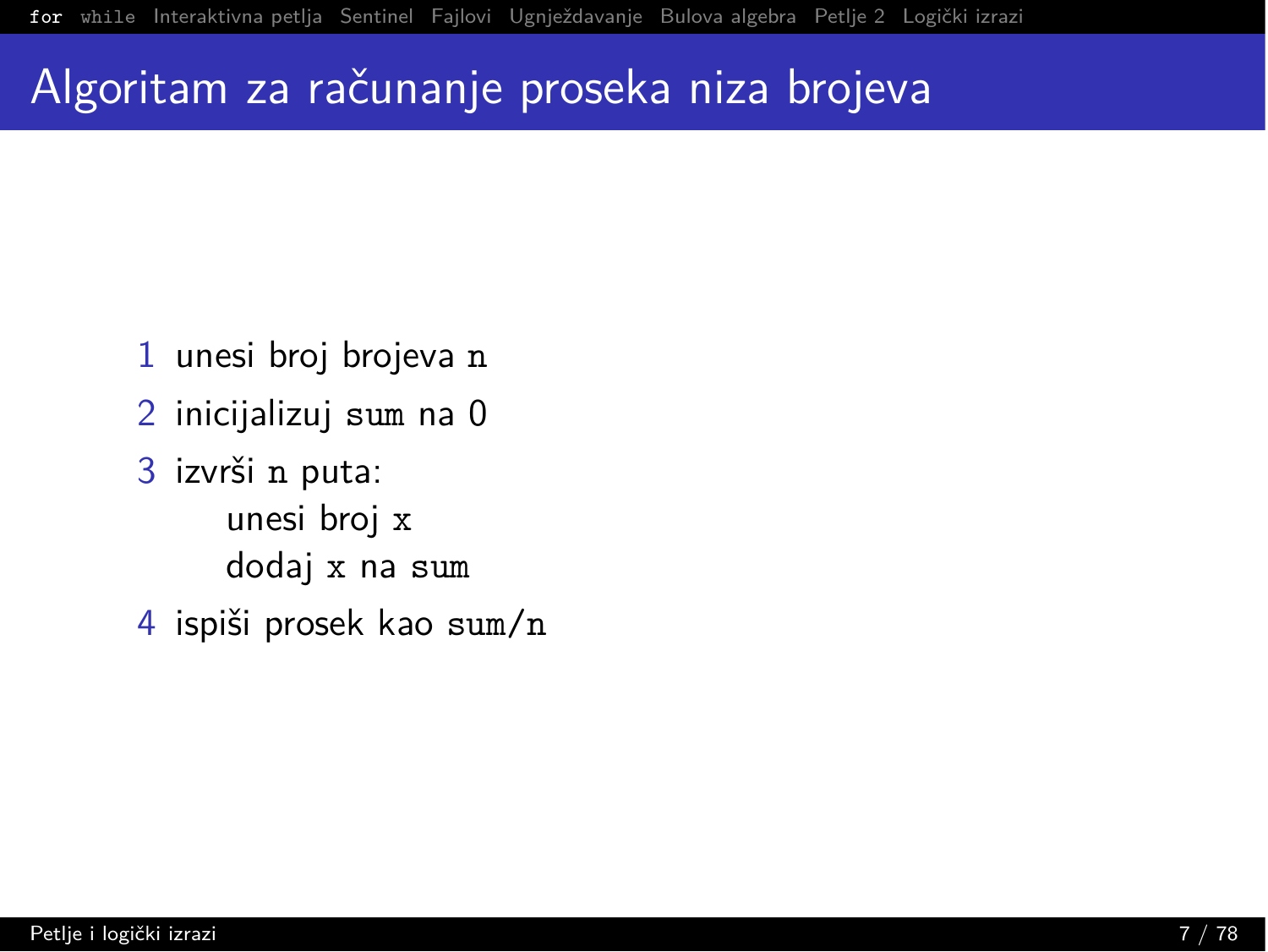# Algoritam za računanje proseka niza brojeva

1. unesi broj brojeva `n`
2. inicijalizuj `sum` na 0
3. izvrši `n` puta:
   - unesi broj `x`
   - dodaj `x` na `sum`
4. ispiši prosek kao `sum/n`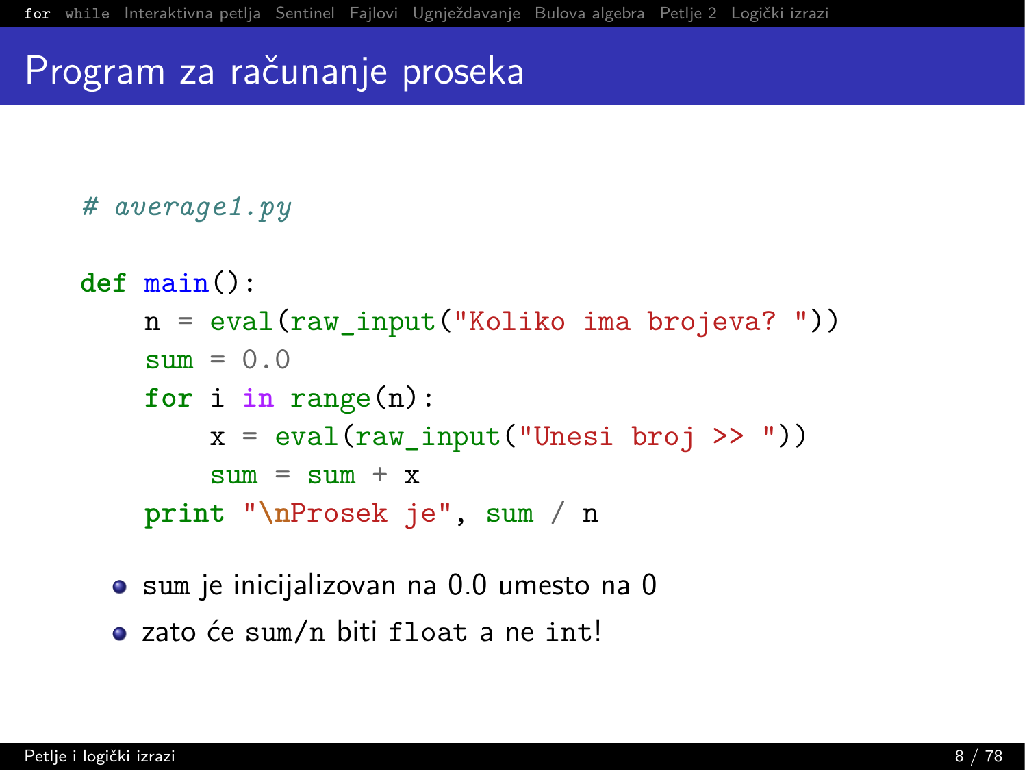# Program za računanje proseka

```python
# average1.py

def main():
    n = eval(raw_input("Koliko ima brojeva? "))
    sum = 0.0
    for i in range(n):
        x = eval(raw_input("Unesi broj >> "))
        sum = sum + x
    print "\nProsek je", sum / n
```

- sum je inicijalizovan na 0.0 umesto na 0
- zato će `sum/n` biti `float` a ne `int`!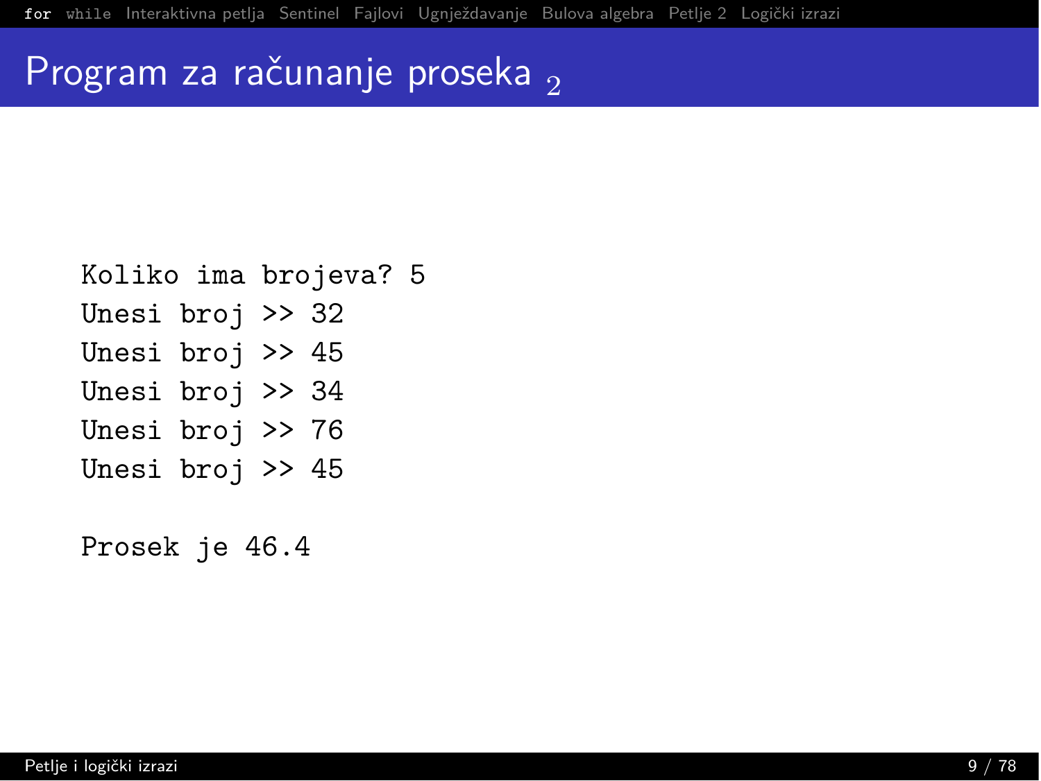# Program za računanje proseka $_2$

```
Koliko ima brojeva? 5
Unesi broj >> 32
Unesi broj >> 45
Unesi broj >> 34
Unesi broj >> 76
Unesi broj >> 45

Prosek je 46.4
```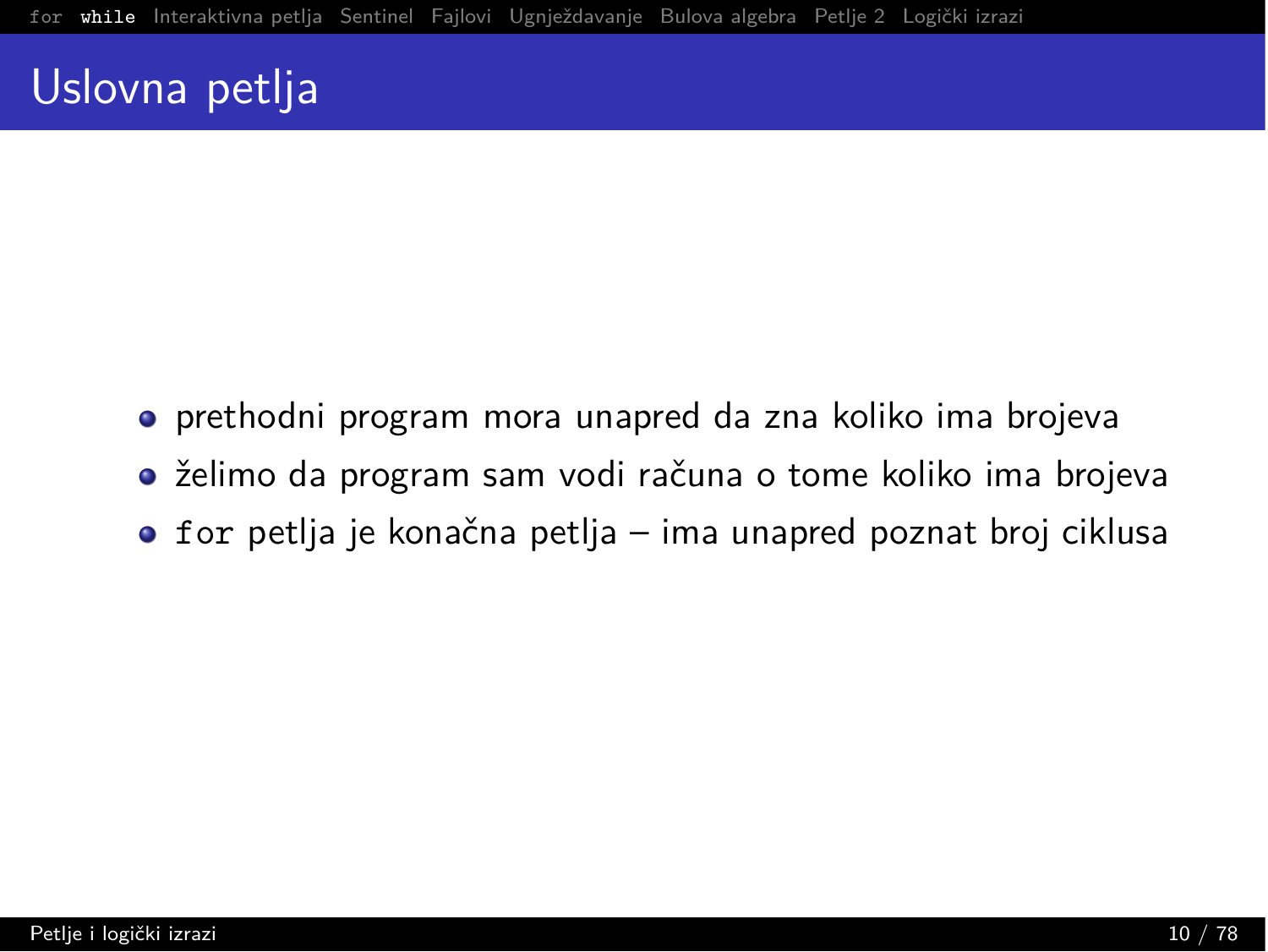# Uslovna petlja

- prethodni program mora unapred da zna koliko ima brojeva
- želimo da program sam vodi računa o tome koliko ima brojeva
- `for` petlja je konačna petlja – ima unapred poznat broj ciklusa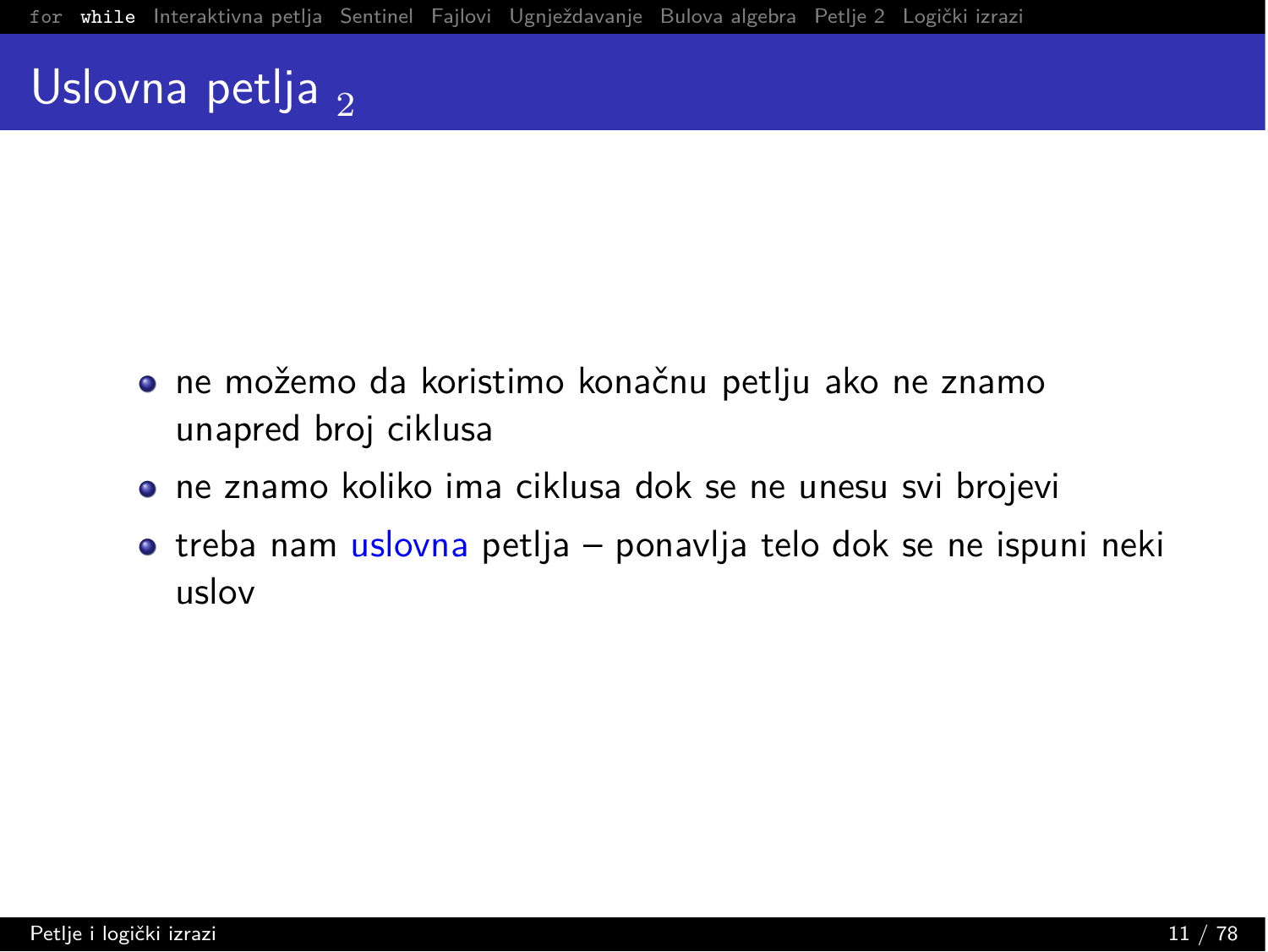# Uslovna petlja $_2$

- ne možemo da koristimo konačnu petlju ako ne znamo unapred broj ciklusa
- ne znamo koliko ima ciklusa dok se ne unesu svi brojevi
- treba nam uslovna petlja – ponavlja telo dok se ne ispuni neki uslov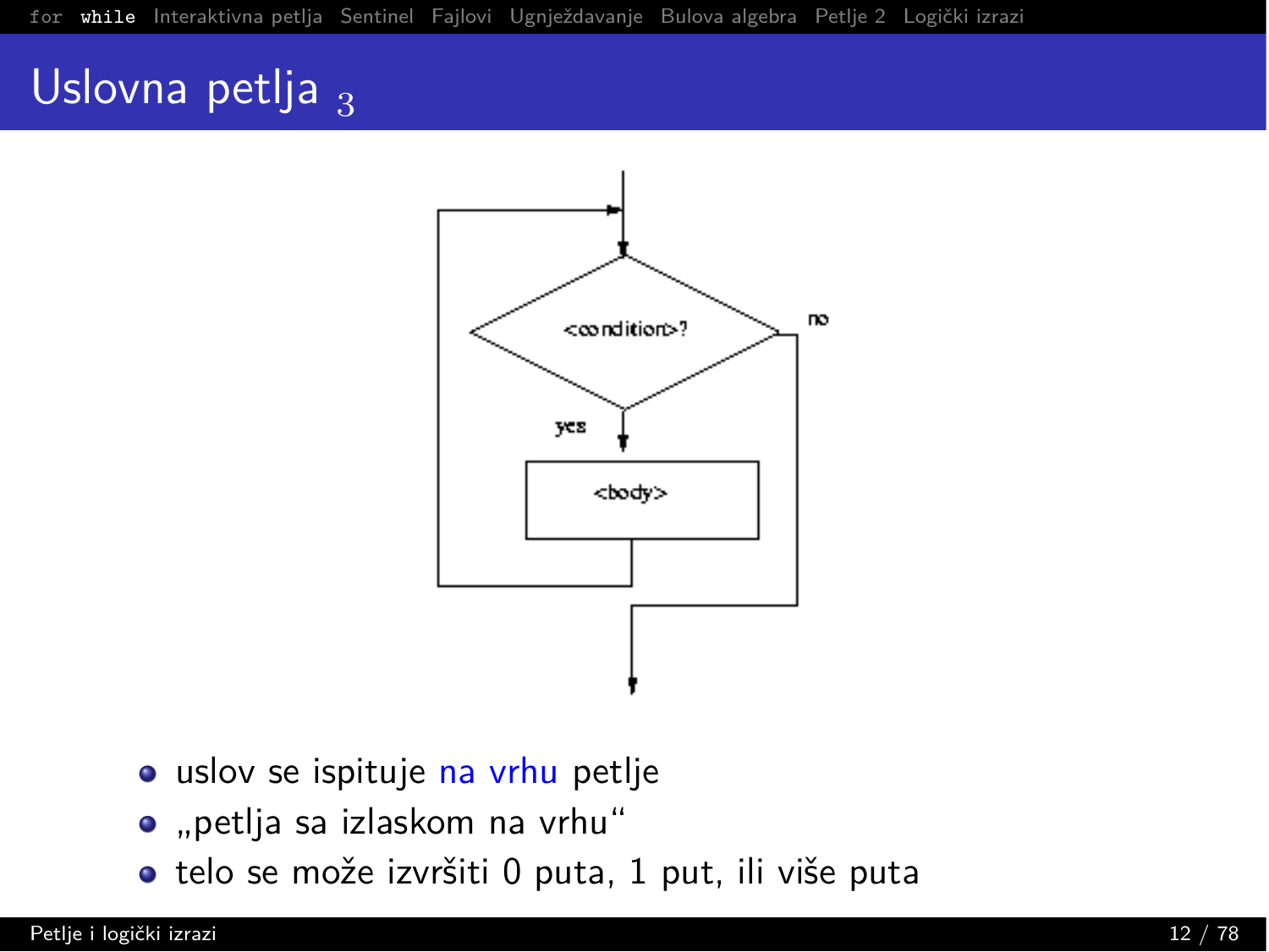# Uslovna petlja 3

- uslov se ispituje na vrhu petlje
- „petlja sa izlaskom na vrhu"
- telo se može izvršiti 0 puta, 1 put, ili više puta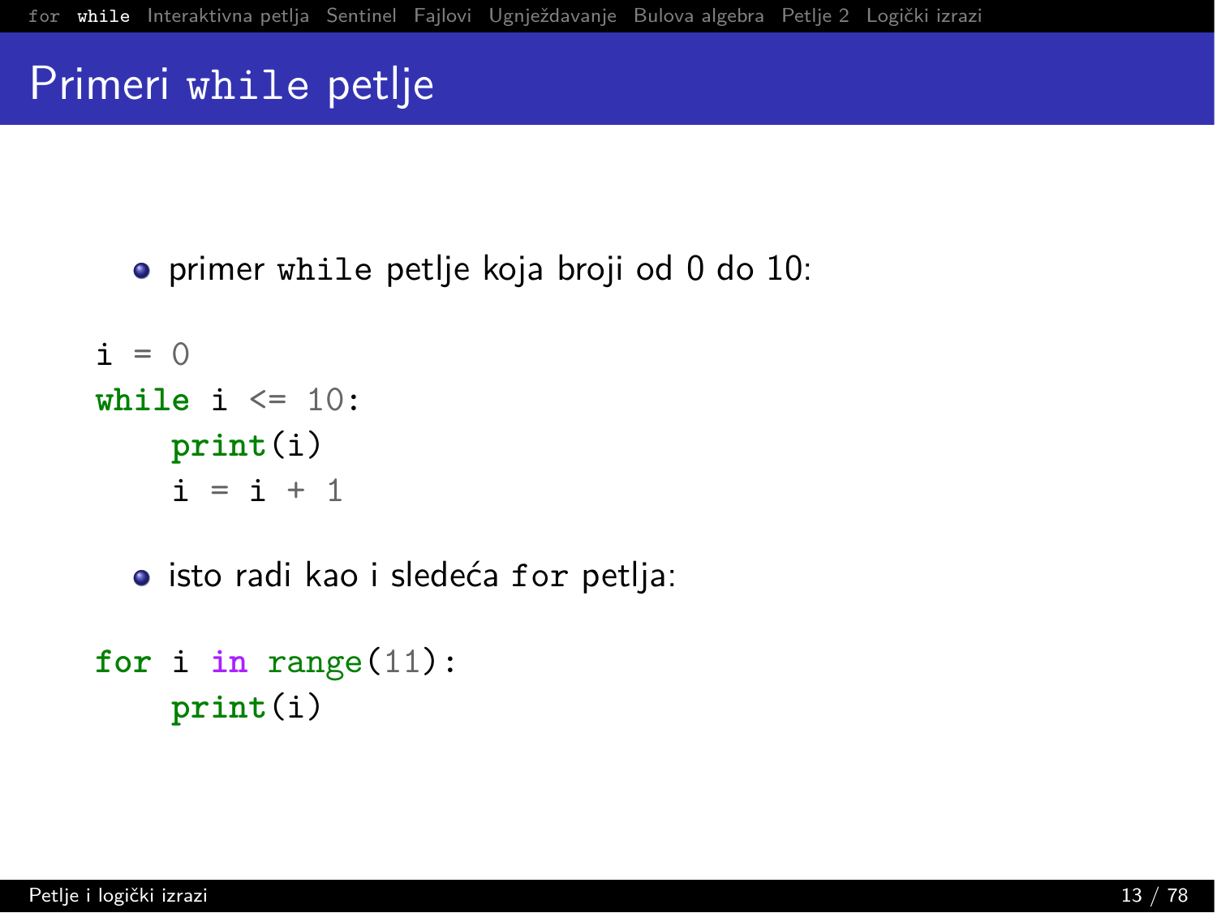# Primeri `while` petlje

- primer `while` petlje koja broji od 0 do 10:

```
i = 0
while i <= 10:
    print(i)
    i = i + 1
```

- isto radi kao i sledeća `for` petlja:

```
for i in range(11):
    print(i)
```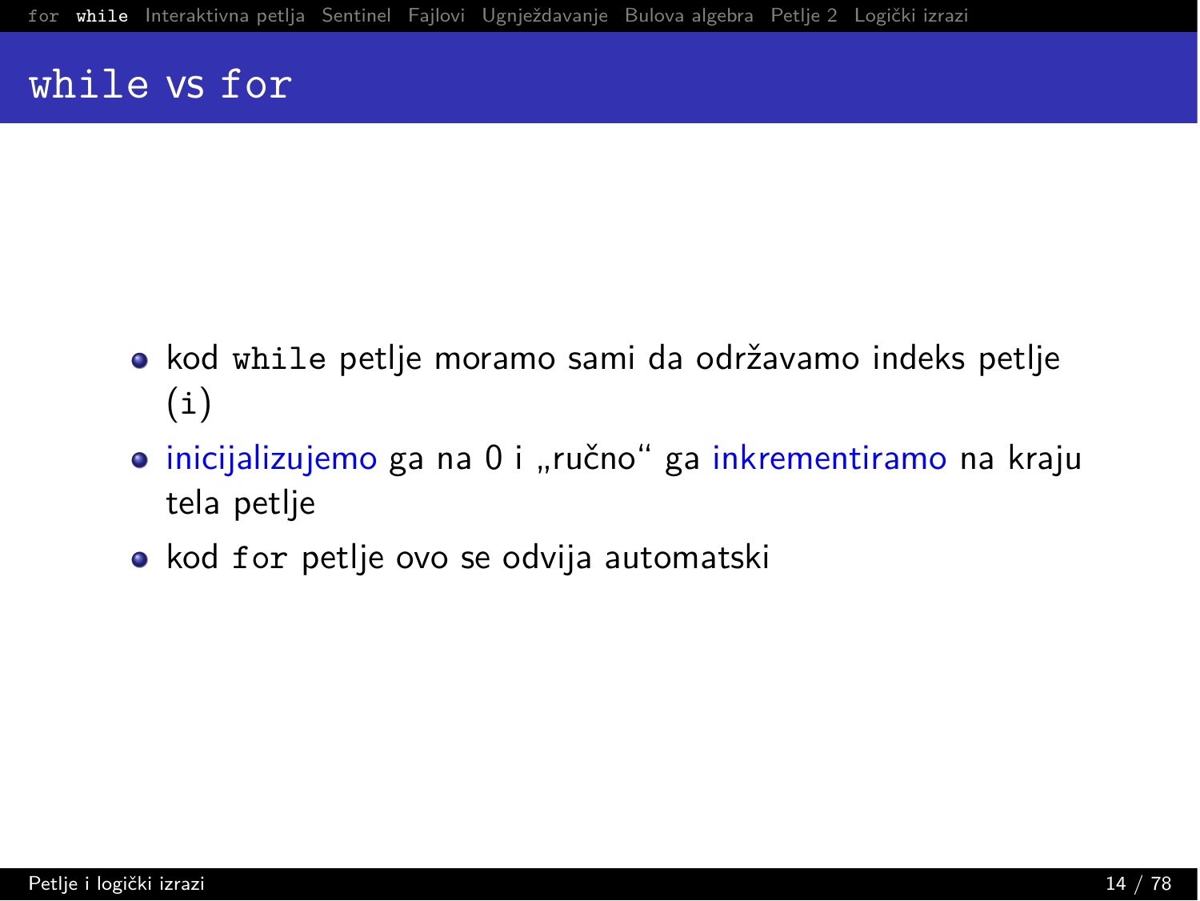# `while` vs `for`

- kod `while` petlje moramo sami da održavamo indeks petlje (`i`)
- inicijalizujemo ga na 0 i „ručno" ga inkrementiramo na kraju tela petlje
- kod `for` petlje ovo se odvija automatski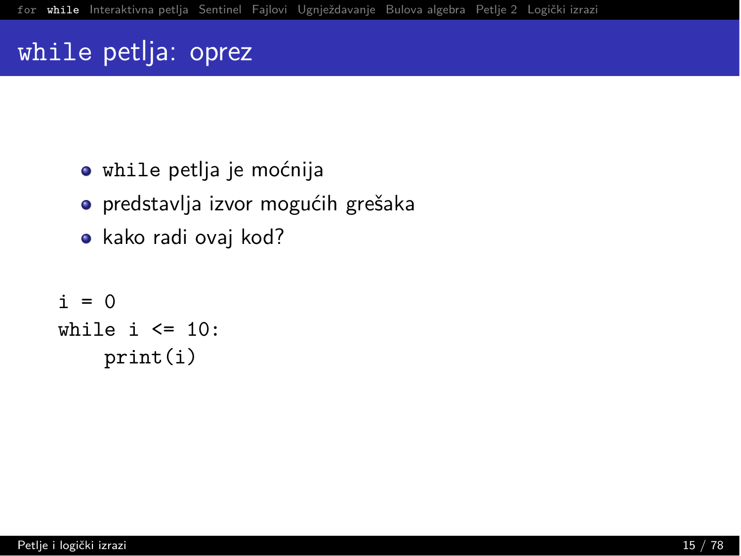# while petlja: oprez

- while petlja je moćnija
- predstavlja izvor mogućih grešaka
- kako radi ovaj kod?

```
i = 0
while i <= 10:
    print(i)
```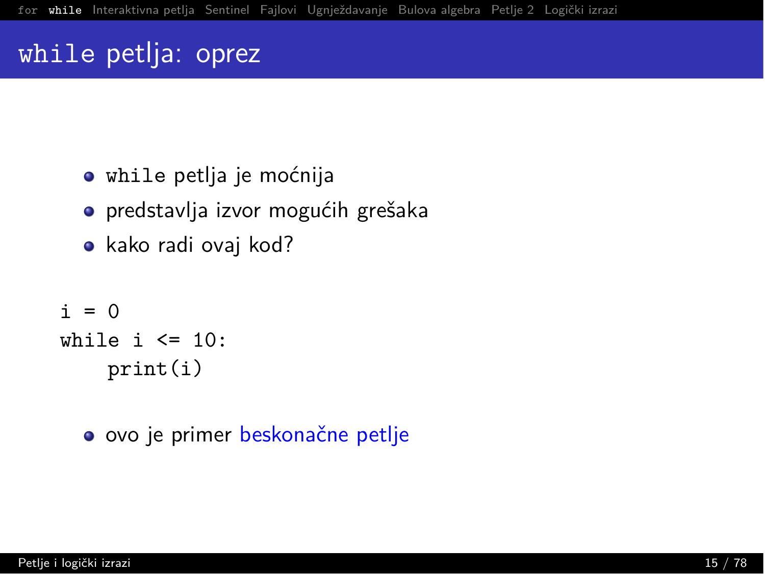# while petlja: oprez

- `while` petlja je moćnija
- predstavlja izvor mogućih grešaka
- kako radi ovaj kod?

```
i = 0
while i <= 10:
    print(i)
```

- ovo je primer beskonačne petlje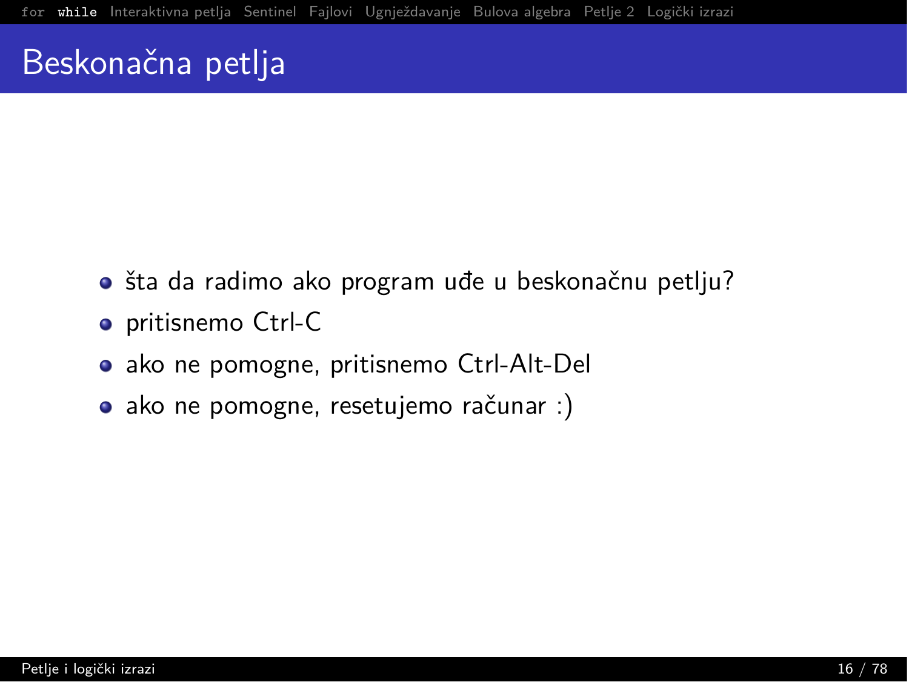# Beskonačna petlja

- šta da radimo ako program uđe u beskonačnu petlju?
- pritisnemo Ctrl-C
- ako ne pomogne, pritisnemo Ctrl-Alt-Del
- ako ne pomogne, resetujemo računar :)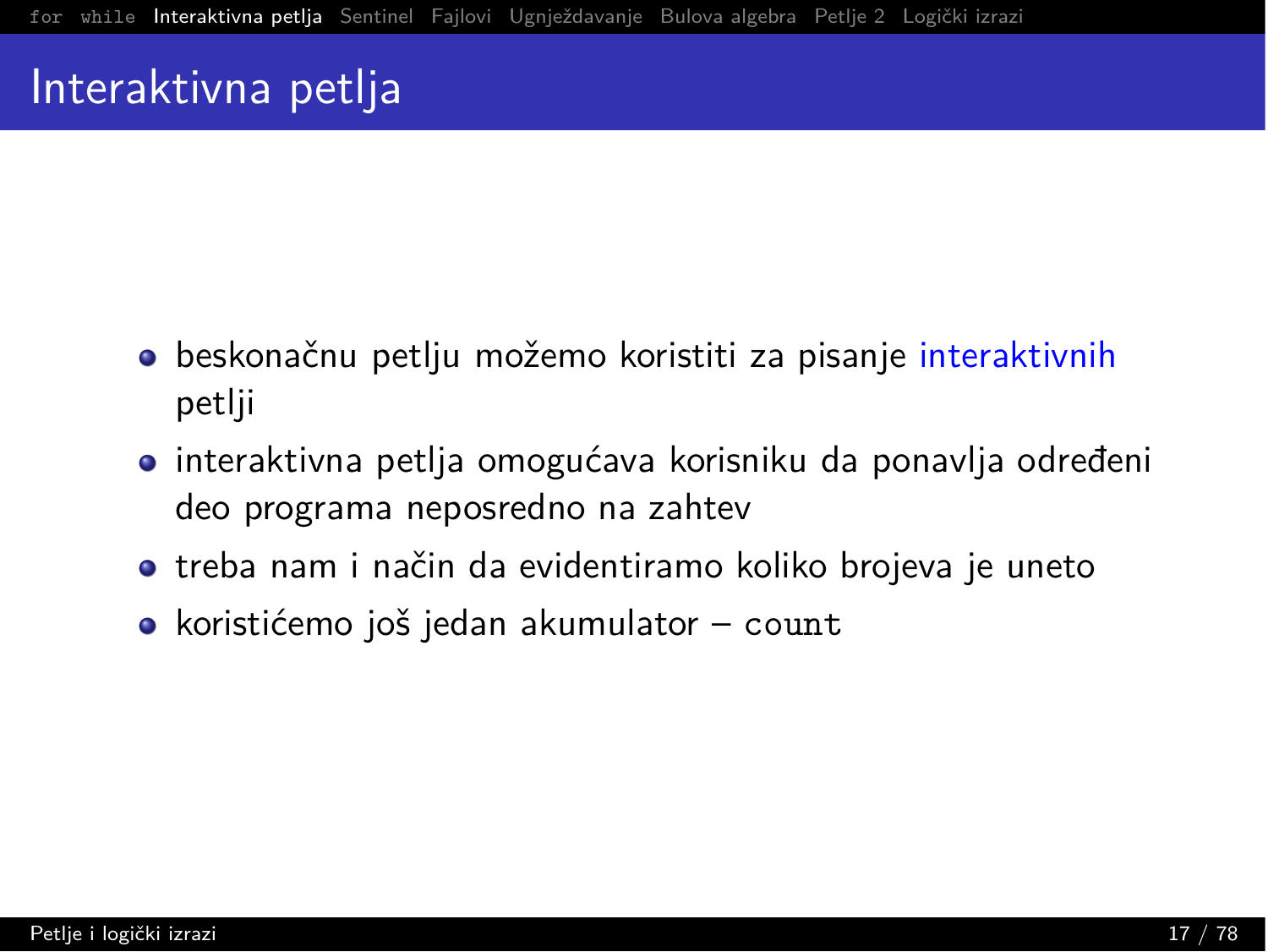# Interaktivna petlja

- beskonačnu petlju možemo koristiti za pisanje interaktivnih petlji
- interaktivna petlja omogućava korisniku da ponavlja određeni deo programa neposredno na zahtev
- treba nam i način da evidentiramo koliko brojeva je uneto
- koristićemo još jedan akumulator – `count`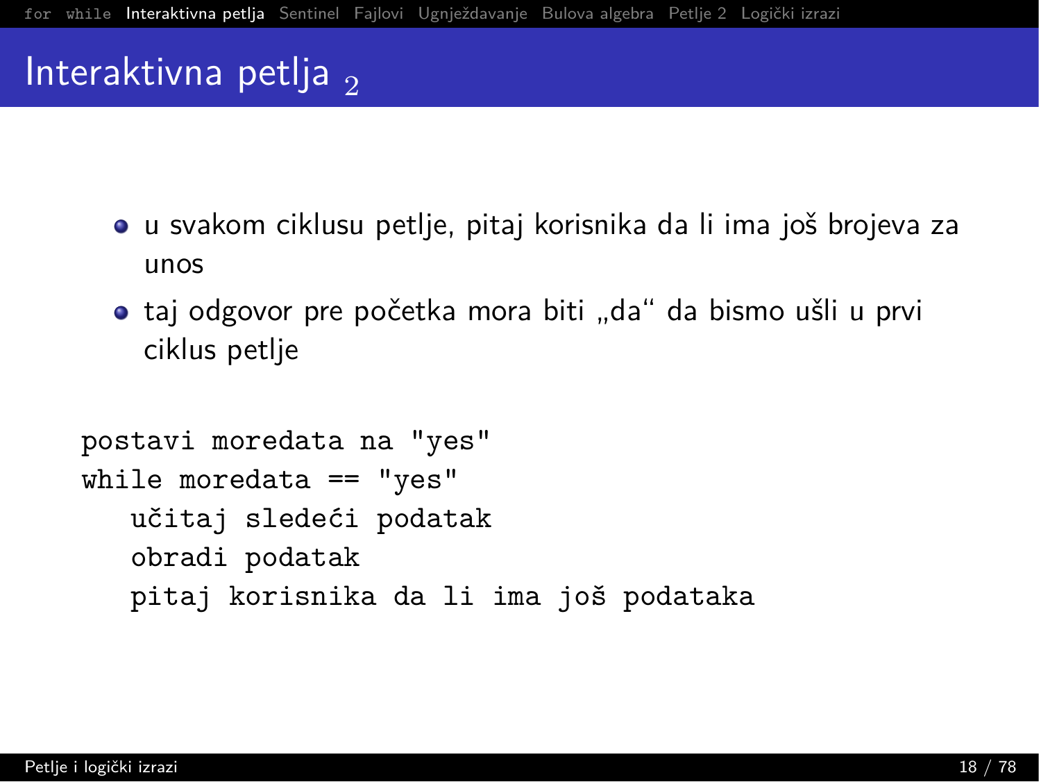# Interaktivna petlja $_2$

- u svakom ciklusu petlje, pitaj korisnika da li ima još brojeva za unos
- taj odgovor pre početka mora biti „da“ da bismo ušli u prvi ciklus petlje

```
postavi moredata na "yes"
while moredata == "yes"
   učitaj sledeći podatak
   obradi podatak
   pitaj korisnika da li ima još podataka
```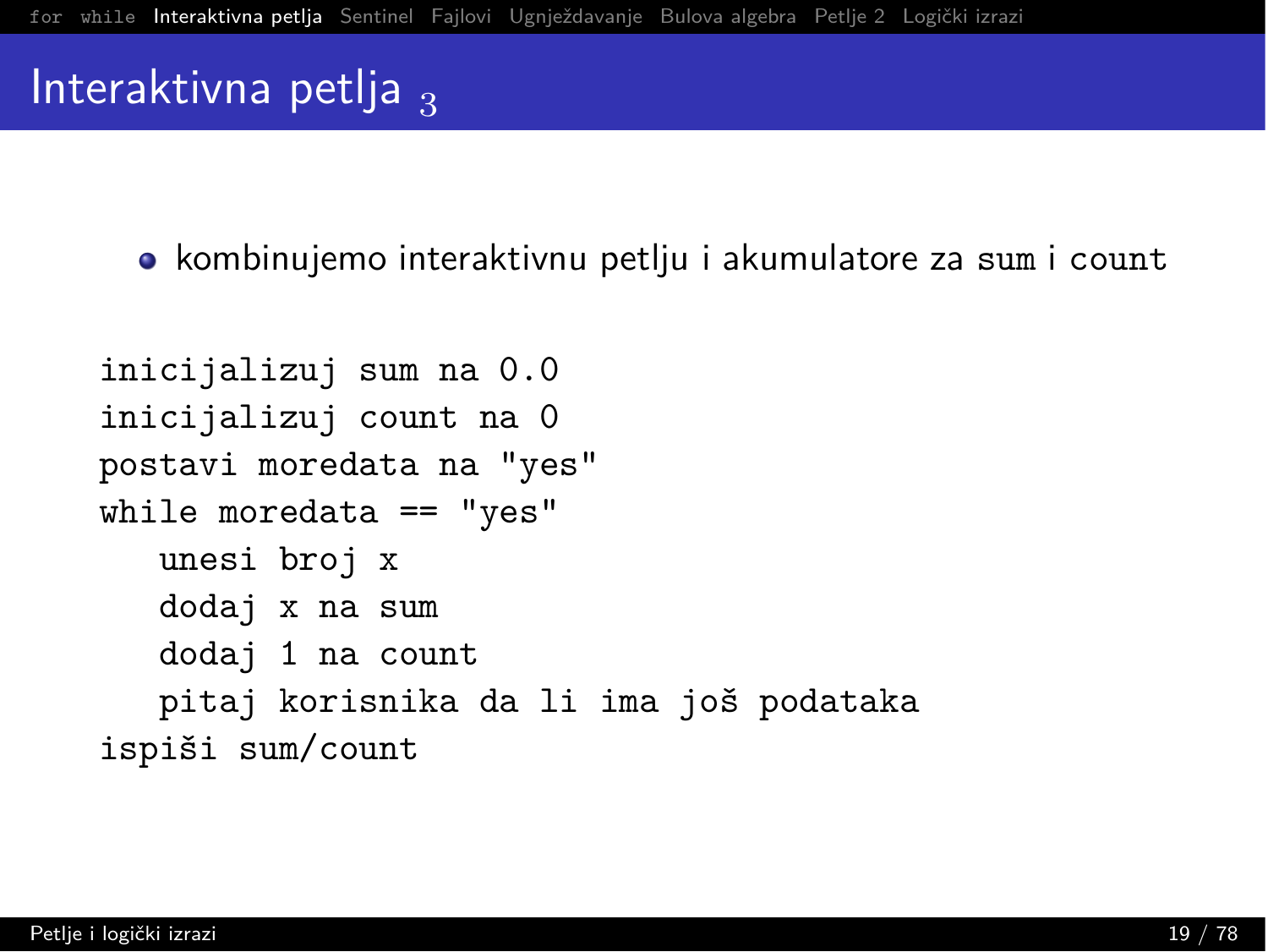# Interaktivna petlja $_3$

- kombinujemo interaktivnu petlju i akumulatore za `sum` i `count`

```
inicijalizuj sum na 0.0
inicijalizuj count na 0
postavi moredata na "yes"
while moredata == "yes"
   unesi broj x
   dodaj x na sum
   dodaj 1 na count
   pitaj korisnika da li ima još podataka
ispiši sum/count
```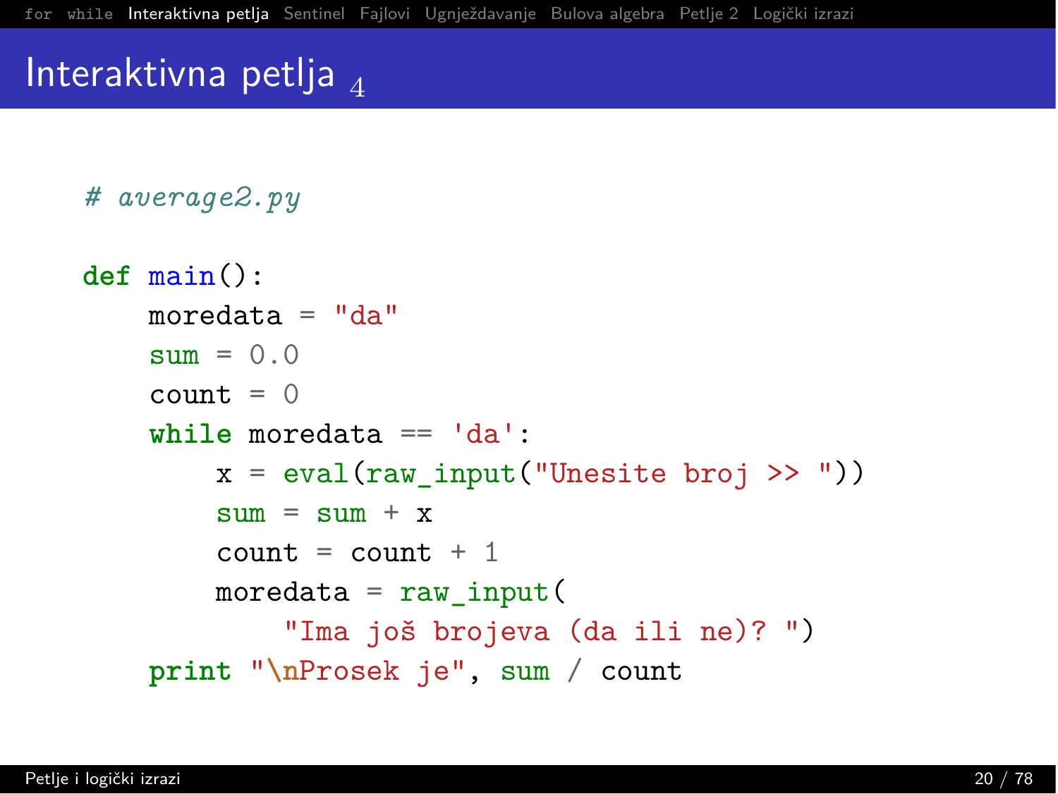# Interaktivna petlja $_4$

```python
# average2.py

def main():
    moredata = "da"
    sum = 0.0
    count = 0
    while moredata == 'da':
        x = eval(raw_input("Unesite broj >> "))
        sum = sum + x
        count = count + 1
        moredata = raw_input(
            "Ima još brojeva (da ili ne)? ")
    print "\nProsek je", sum / count
```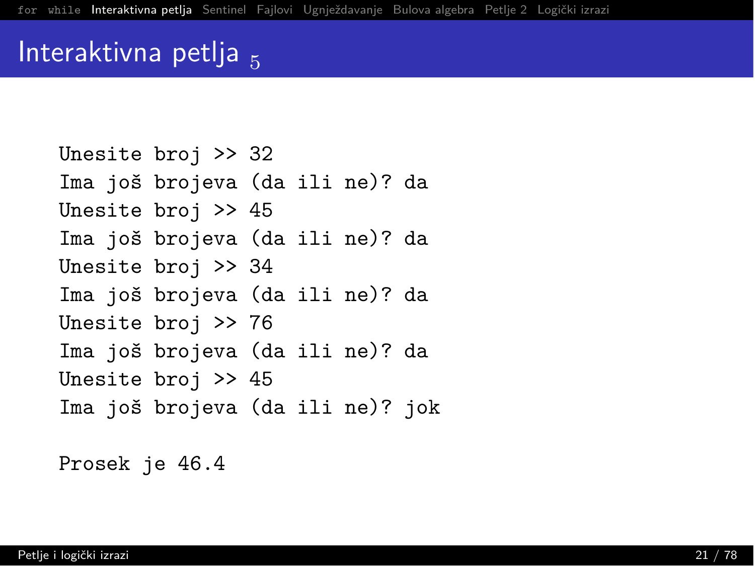# Interaktivna petlja 5

```
Unesite broj >> 32
Ima još brojeva (da ili ne)? da
Unesite broj >> 45
Ima još brojeva (da ili ne)? da
Unesite broj >> 34
Ima još brojeva (da ili ne)? da
Unesite broj >> 76
Ima još brojeva (da ili ne)? da
Unesite broj >> 45
Ima još brojeva (da ili ne)? jok

Prosek je 46.4
```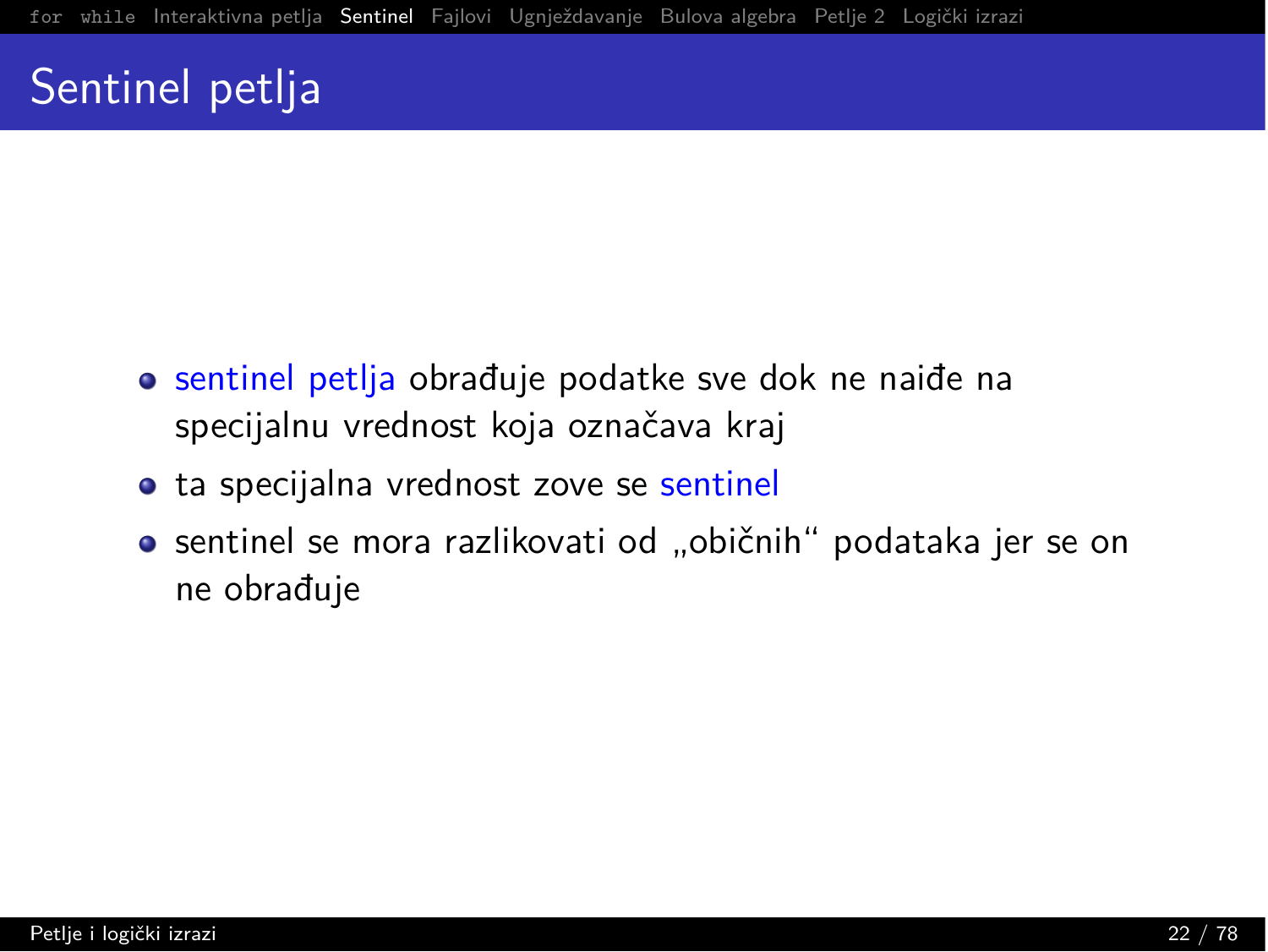# Sentinel petlja

- sentinel petlja obrađuje podatke sve dok ne naiđe na specijalnu vrednost koja označava kraj
- ta specijalna vrednost zove se sentinel
- sentinel se mora razlikovati od „običnih" podataka jer se on ne obrađuje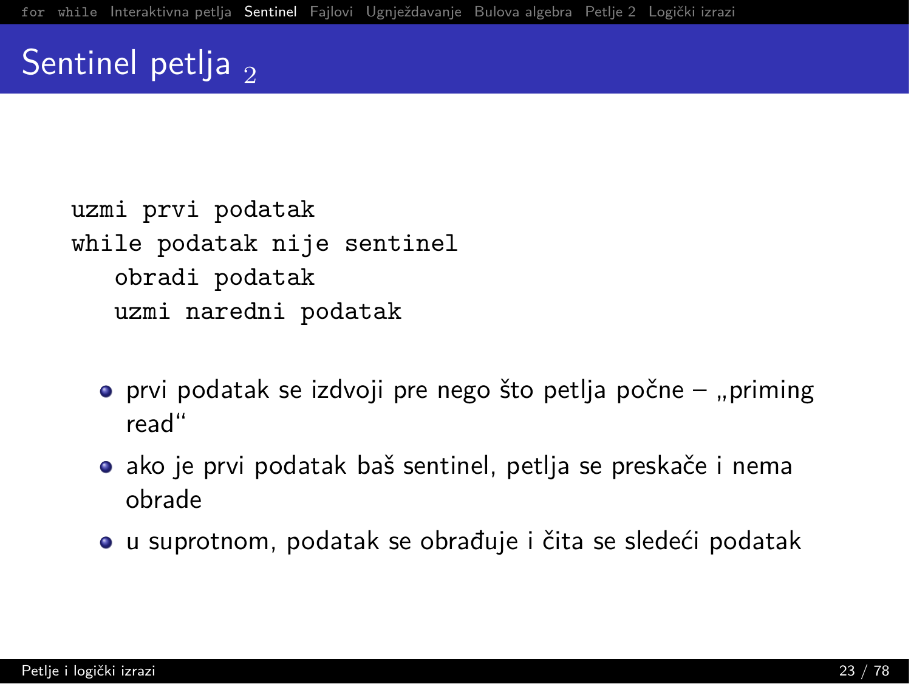# Sentinel petlja $_2$

```
uzmi prvi podatak
while podatak nije sentinel
   obradi podatak
   uzmi naredni podatak
```

- prvi podatak se izdvoji pre nego što petlja počne – „priming read"
- ako je prvi podatak baš sentinel, petlja se preskače i nema obrade
- u suprotnom, podatak se obrađuje i čita se sledeći podatak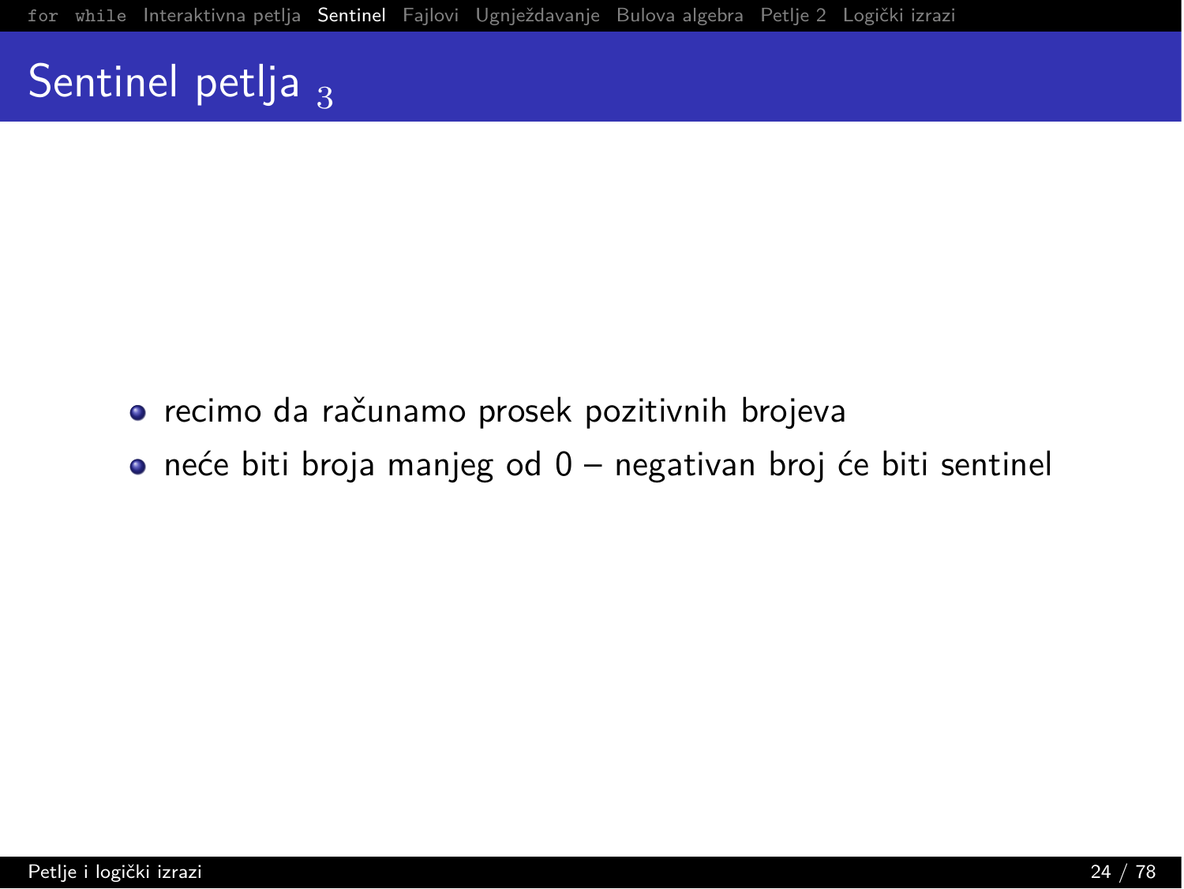# Sentinel petlja $_3$

- recimo da računamo prosek pozitivnih brojeva
- neće biti broja manjeg od 0 – negativan broj će biti sentinel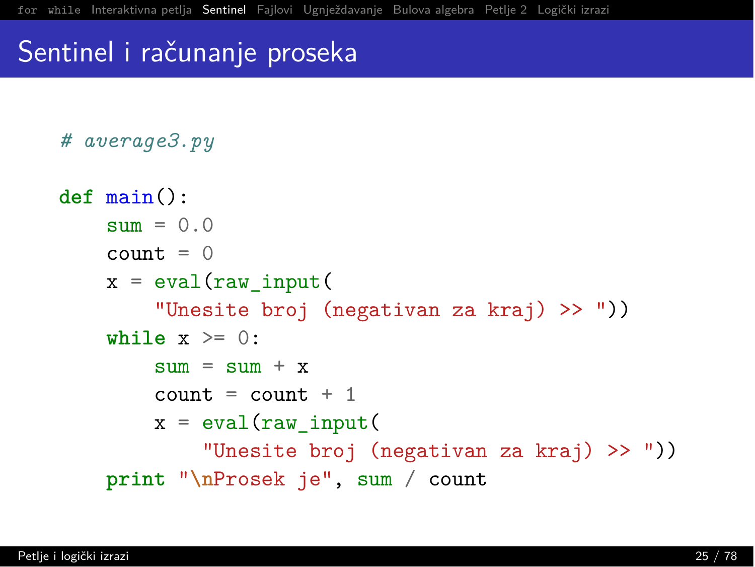# Sentinel i računanje proseka

```python
# average3.py

def main():
    sum = 0.0
    count = 0
    x = eval(raw_input(
        "Unesite broj (negativan za kraj) >> "))
    while x >= 0:
        sum = sum + x
        count = count + 1
        x = eval(raw_input(
            "Unesite broj (negativan za kraj) >> "))
    print "\nProsek je", sum / count
```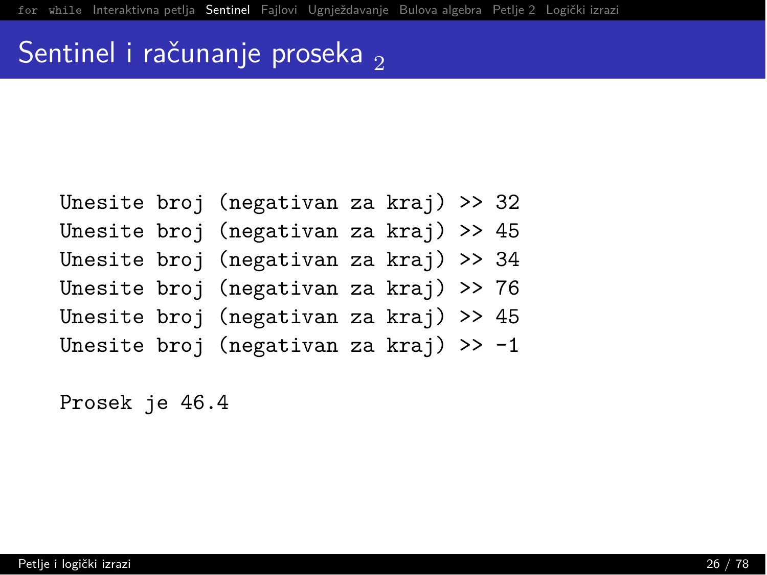# Sentinel i računanje proseka $_2$

```
Unesite broj (negativan za kraj) >> 32
Unesite broj (negativan za kraj) >> 45
Unesite broj (negativan za kraj) >> 34
Unesite broj (negativan za kraj) >> 76
Unesite broj (negativan za kraj) >> 45
Unesite broj (negativan za kraj) >> -1

Prosek je 46.4
```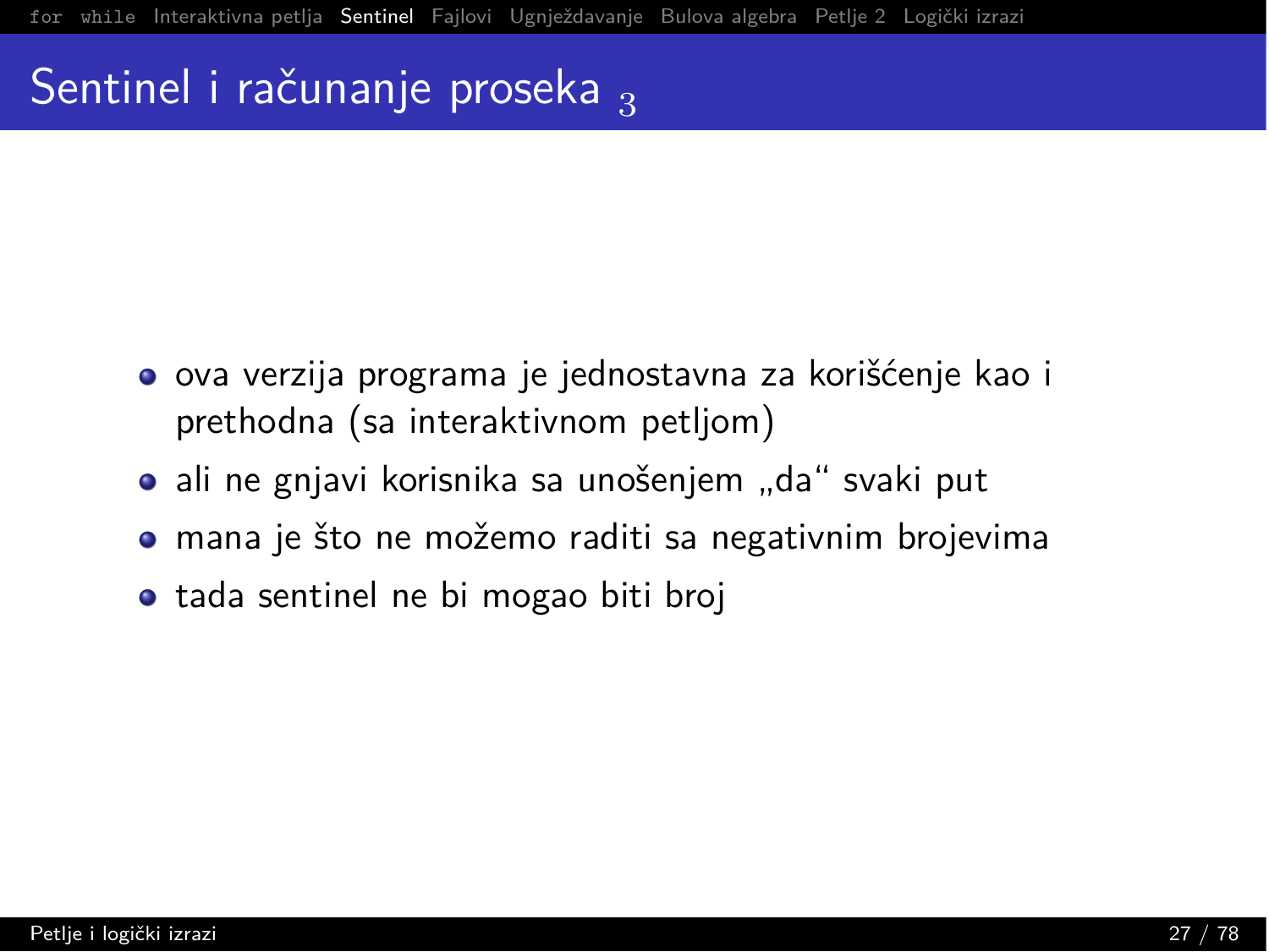# Sentinel i računanje proseka 3

- ova verzija programa je jednostavna za korišćenje kao i prethodna (sa interaktivnom petljom)
- ali ne gnjavi korisnika sa unošenjem „da" svaki put
- mana je što ne možemo raditi sa negativnim brojevima
- tada sentinel ne bi mogao biti broj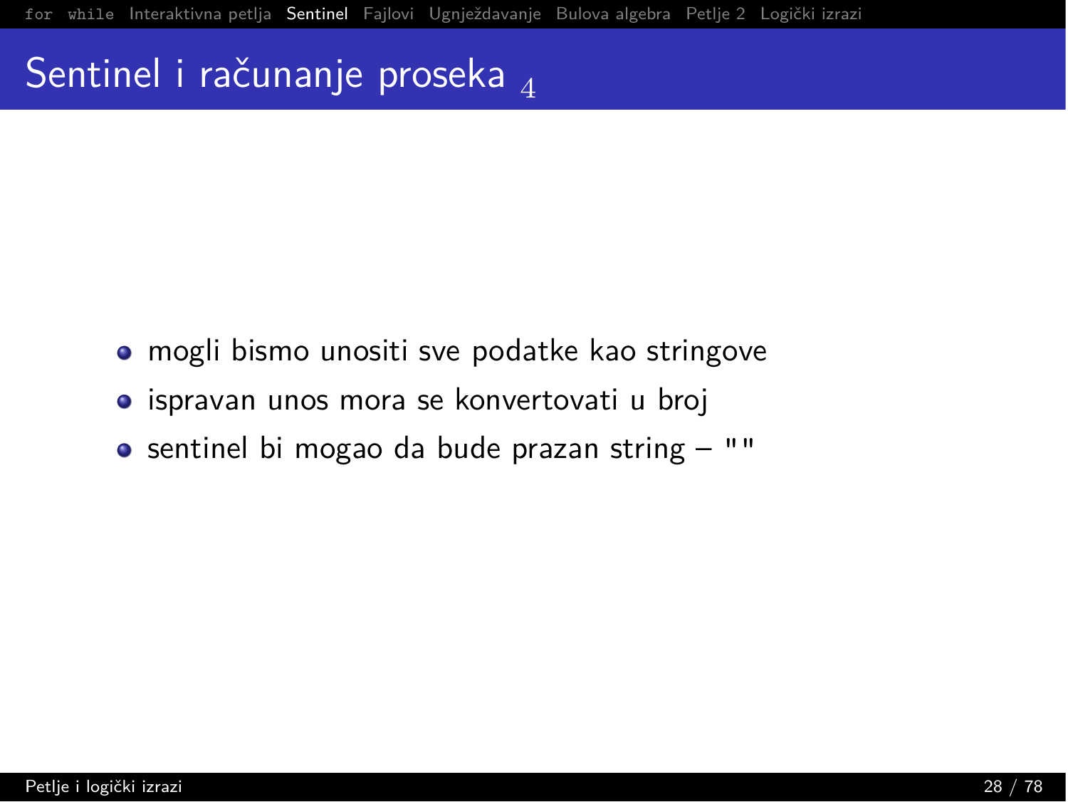# Sentinel i računanje proseka 4

- mogli bismo unositi sve podatke kao stringove
- ispravan unos mora se konvertovati u broj
- sentinel bi mogao da bude prazan string – `""`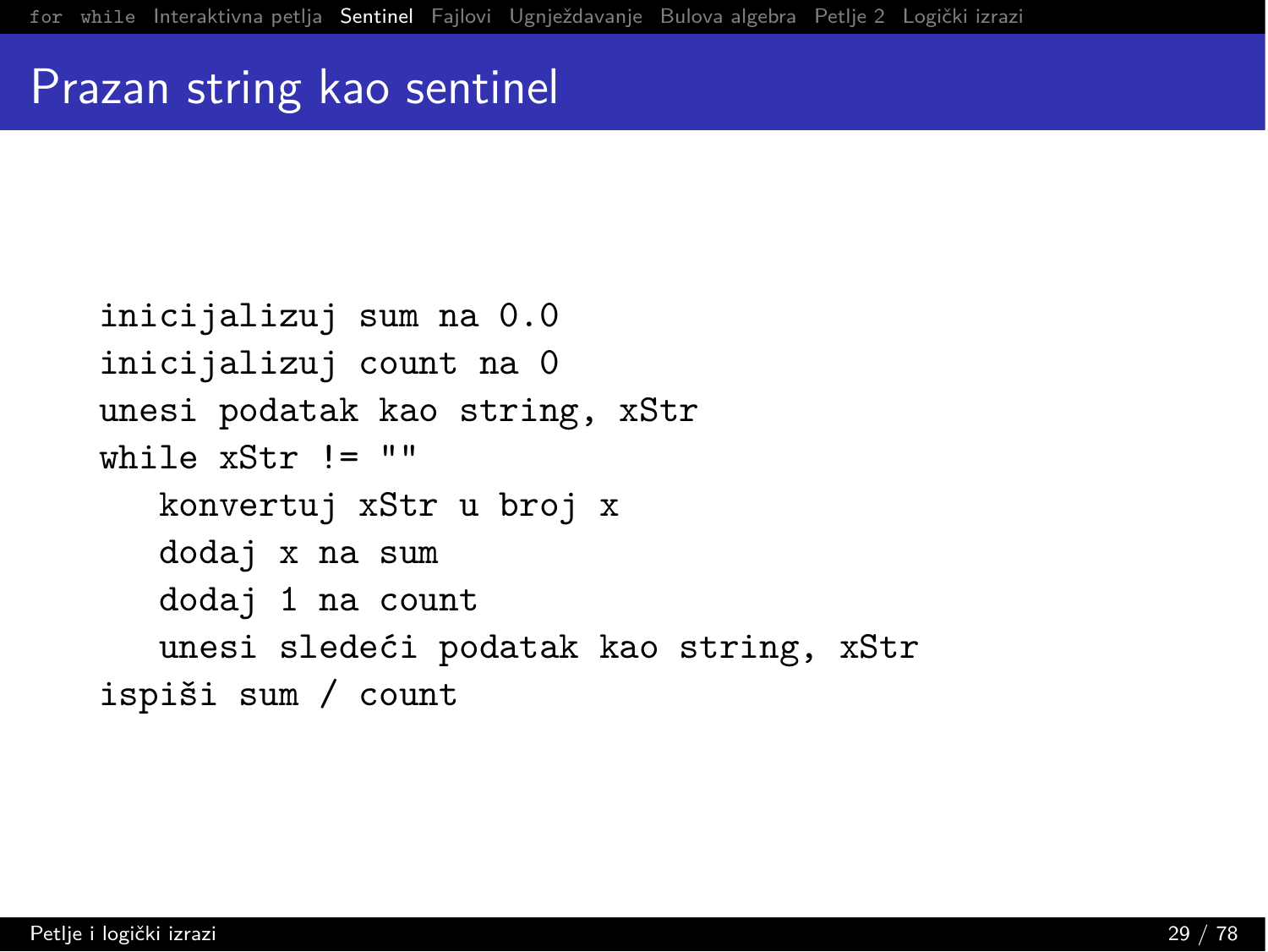# Prazan string kao sentinel

```
inicijalizuj sum na 0.0
inicijalizuj count na 0
unesi podatak kao string, xStr
while xStr != ""
   konvertuj xStr u broj x
   dodaj x na sum
   dodaj 1 na count
   unesi sledeći podatak kao string, xStr
ispiši sum / count
```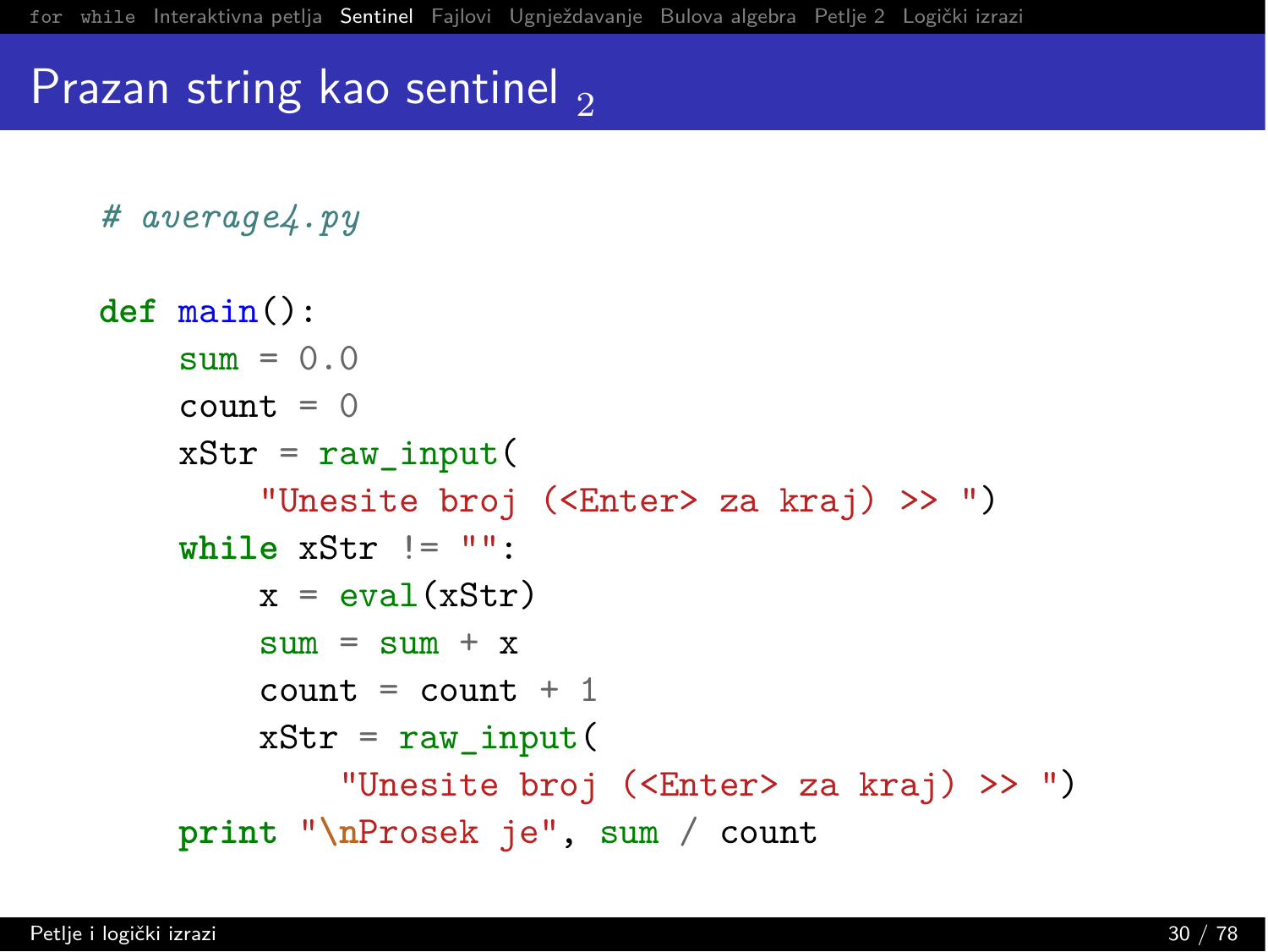# Prazan string kao sentinel $_2$

```python
# average4.py

def main():
    sum = 0.0
    count = 0
    xStr = raw_input(
        "Unesite broj (<Enter> za kraj) >> ")
    while xStr != "":
        x = eval(xStr)
        sum = sum + x
        count = count + 1
        xStr = raw_input(
            "Unesite broj (<Enter> za kraj) >> ")
    print "\nProsek je", sum / count
```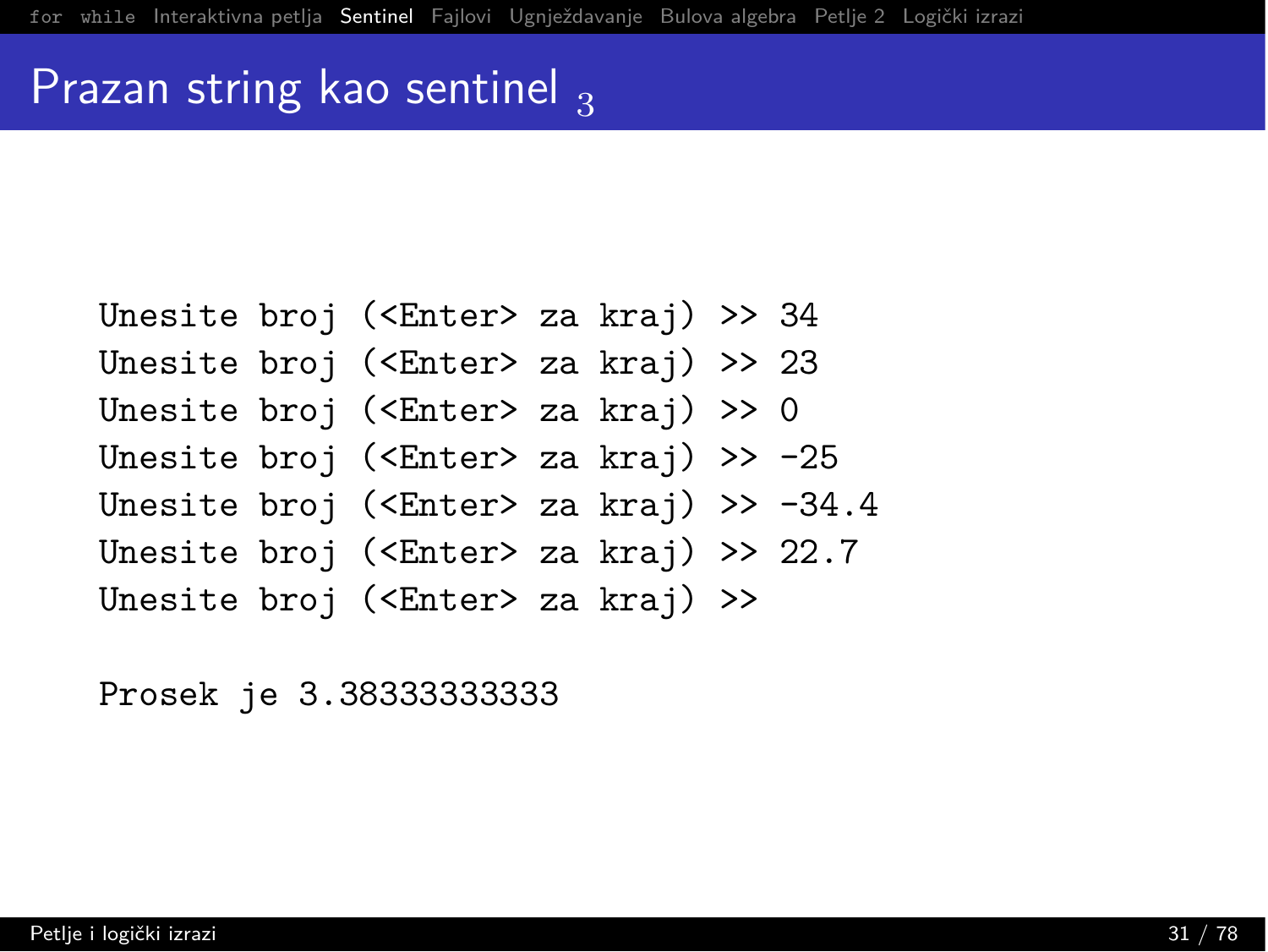# Prazan string kao sentinel $_3$

```
Unesite broj (<Enter> za kraj) >> 34
Unesite broj (<Enter> za kraj) >> 23
Unesite broj (<Enter> za kraj) >> 0
Unesite broj (<Enter> za kraj) >> -25
Unesite broj (<Enter> za kraj) >> -34.4
Unesite broj (<Enter> za kraj) >> 22.7
Unesite broj (<Enter> za kraj) >>

Prosek je 3.38333333333
```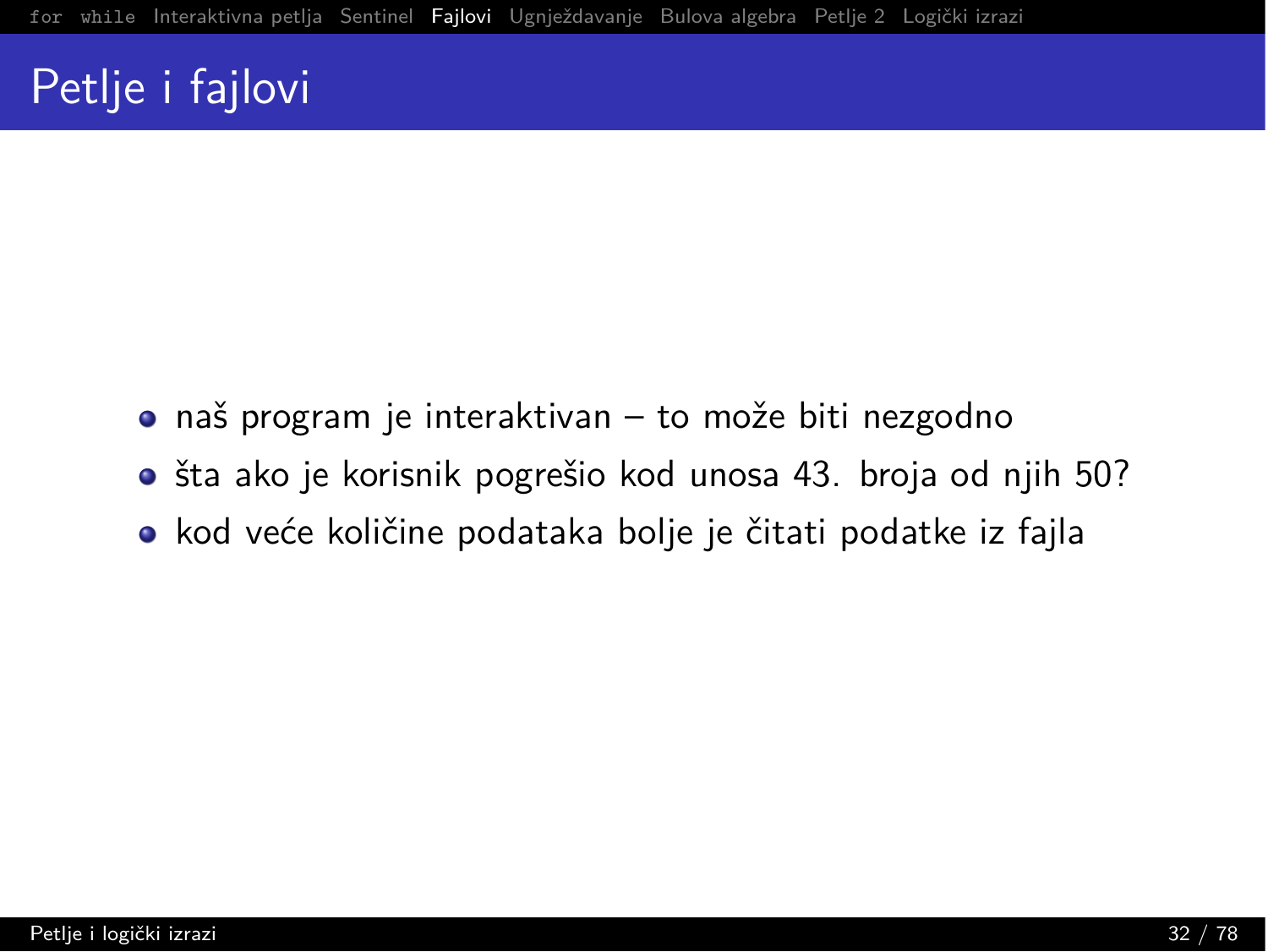# Petlje i fajlovi

- naš program je interaktivan – to može biti nezgodno
- šta ako je korisnik pogrešio kod unosa 43. broja od njih 50?
- kod veće količine podataka bolje je čitati podatke iz fajla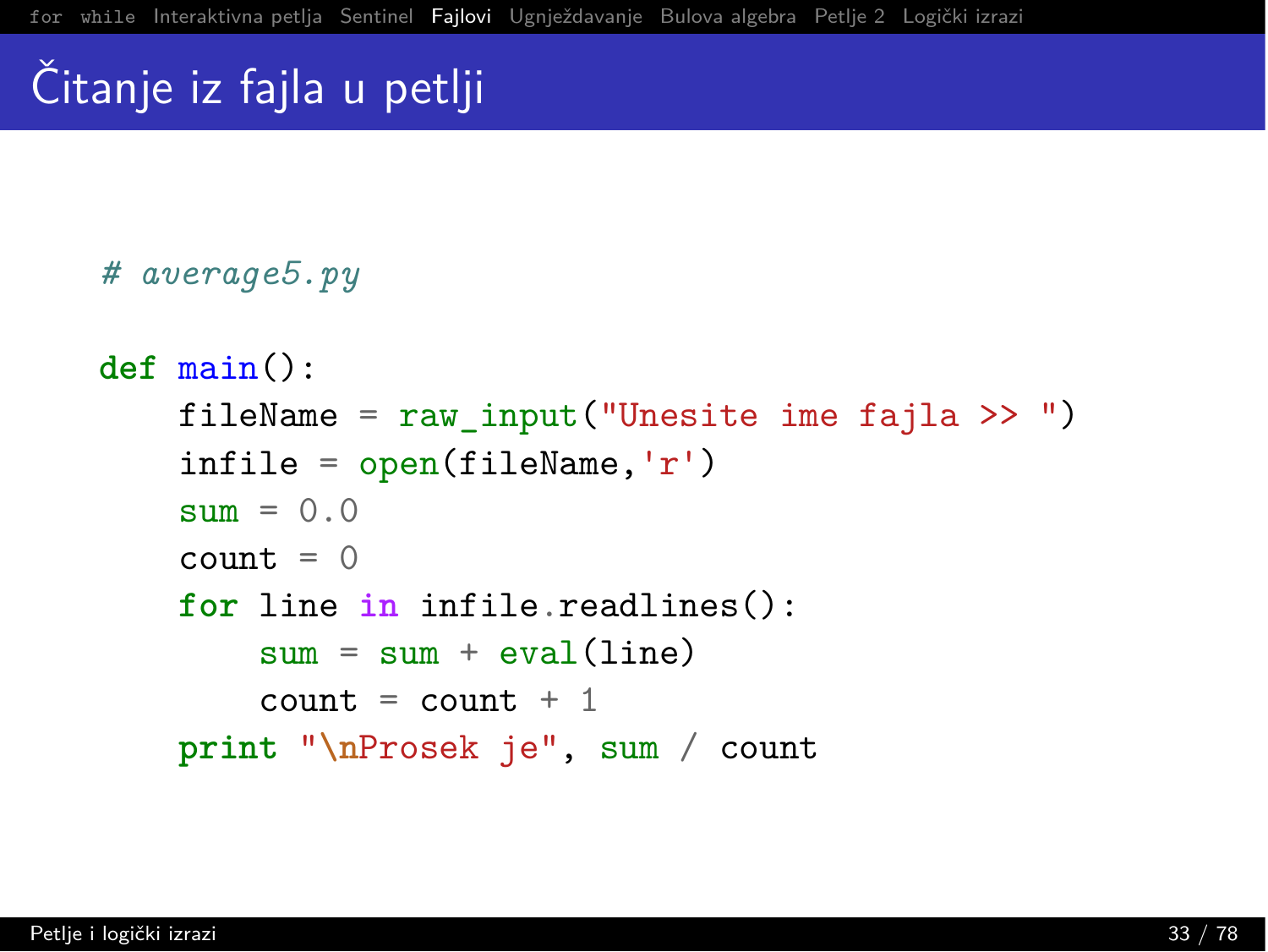# Čitanje iz fajla u petlji

```python
# average5.py

def main():
    fileName = raw_input("Unesite ime fajla >> ")
    infile = open(fileName,'r')
    sum = 0.0
    count = 0
    for line in infile.readlines():
        sum = sum + eval(line)
        count = count + 1
    print "\nProsek je", sum / count
```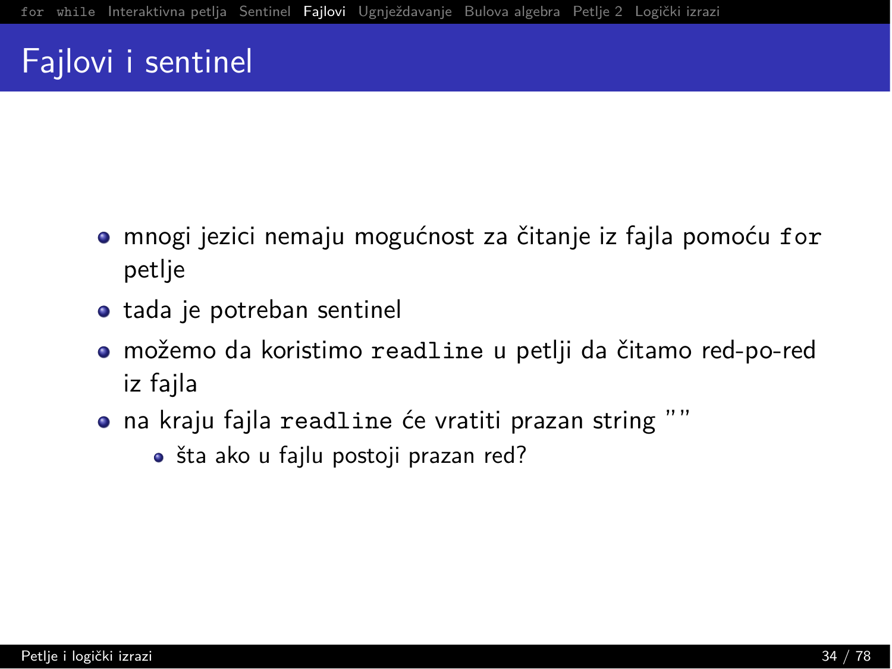# Fajlovi i sentinel

- mnogi jezici nemaju mogućnost za čitanje iz fajla pomoću `for` petlje
- tada je potreban sentinel
- možemo da koristimo `readline` u petlji da čitamo red-po-red iz fajla
- na kraju fajla `readline` će vratiti prazan string ""
  - šta ako u fajlu postoji prazan red?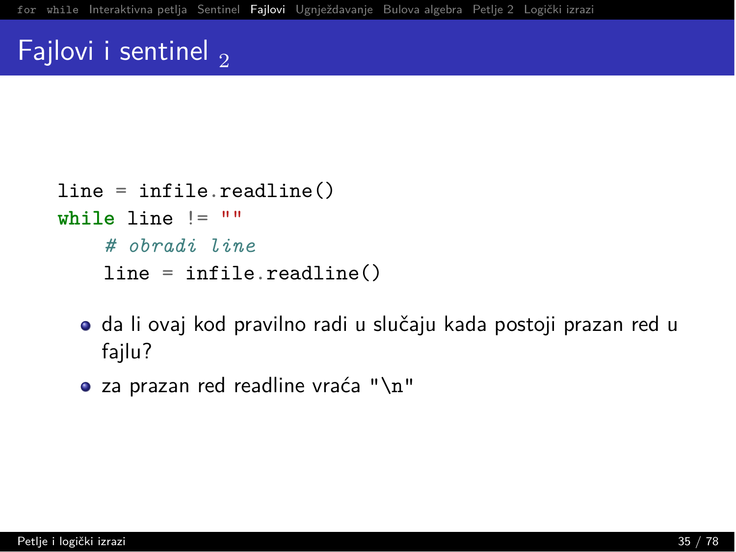# Fajlovi i sentinel $_2$

```python
line = infile.readline()
while line != ""
    # obradi line
    line = infile.readline()
```

- da li ovaj kod pravilno radi u slučaju kada postoji prazan red u fajlu?
- za prazan red readline vraća "\n"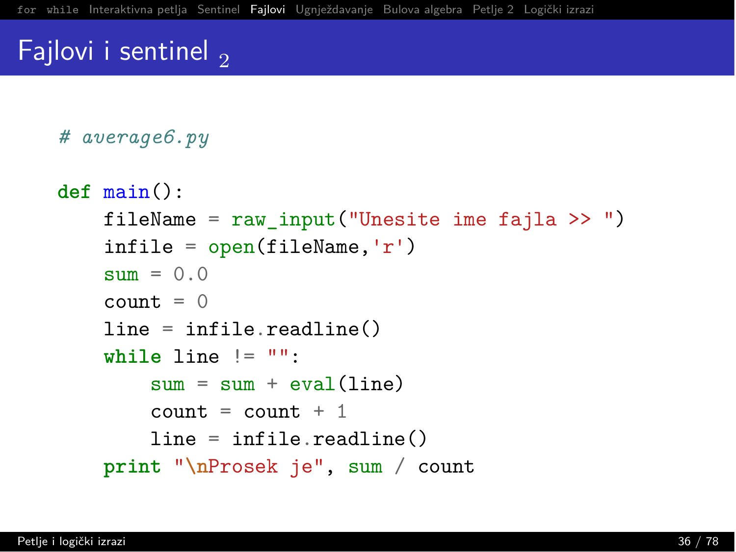# Fajlovi i sentinel $_2$

```python
# average6.py

def main():
    fileName = raw_input("Unesite ime fajla >> ")
    infile = open(fileName,'r')
    sum = 0.0
    count = 0
    line = infile.readline()
    while line != "":
        sum = sum + eval(line)
        count = count + 1
        line = infile.readline()
    print "\nProsek je", sum / count
```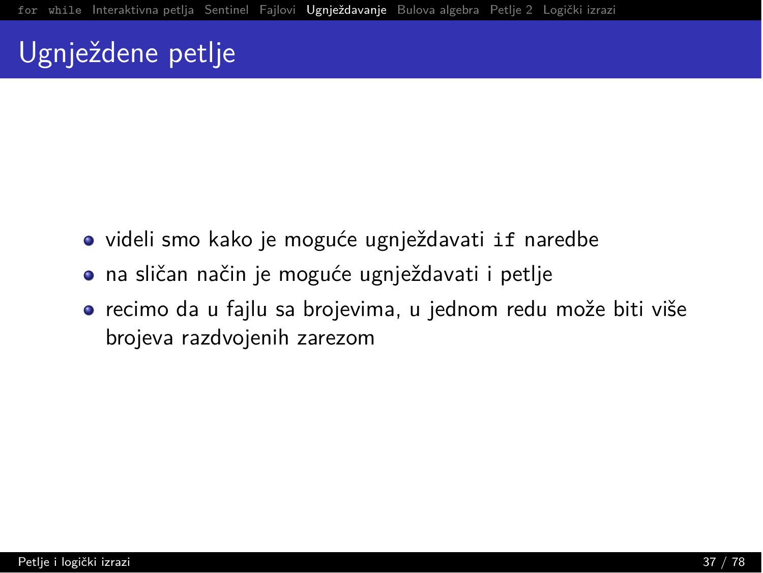# Ugnježdene petlje

- videli smo kako je moguće ugnježdavati `if` naredbe
- na sličan način je moguće ugnježdavati i petlje
- recimo da u fajlu sa brojevima, u jednom redu može biti više brojeva razdvojenih zarezom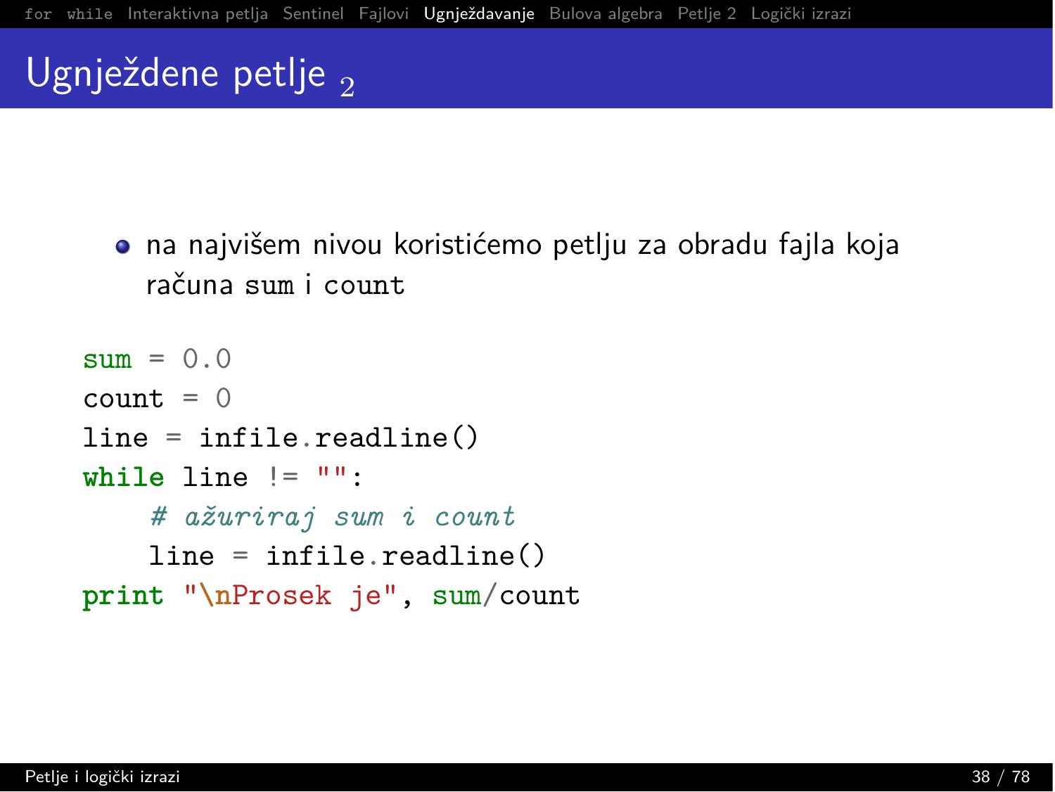# Ugnježdene petlje $_2$

- na najvišem nivou koristićemo petlju za obradu fajla koja računa sum i count

```
sum = 0.0
count = 0
line = infile.readline()
while line != "":
    # ažuriraj sum i count
    line = infile.readline()
print "\nProsek je", sum/count
```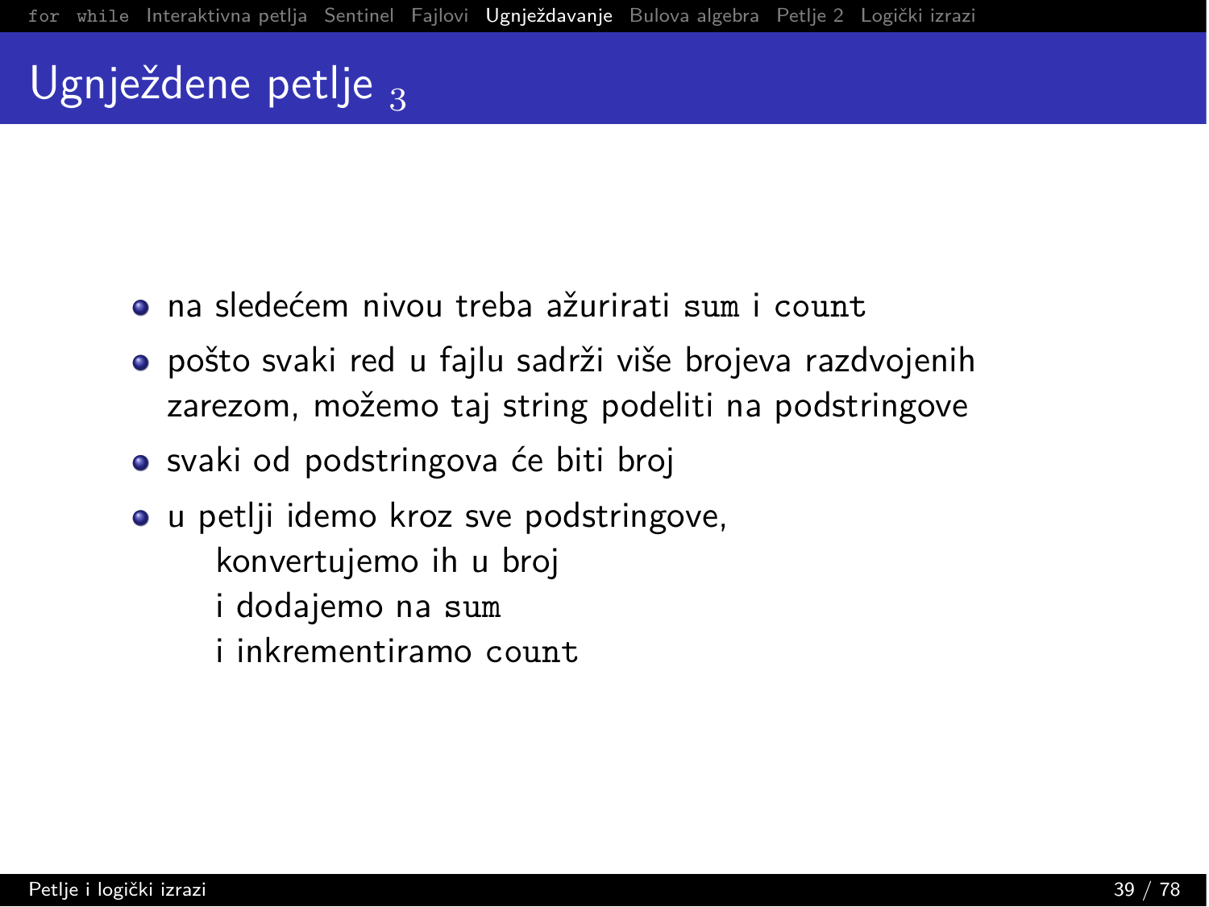## Ugnježdene petlje $_3$

- na sledećem nivou treba ažurirati `sum` i `count`
- pošto svaki red u fajlu sadrži više brojeva razdvojenih zarezom, možemo taj string podeliti na podstringove
- svaki od podstringova će biti broj
- u petlji idemo kroz sve podstringove,
  konvertujemo ih u broj
  i dodajemo na `sum`
  i inkrementiramo `count`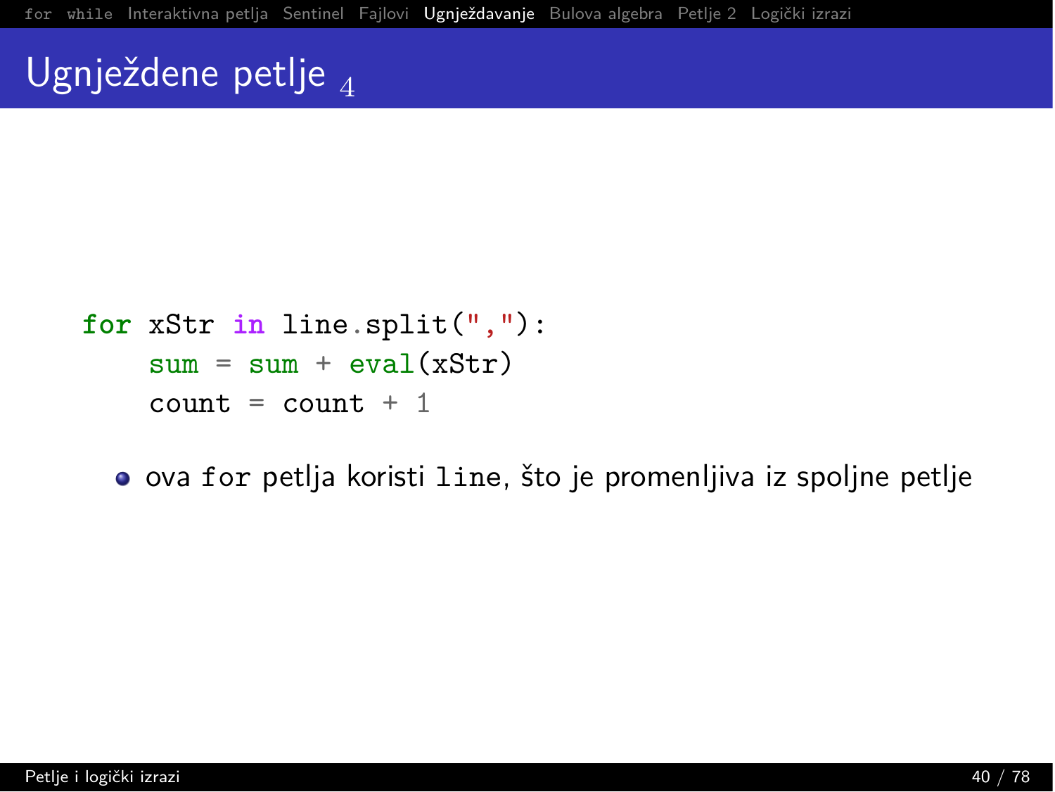# Ugnježdene petlje 4

```
for xStr in line.split(","):
    sum = sum + eval(xStr)
    count = count + 1
```

- ova `for` petlja koristi `line`, što je promenljiva iz spoljne petlje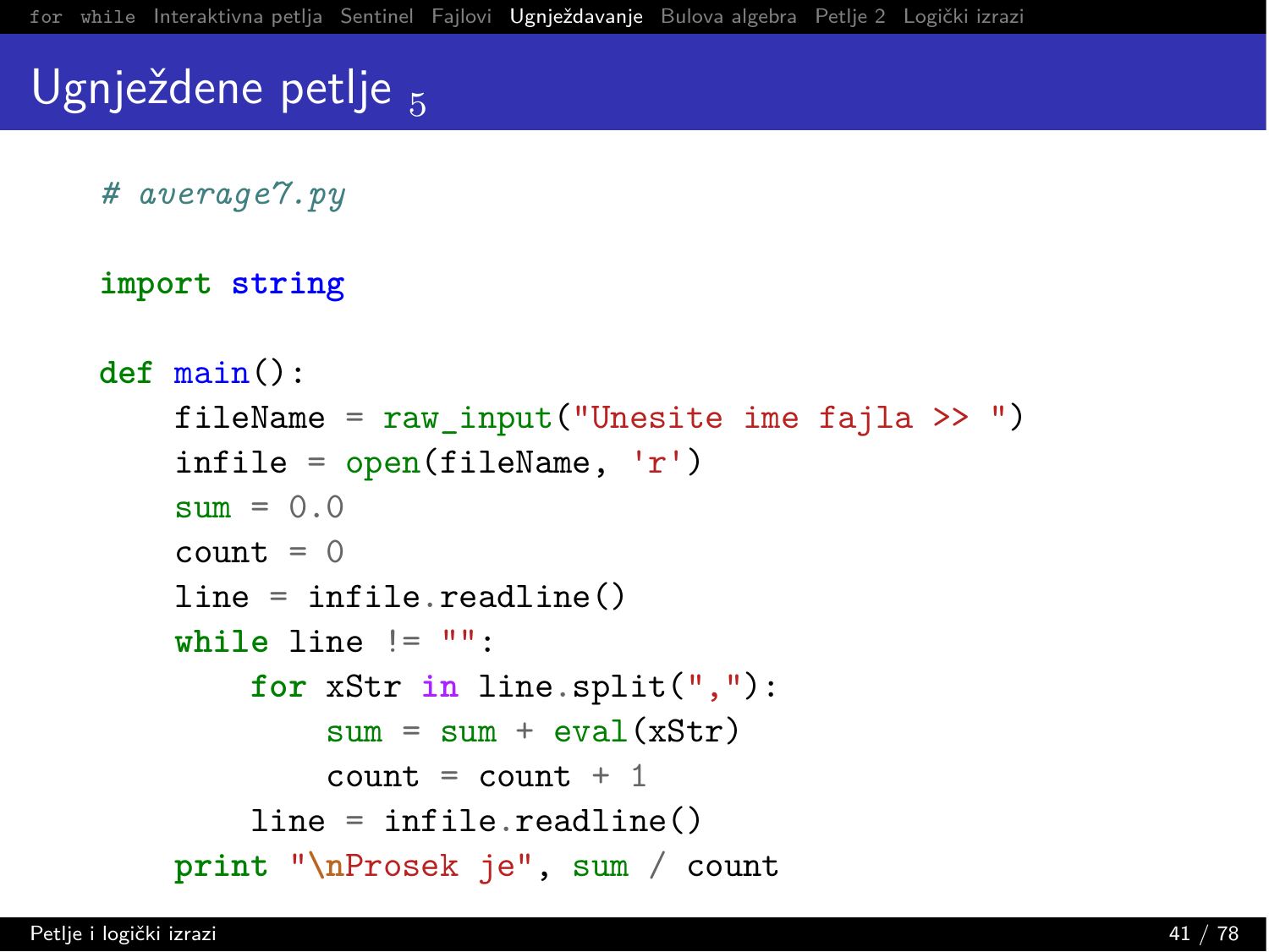# Ugnježdene petlje 5

```
# average7.py

import string

def main():
    fileName = raw_input("Unesite ime fajla >> ")
    infile = open(fileName, 'r')
    sum = 0.0
    count = 0
    line = infile.readline()
    while line != "":
        for xStr in line.split(","):
            sum = sum + eval(xStr)
            count = count + 1
        line = infile.readline()
    print "\nProsek je", sum / count
```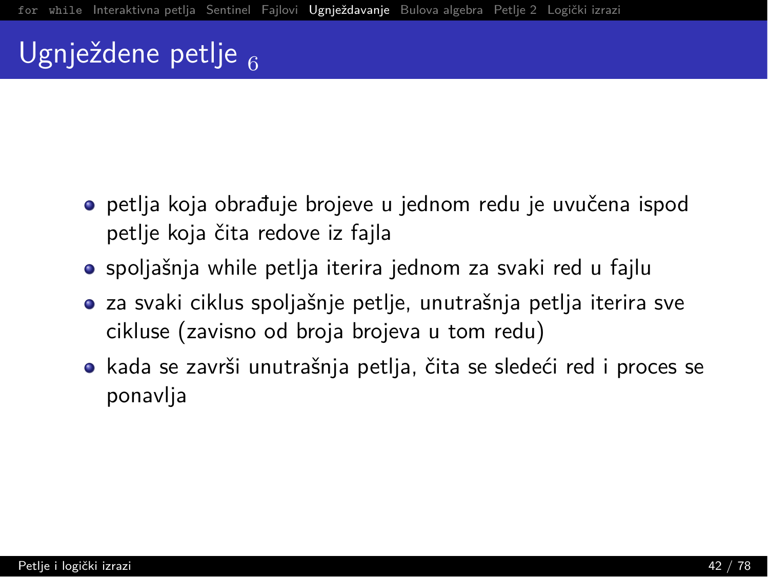# Ugnježdene petlje $_6$

- petlja koja obrađuje brojeve u jednom redu je uvučena ispod petlje koja čita redove iz fajla
- spoljašnja while petlja iterira jednom za svaki red u fajlu
- za svaki ciklus spoljašnje petlje, unutrašnja petlja iterira sve cikluse (zavisno od broja brojeva u tom redu)
- kada se završi unutrašnja petlja, čita se sledeći red i proces se ponavlja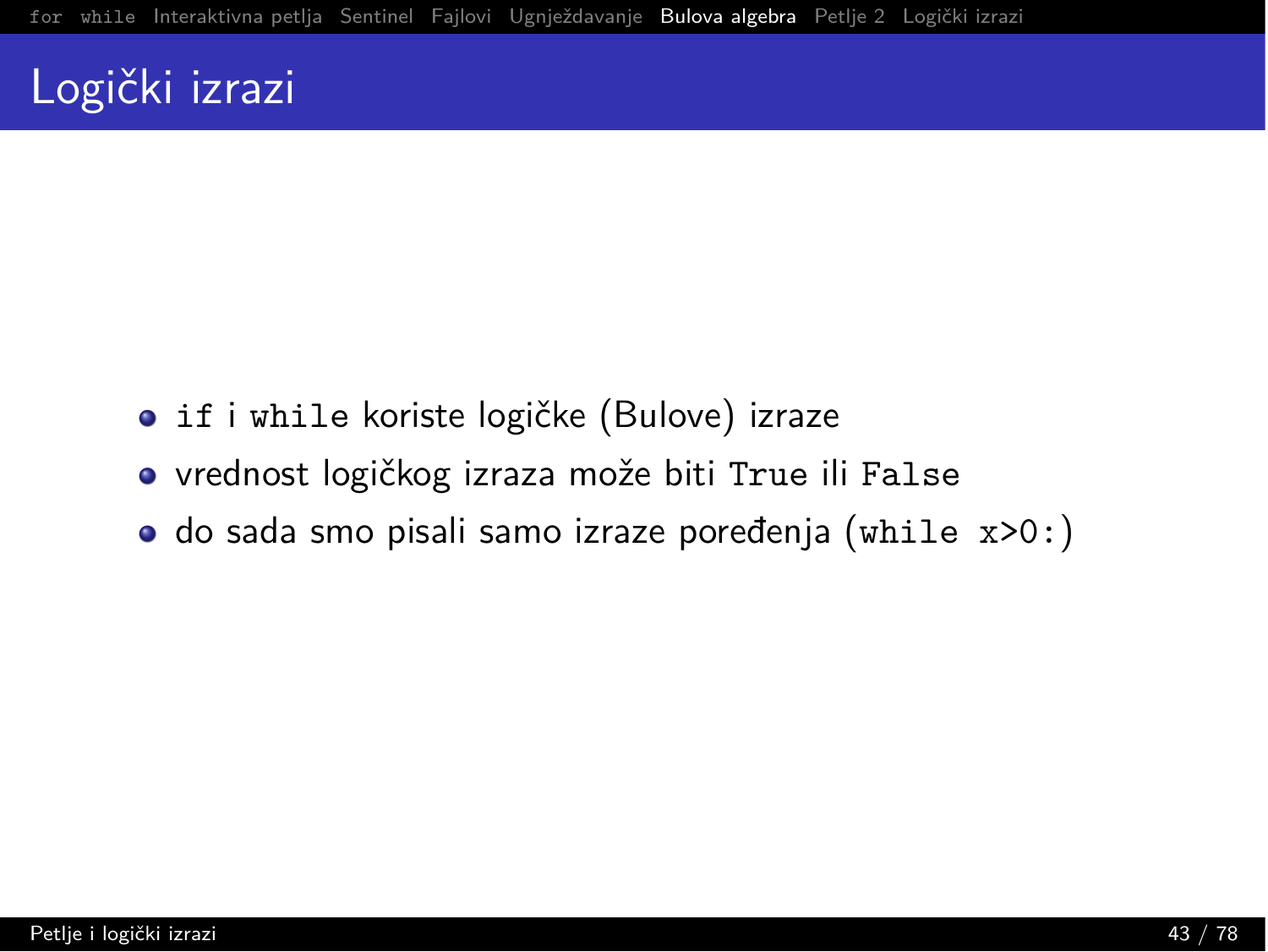# Logički izrazi

- `if` i `while` koriste logičke (Bulove) izraze
- vrednost logičkog izraza može biti `True` ili `False`
- do sada smo pisali samo izraze poređenja (`while x>0:`)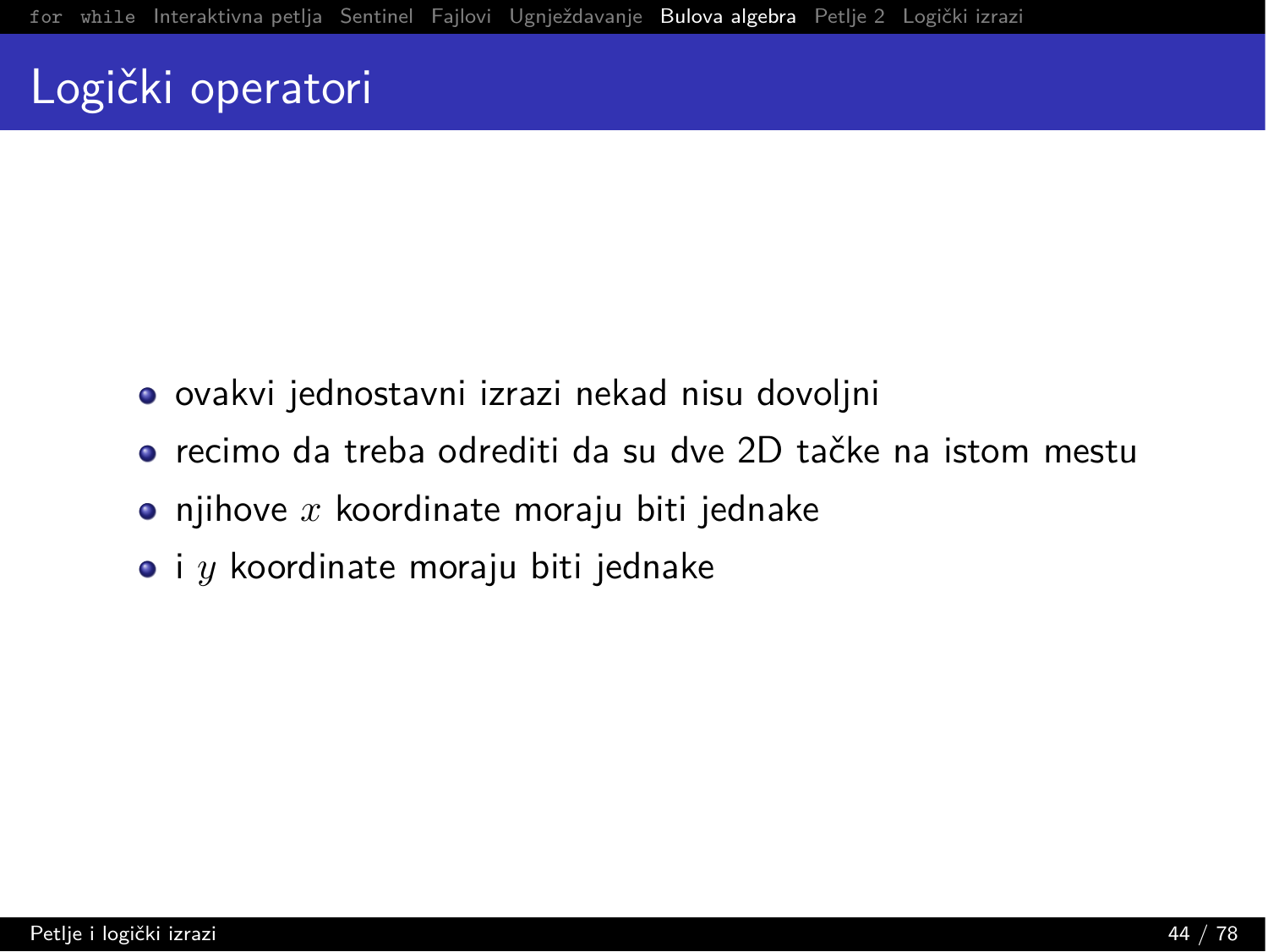# Logički operatori

- ovakvi jednostavni izrazi nekad nisu dovoljni
- recimo da treba odrediti da su dve 2D tačke na istom mestu
- njihove $x$ koordinate moraju biti jednake
- i $y$ koordinate moraju biti jednake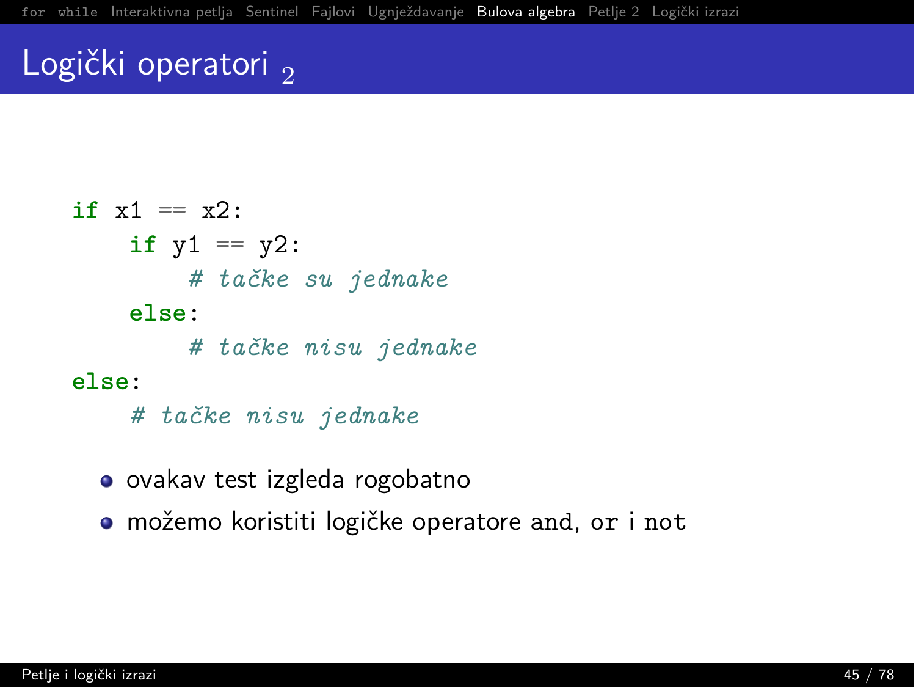# Logički operatori $_2$

```python
if x1 == x2:
    if y1 == y2:
        # tačke su jednake
    else:
        # tačke nisu jednake
else:
    # tačke nisu jednake
```

- ovakav test izgleda rogobatno
- možemo koristiti logičke operatore `and`, `or` i `not`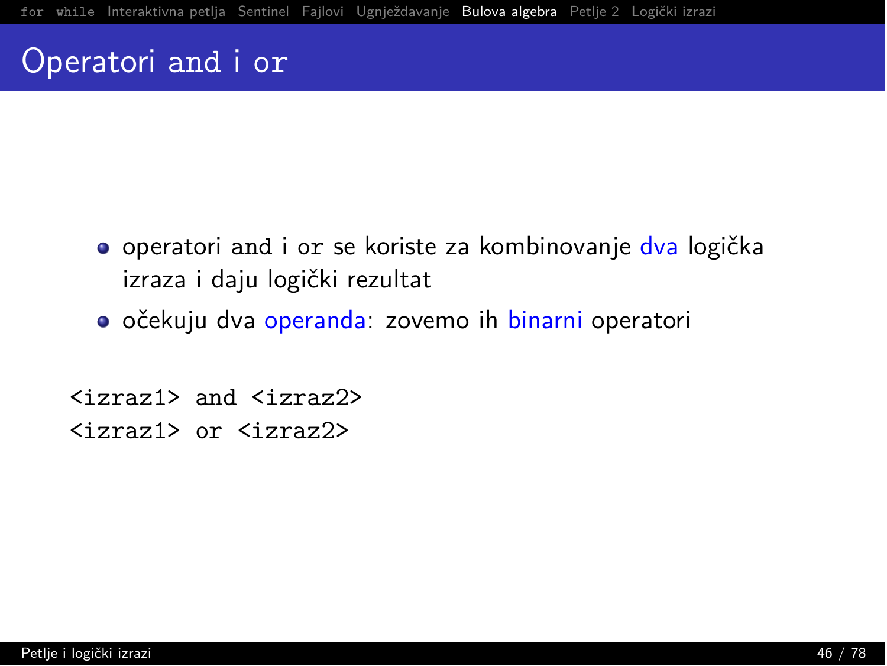# Operatori `and` i `or`

- operatori `and` i `or` se koriste za kombinovanje dva logička izraza i daju logički rezultat
- očekuju dva operanda: zovemo ih binarni operatori

```
<izraz1> and <izraz2>
<izraz1> or <izraz2>
```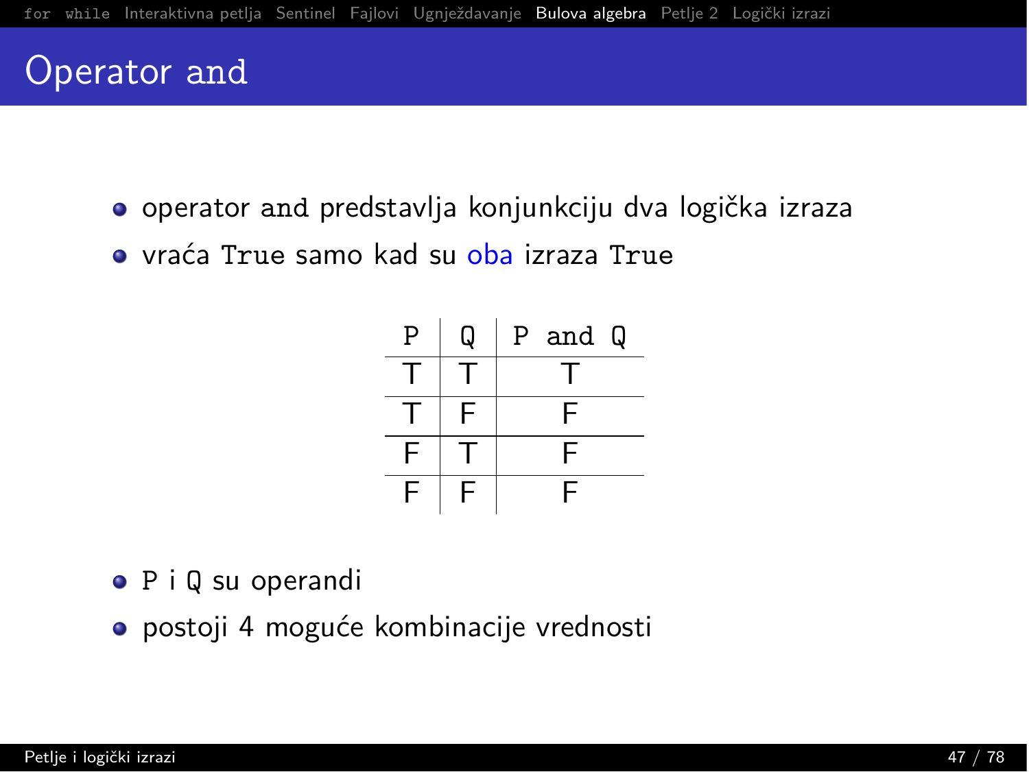# Operator and

- operator `and` predstavlja konjunkciju dva logička izraza
- vraća `True` samo kad su oba izraza `True`

| P | Q | P and Q |
|---|---|---|
| T | T | T |
| T | F | F |
| F | T | F |
| F | F | F |

- `P` i `Q` su operandi
- postoji 4 moguće kombinacije vrednosti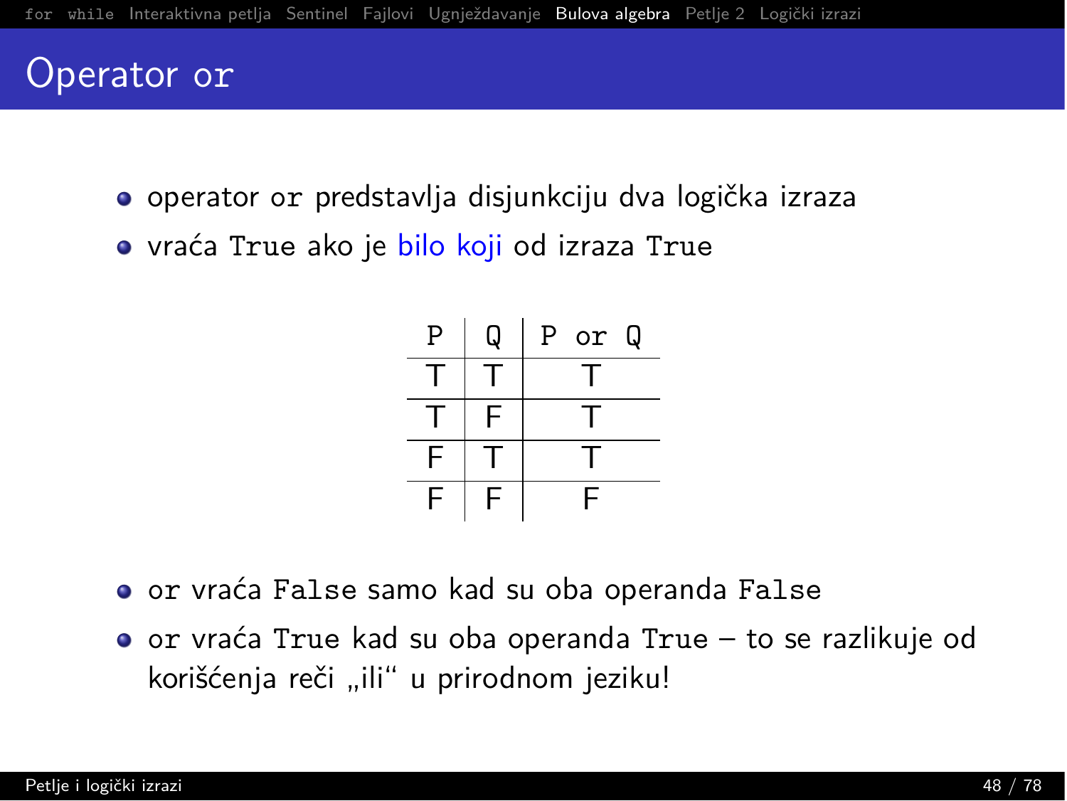# Operator `or`

- operator `or` predstavlja disjunkciju dva logička izraza
- vraća `True` ako je bilo koji od izraza `True`

| P | Q | P or Q |
|---|---|---|
| T | T | T |
| T | F | T |
| F | T | T |
| F | F | F |

- `or` vraća `False` samo kad su oba operanda `False`
- `or` vraća `True` kad su oba operanda `True` – to se razlikuje od korišćenja reči „ili“ u prirodnom jeziku!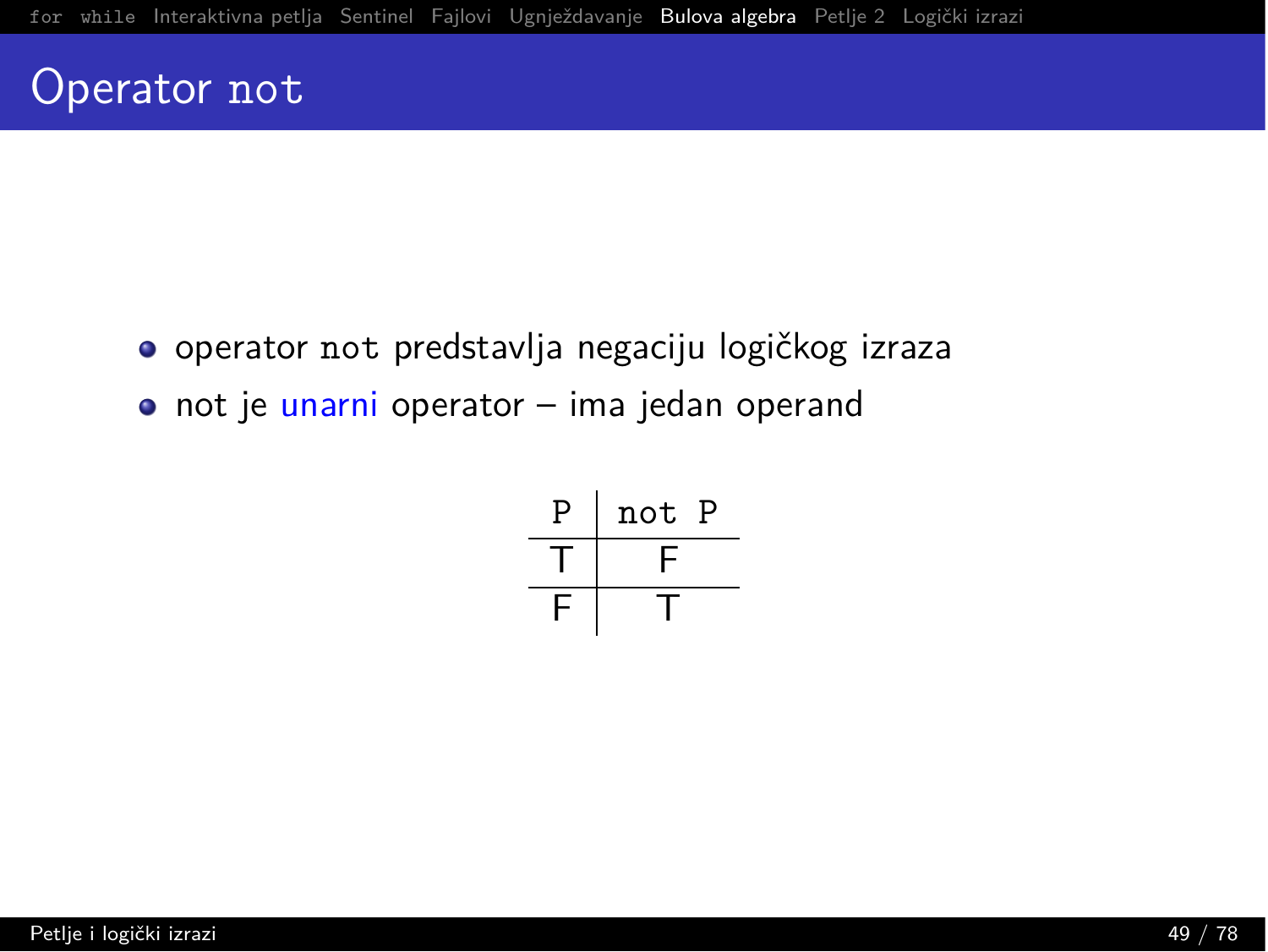# Operator `not`

- operator `not` predstavlja negaciju logičkog izraza
- not je unarni operator – ima jedan operand

| P | not P |
|---|---|
| T | F |
| F | T |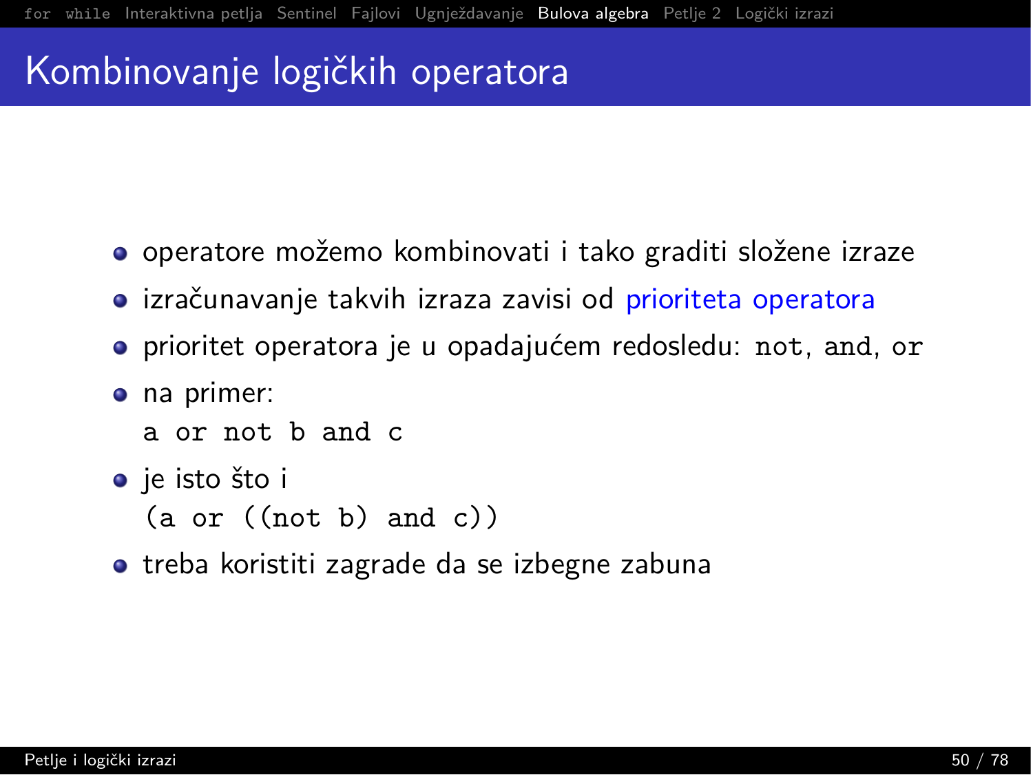# Kombinovanje logičkih operatora

- operatore možemo kombinovati i tako graditi složene izraze
- izračunavanje takvih izraza zavisi od prioriteta operatora
- prioritet operatora je u opadajućem redosledu: `not`, `and`, `or`
- na primer:
  ```
  a or not b and c
  ```
- je isto što i
  ```
  (a or ((not b) and c))
  ```
- treba koristiti zagrade da se izbegne zabuna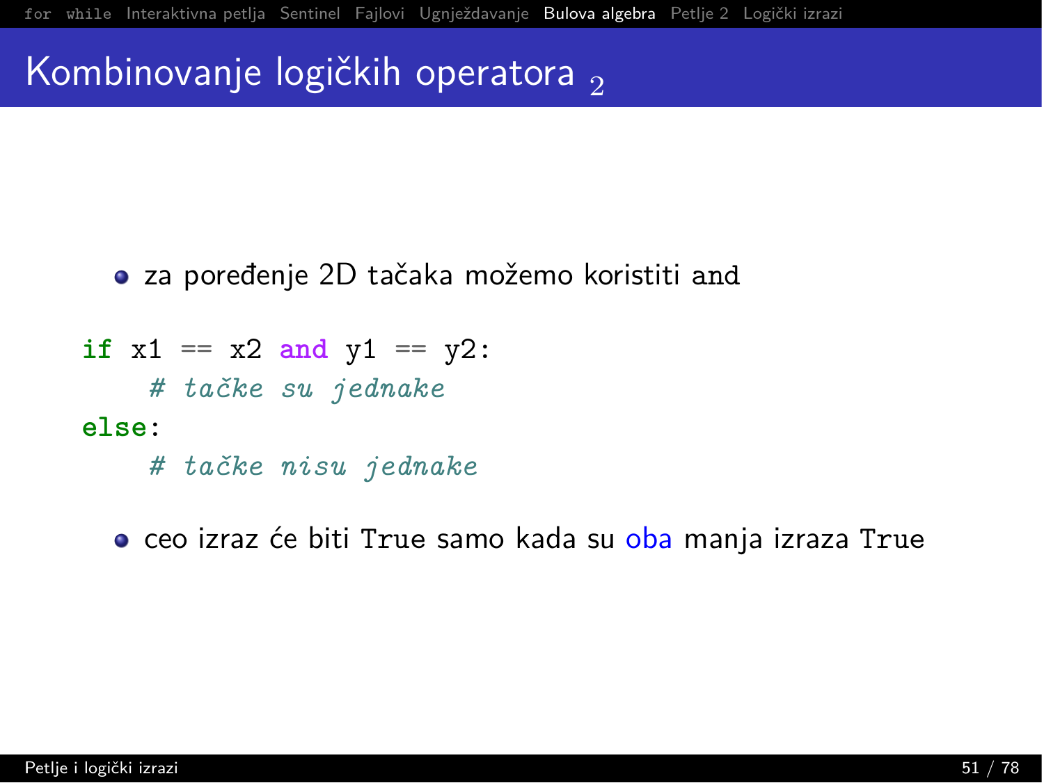# Kombinovanje logičkih operatora 2

- za poređenje 2D tačaka možemo koristiti `and`

```
if x1 == x2 and y1 == y2:
    # tačke su jednake
else:
    # tačke nisu jednake
```

- ceo izraz će biti `True` samo kada su oba manja izraza `True`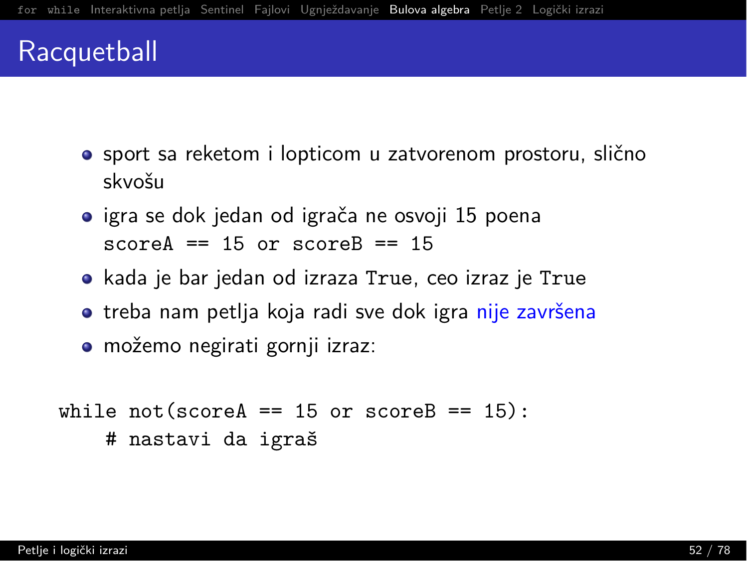# Racquetball

- sport sa reketom i lopticom u zatvorenom prostoru, slično skvošu
- igra se dok jedan od igrača ne osvoji 15 poena
  `scoreA == 15 or scoreB == 15`
- kada je bar jedan od izraza `True`, ceo izraz je `True`
- treba nam petlja koja radi sve dok igra nije završena
- možemo negirati gornji izraz:

```
while not(scoreA == 15 or scoreB == 15):
    # nastavi da igraš
```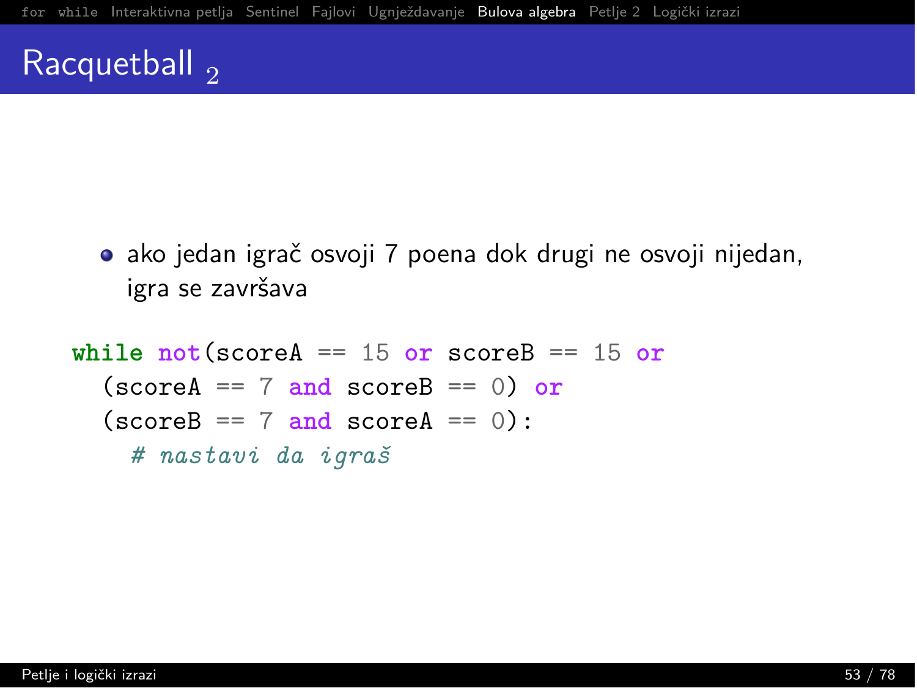# Racquetball 2

- ako jedan igrač osvoji 7 poena dok drugi ne osvoji nijedan, igra se završava

```
while not(scoreA == 15 or scoreB == 15 or
  (scoreA == 7 and scoreB == 0) or
  (scoreB == 7 and scoreA == 0):
    # nastavi da igraš
```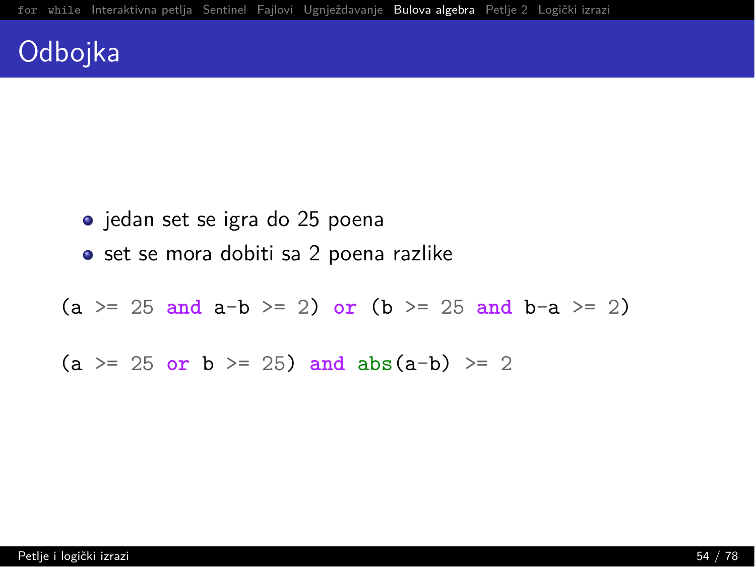# Odbojka

- jedan set se igra do 25 poena
- set se mora dobiti sa 2 poena razlike

```
(a >= 25 and a-b >= 2) or (b >= 25 and b-a >= 2)
```

```
(a >= 25 or b >= 25) and abs(a-b) >= 2
```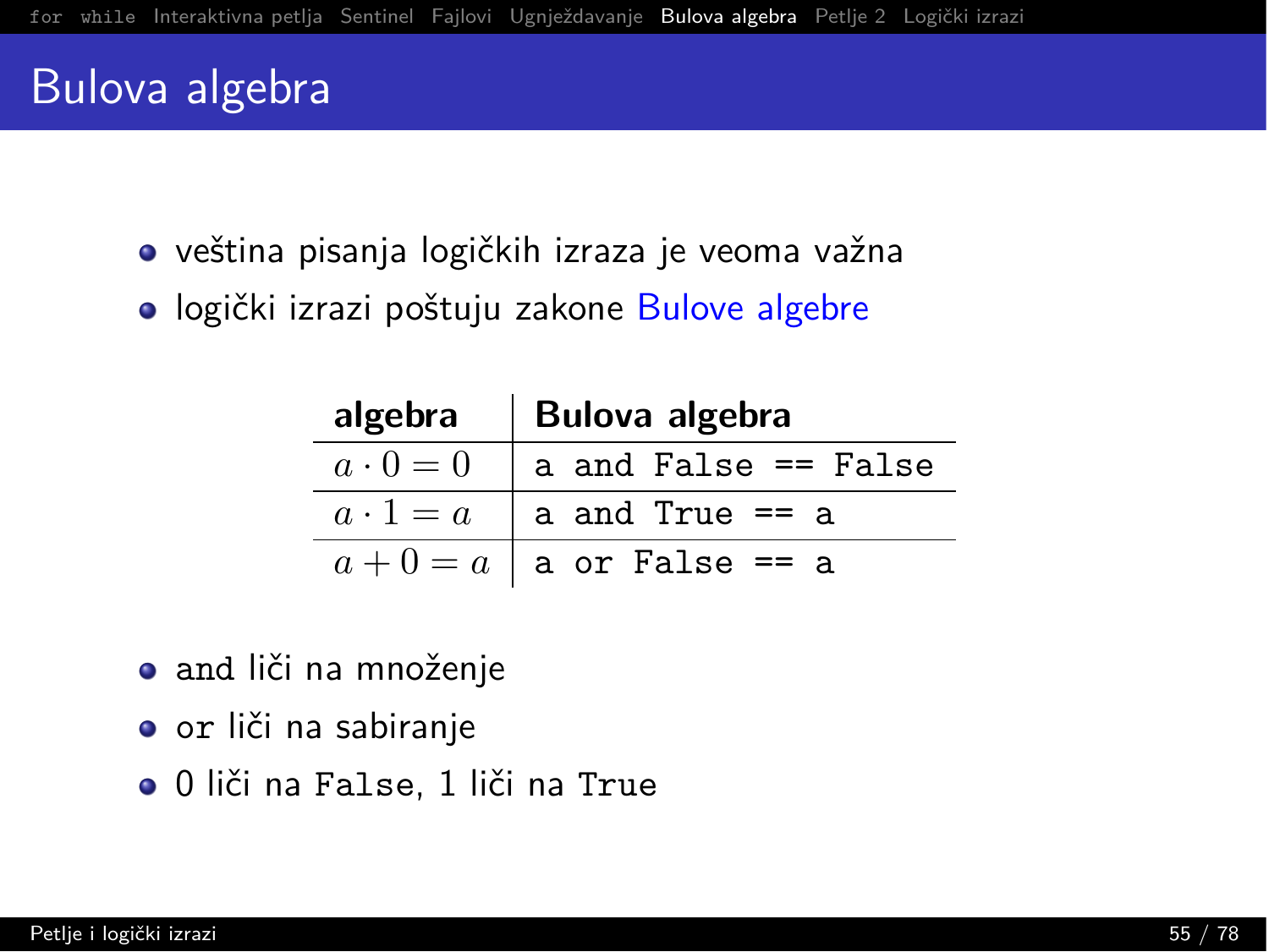# Bulova algebra

- veština pisanja logičkih izraza je veoma važna
- logički izrazi poštuju zakone Bulove algebre

| algebra | Bulova algebra |
|---|---|
| $a \cdot 0 = 0$ | `a and False == False` |
| $a \cdot 1 = a$ | `a and True == a` |
| $a + 0 = a$ | `a or False == a` |

- and liči na množenje
- or liči na sabiranje
- 0 liči na `False`, 1 liči na `True`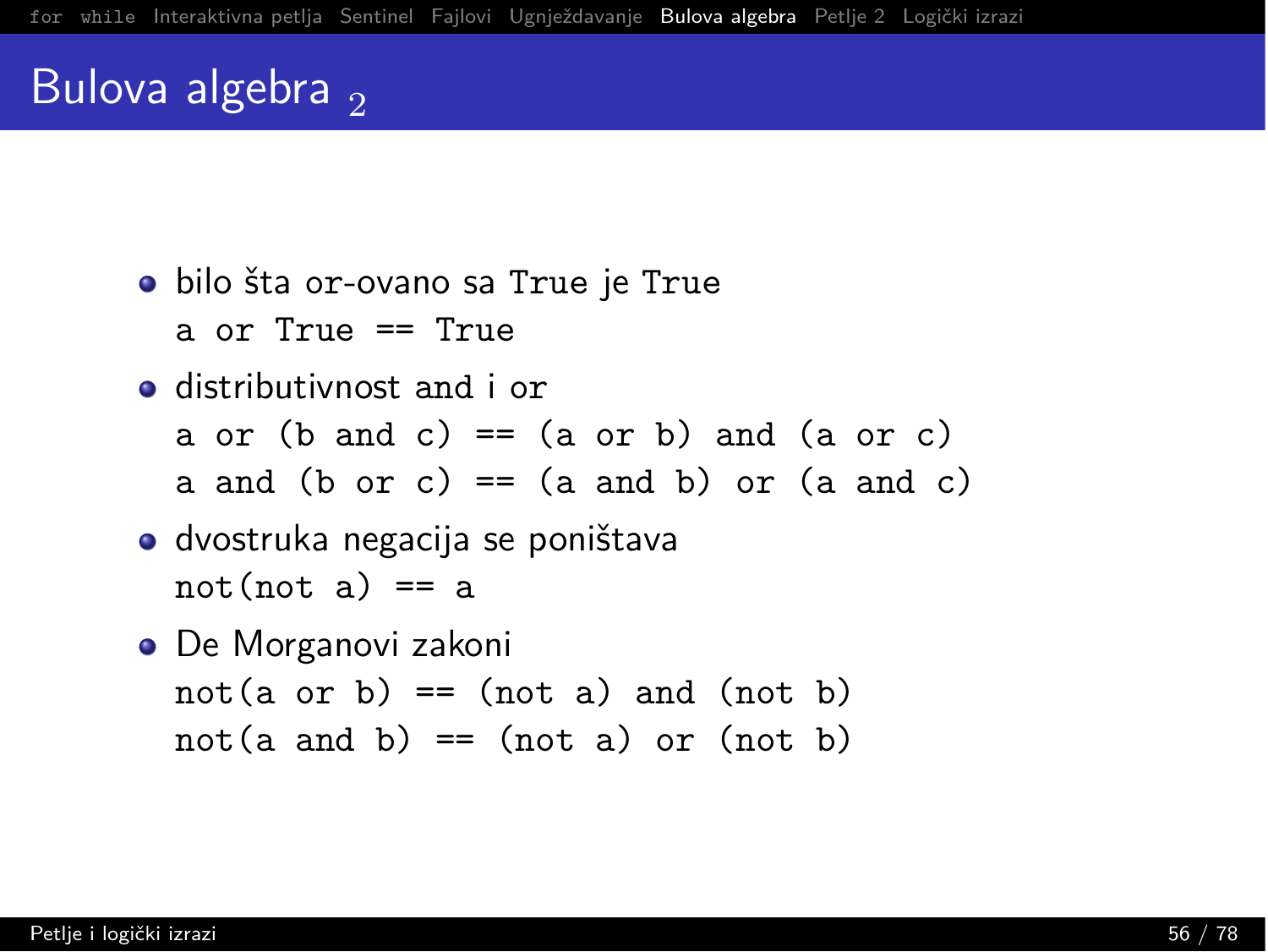# Bulova algebra $_2$

- bilo šta or-ovano sa `True` je `True`

  ```
  a or True == True
  ```

- distributivnost and i or

  ```
  a or (b and c) == (a or b) and (a or c)
  a and (b or c) == (a and b) or (a and c)
  ```

- dvostruka negacija se poništava

  ```
  not(not a) == a
  ```

- De Morganovi zakoni

  ```
  not(a or b) == (not a) and (not b)
  not(a and b) == (not a) or (not b)
  ```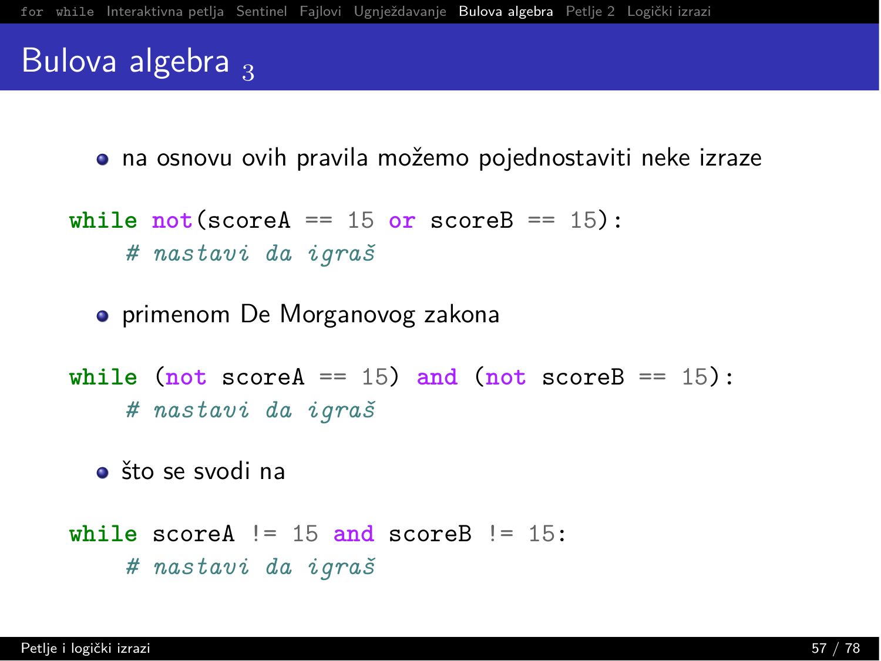# Bulova algebra 3

- na osnovu ovih pravila možemo pojednostaviti neke izraze

```python
while not(scoreA == 15 or scoreB == 15):
    # nastavi da igraš
```

- primenom De Morganovog zakona

```python
while (not scoreA == 15) and (not scoreB == 15):
    # nastavi da igraš
```

- što se svodi na

```python
while scoreA != 15 and scoreB != 15:
    # nastavi da igraš
```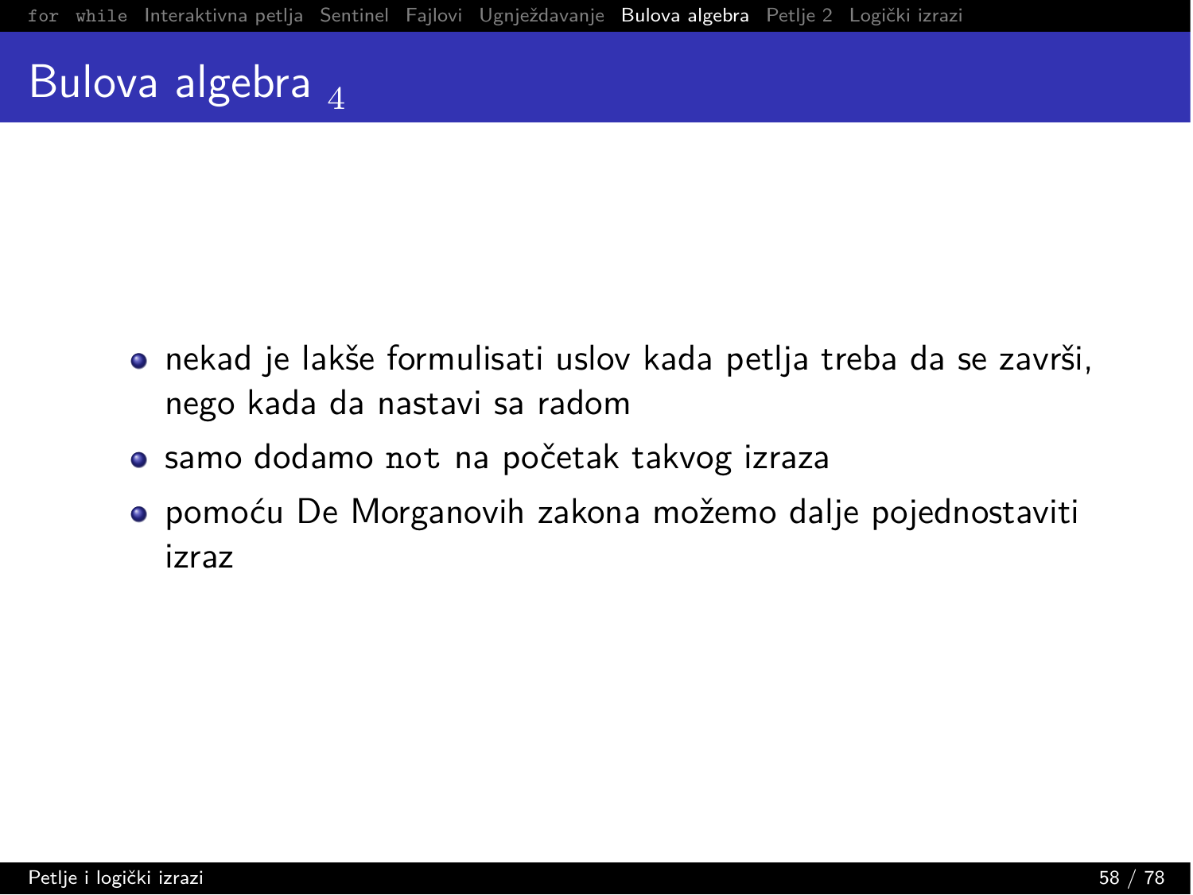# Bulova algebra $_4$

- nekad je lakše formulisati uslov kada petlja treba da se završi, nego kada da nastavi sa radom
- samo dodamo `not` na početak takvog izraza
- pomoću De Morganovih zakona možemo dalje pojednostaviti izraz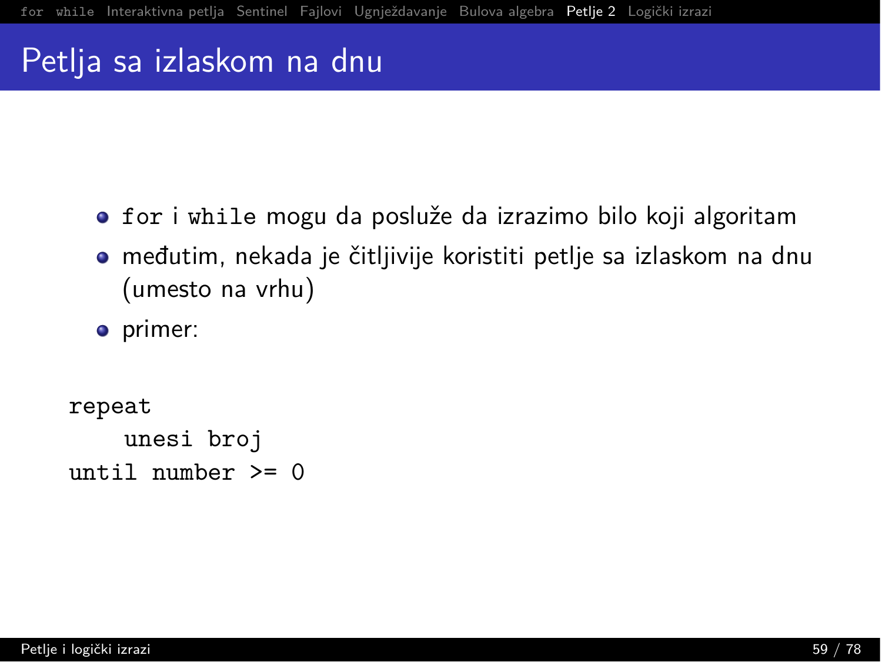# Petlja sa izlaskom na dnu

- `for` i `while` mogu da posluže da izrazimo bilo koji algoritam
- međutim, nekada je čitljivije koristiti petlje sa izlaskom na dnu (umesto na vrhu)
- primer:

```
repeat
    unesi broj
until number >= 0
```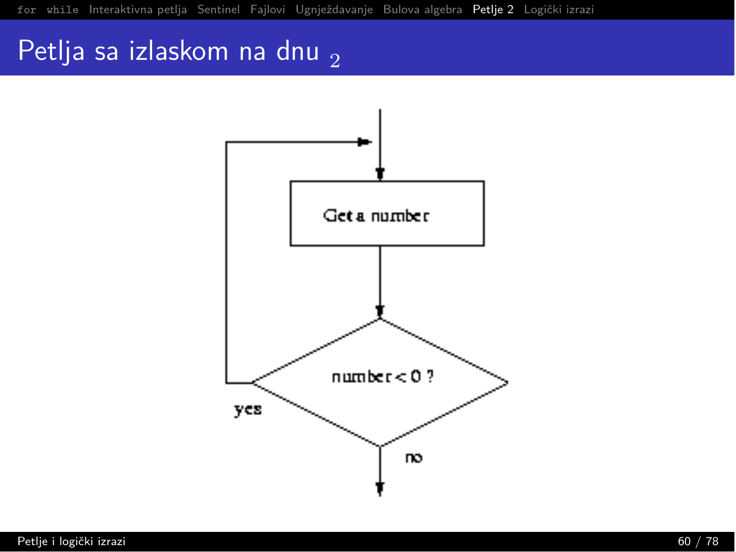# Petlja sa izlaskom na dnu $_2$

Get a number

number < 0 ?

yes

no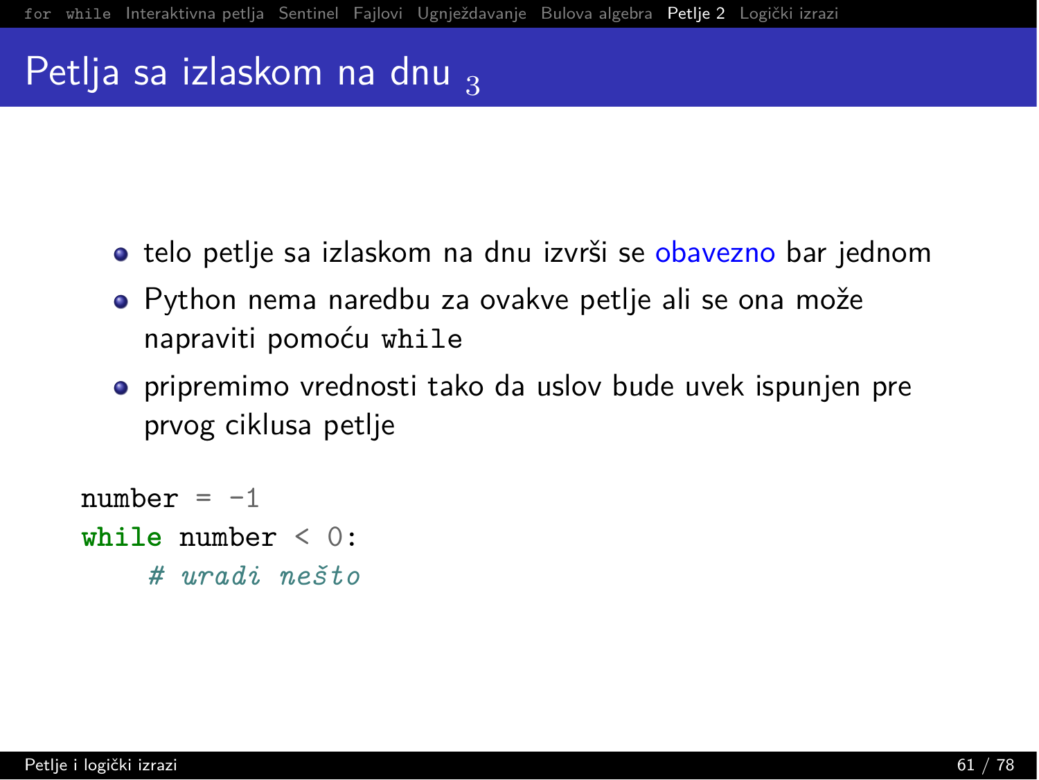# Petlja sa izlaskom na dnu 3

- telo petlje sa izlaskom na dnu izvrši se obavezno bar jednom
- Python nema naredbu za ovakve petlje ali se ona može napraviti pomoću `while`
- pripremimo vrednosti tako da uslov bude uvek ispunjen pre prvog ciklusa petlje

```
number = -1
while number < 0:
    # uradi nešto
```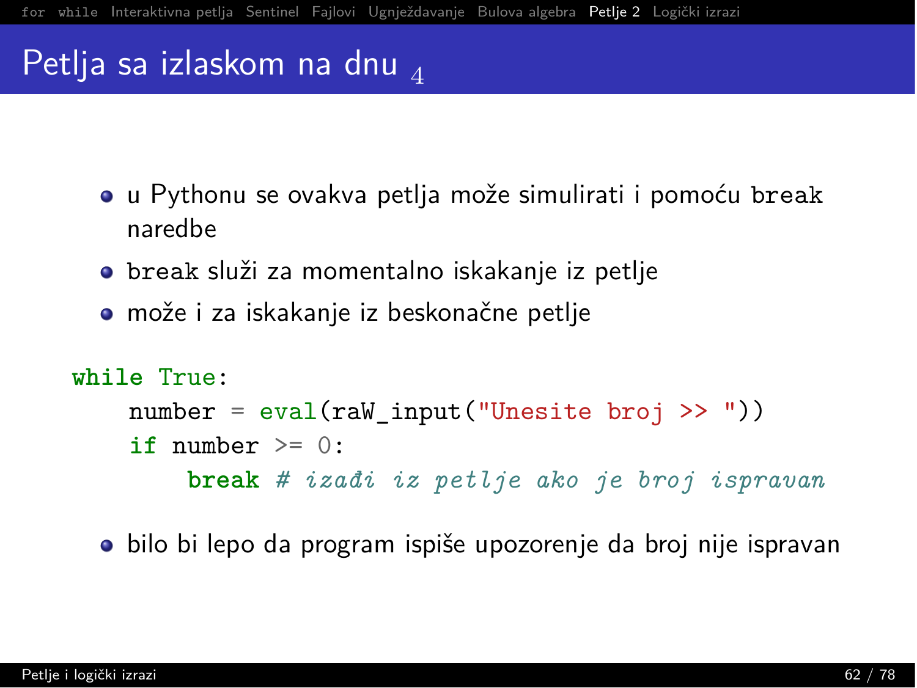# Petlja sa izlaskom na dnu $_4$

- u Pythonu se ovakva petlja može simulirati i pomoću `break` naredbe
- `break` služi za momentalno iskakanje iz petlje
- može i za iskakanje iz beskonačne petlje

```
while True:
    number = eval(raW_input("Unesite broj >> "))
    if number >= 0:
        break # izađi iz petlje ako je broj ispravan
```

- bilo bi lepo da program ispiše upozorenje da broj nije ispravan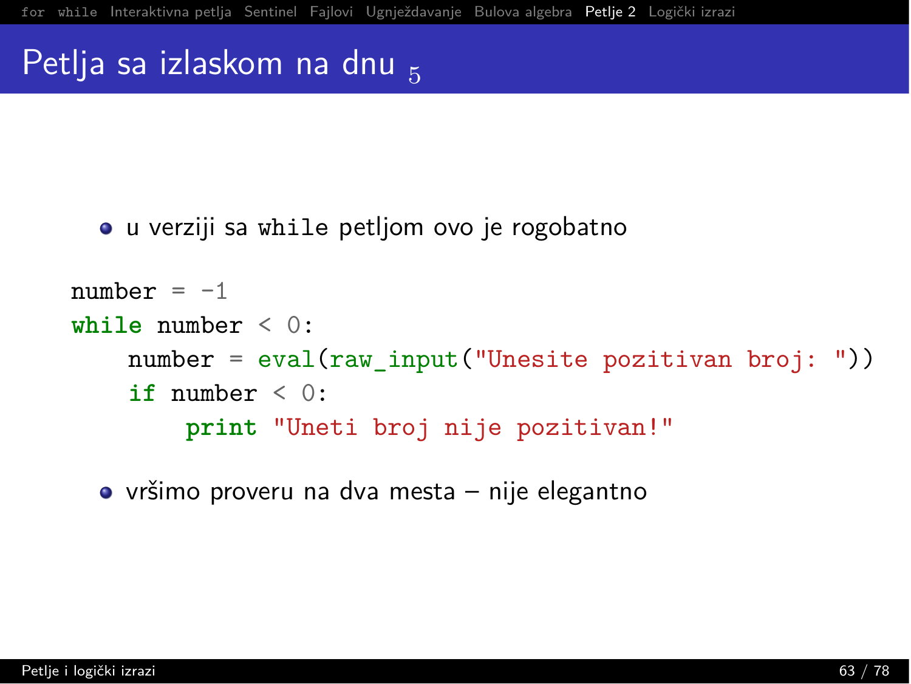# Petlja sa izlaskom na dnu 5

- u verziji sa `while` petljom ovo je rogobatno

```
number = -1
while number < 0:
    number = eval(raw_input("Unesite pozitivan broj: "))
    if number < 0:
        print "Uneti broj nije pozitivan!"
```

- vršimo proveru na dva mesta – nije elegantno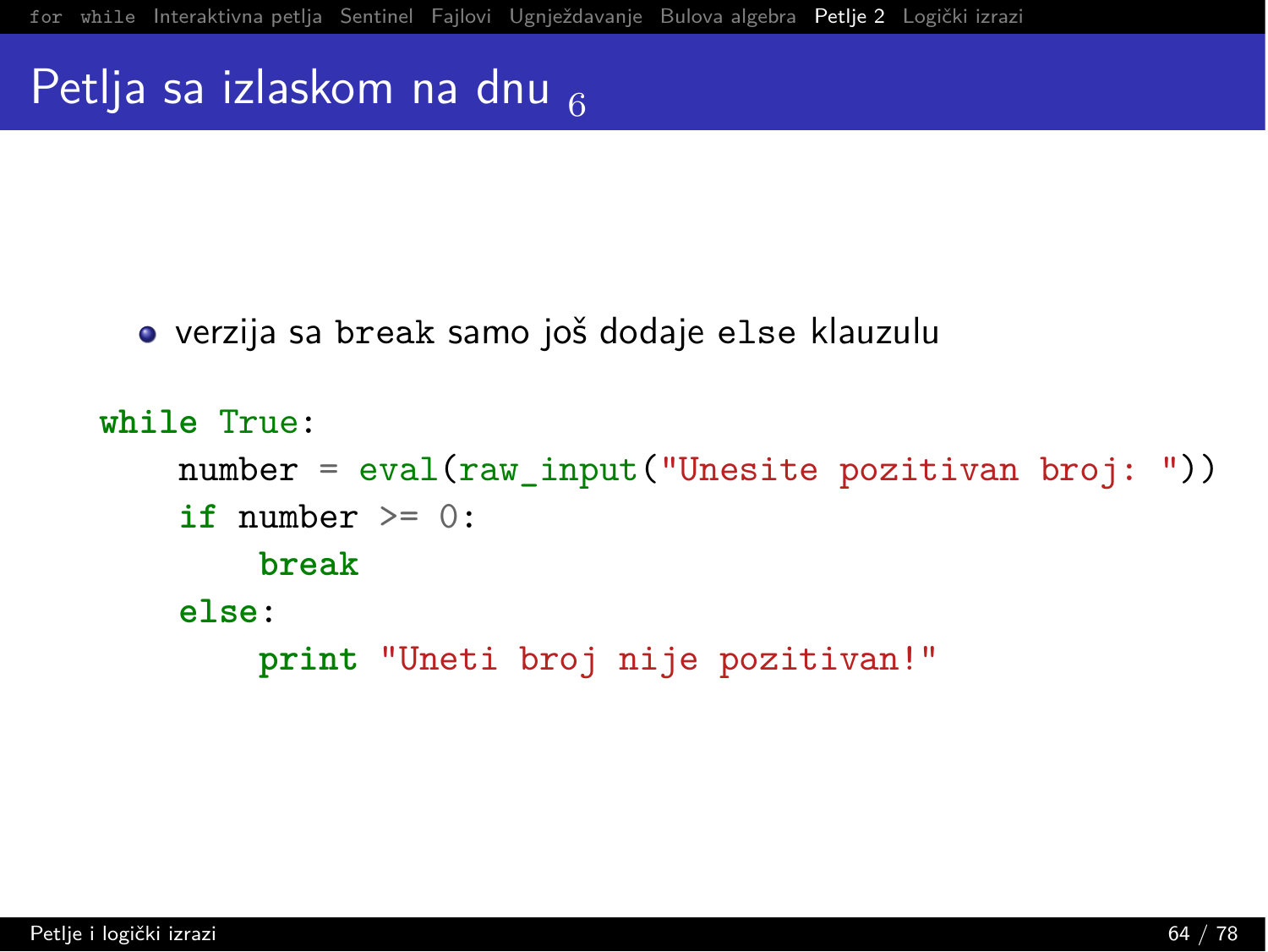# Petlja sa izlaskom na dnu $_6$

- verzija sa `break` samo još dodaje `else` klauzulu

```
while True:
    number = eval(raw_input("Unesite pozitivan broj: "))
    if number >= 0:
        break
    else:
        print "Uneti broj nije pozitivan!"
```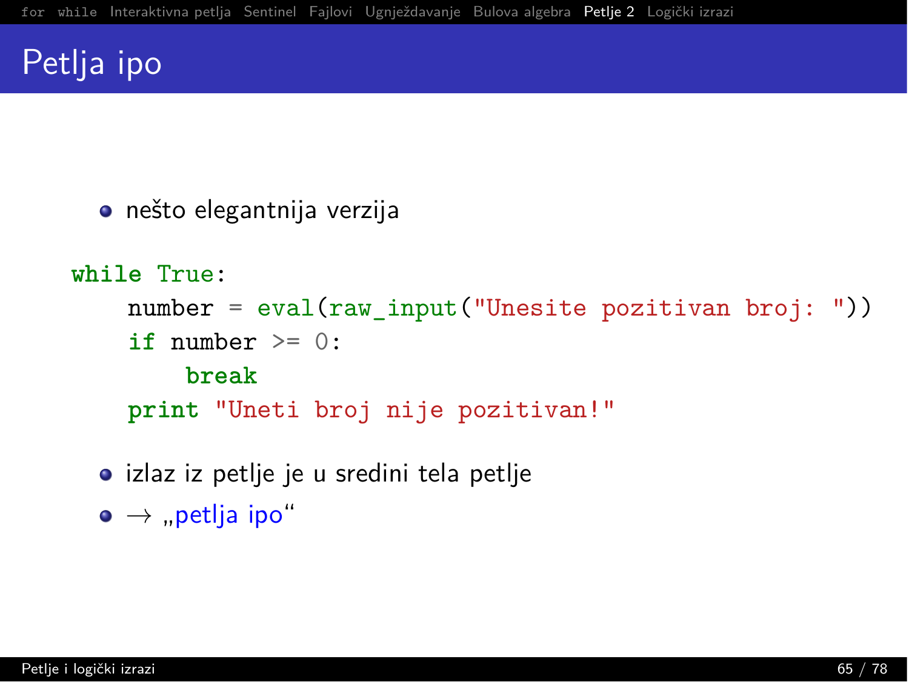# Petlja ipo

- nešto elegantnija verzija

```
while True:
    number = eval(raw_input("Unesite pozitivan broj: "))
    if number >= 0:
        break
    print "Uneti broj nije pozitivan!"
```

- izlaz iz petlje je u sredini tela petlje
- → „petlja ipo“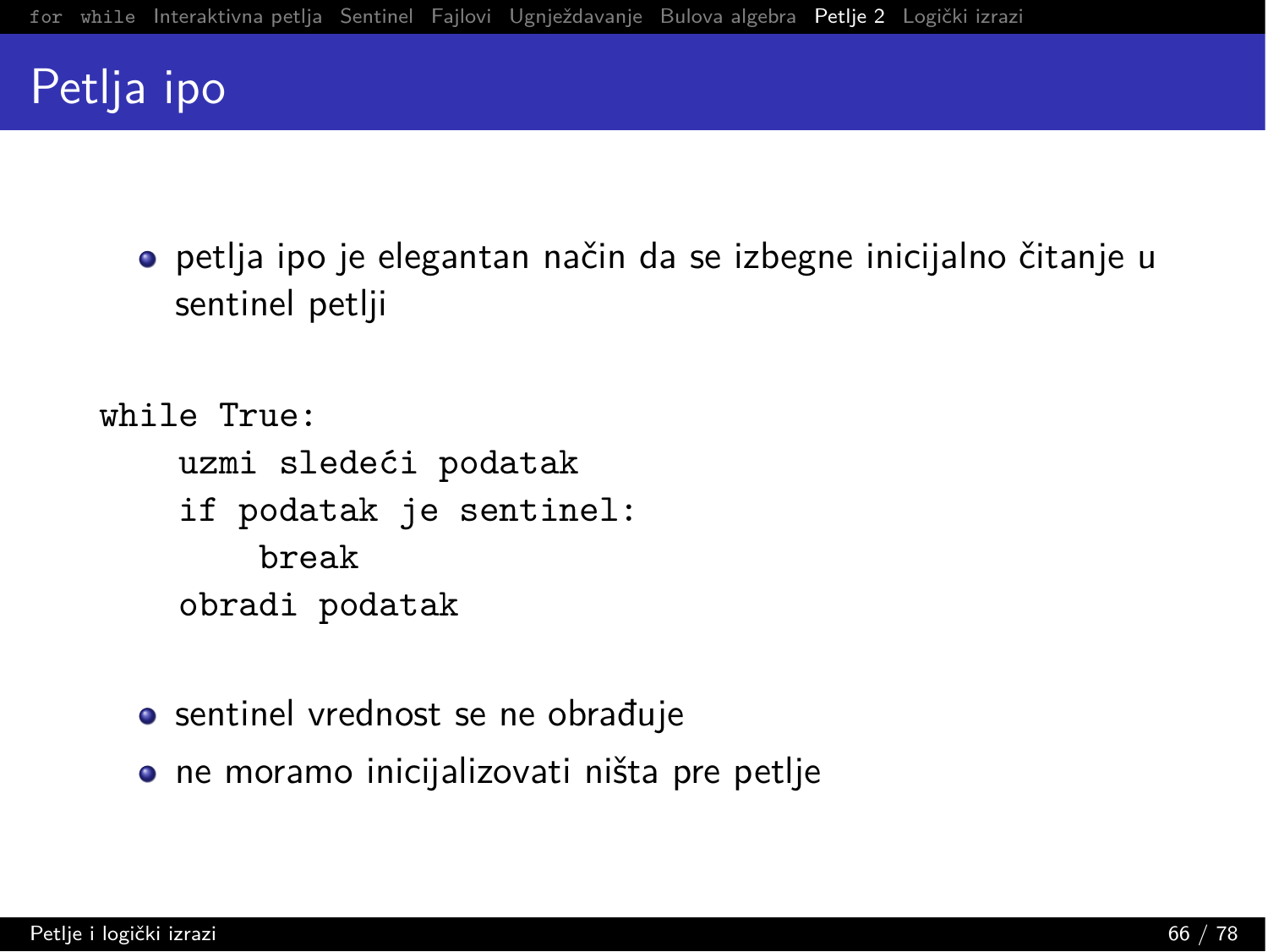# Petlja ipo

- petlja ipo je elegantan način da se izbegne inicijalno čitanje u sentinel petlji

```
while True:
    uzmi sledeći podatak
    if podatak je sentinel:
        break
    obradi podatak
```

- sentinel vrednost se ne obrađuje
- ne moramo inicijalizovati ništa pre petlje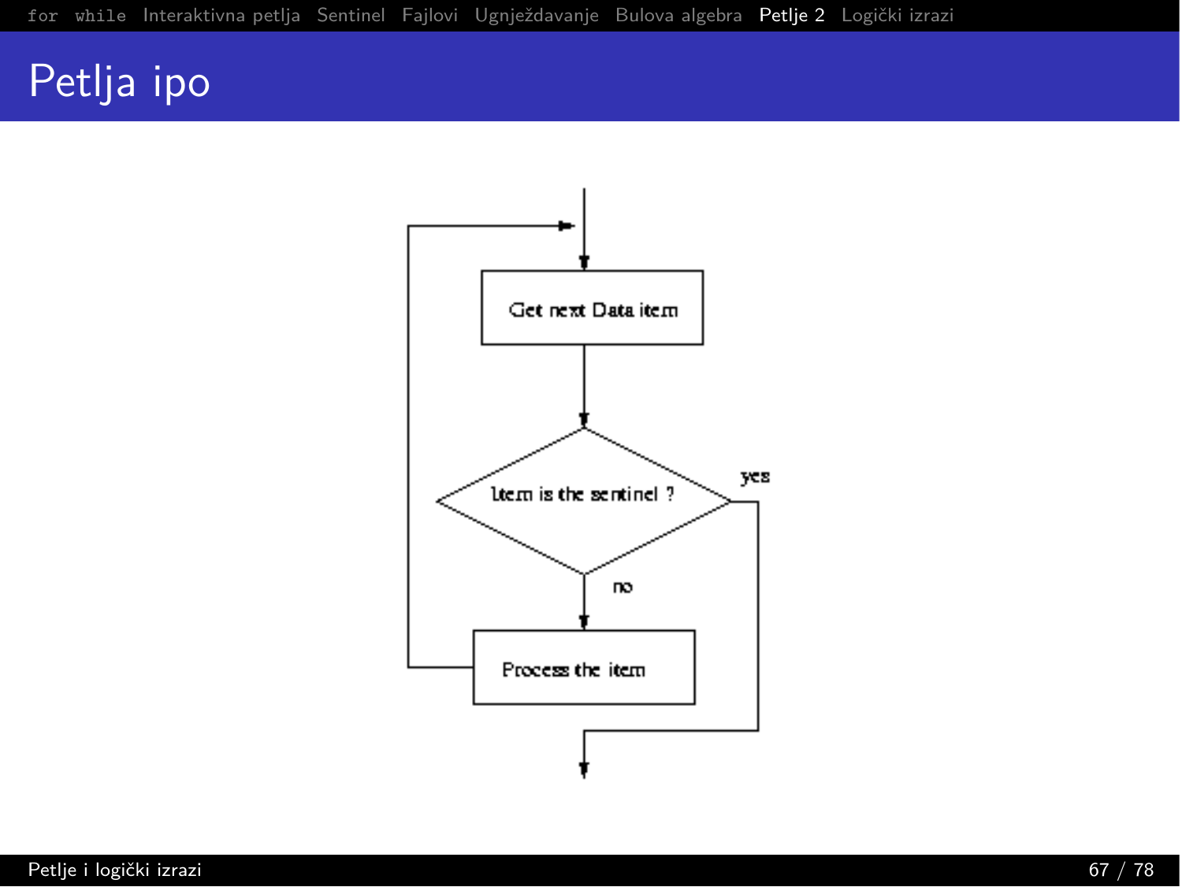# Petlja ipo

Get next Data item

Item is the sentinel ?

yes

no

Process the item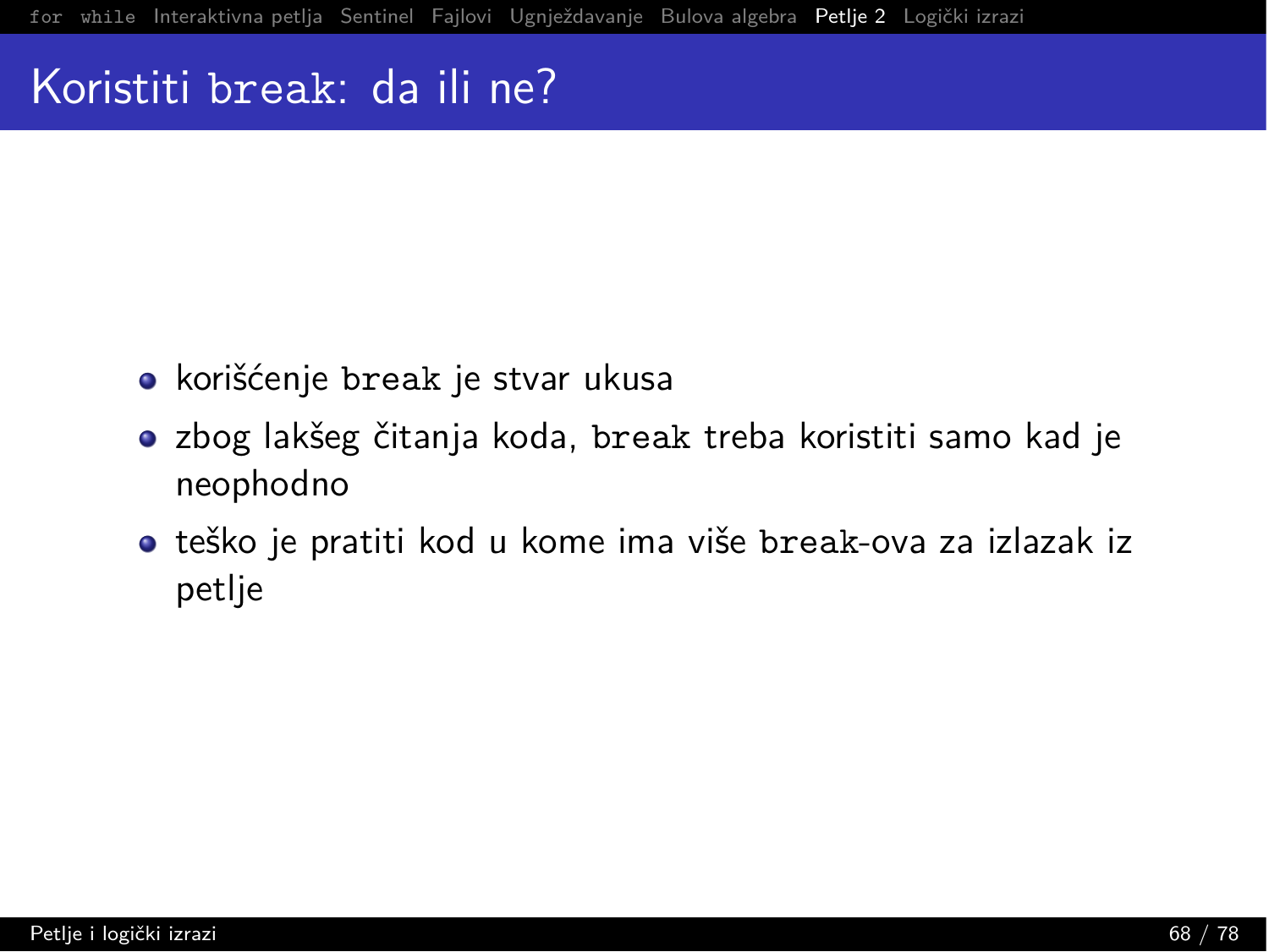# Koristiti `break`: da ili ne?

- korišćenje `break` je stvar ukusa
- zbog lakšeg čitanja koda, `break` treba koristiti samo kad je neophodno
- teško je pratiti kod u kome ima više `break`-ova za izlazak iz petlje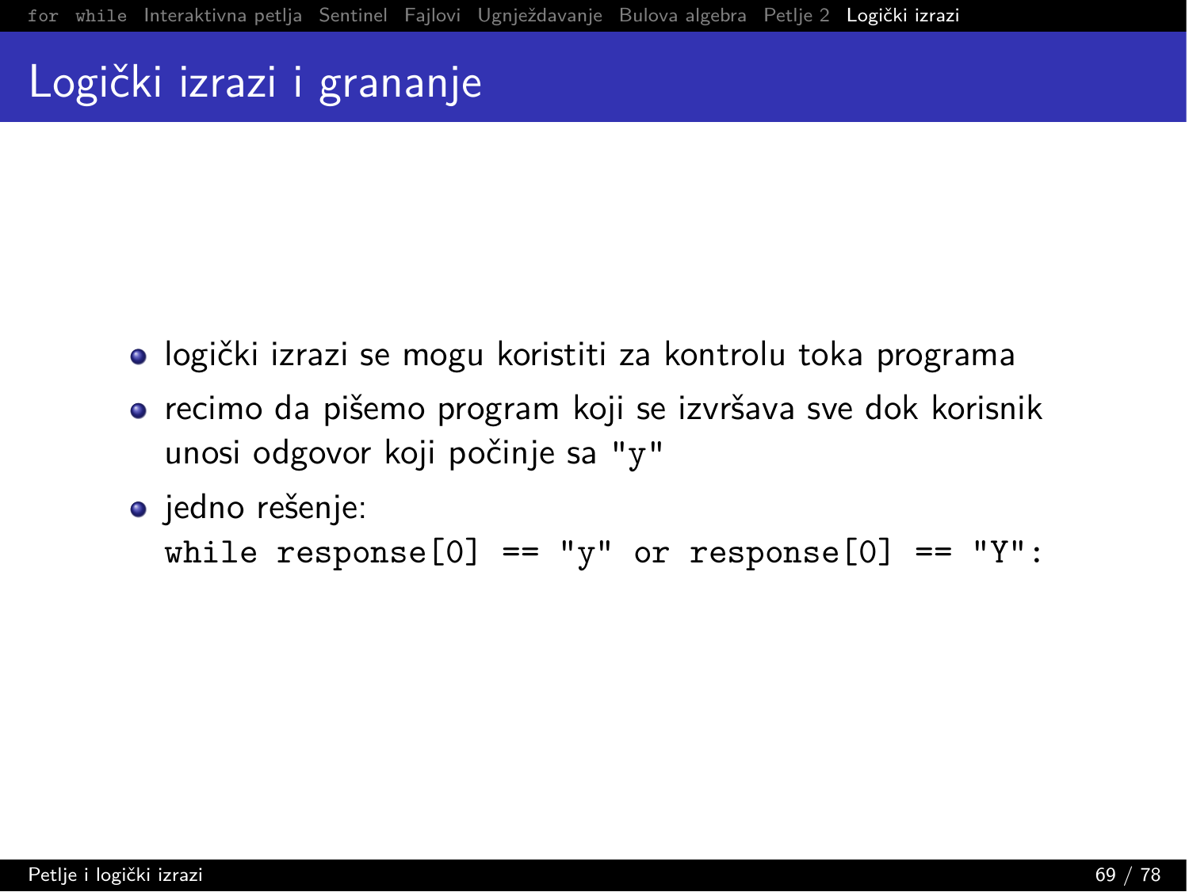# Logički izrazi i grananje

- logički izrazi se mogu koristiti za kontrolu toka programa
- recimo da pišemo program koji se izvršava sve dok korisnik unosi odgovor koji počinje sa `"y"`
- jedno rešenje:

```
while response[0] == "y" or response[0] == "Y":
```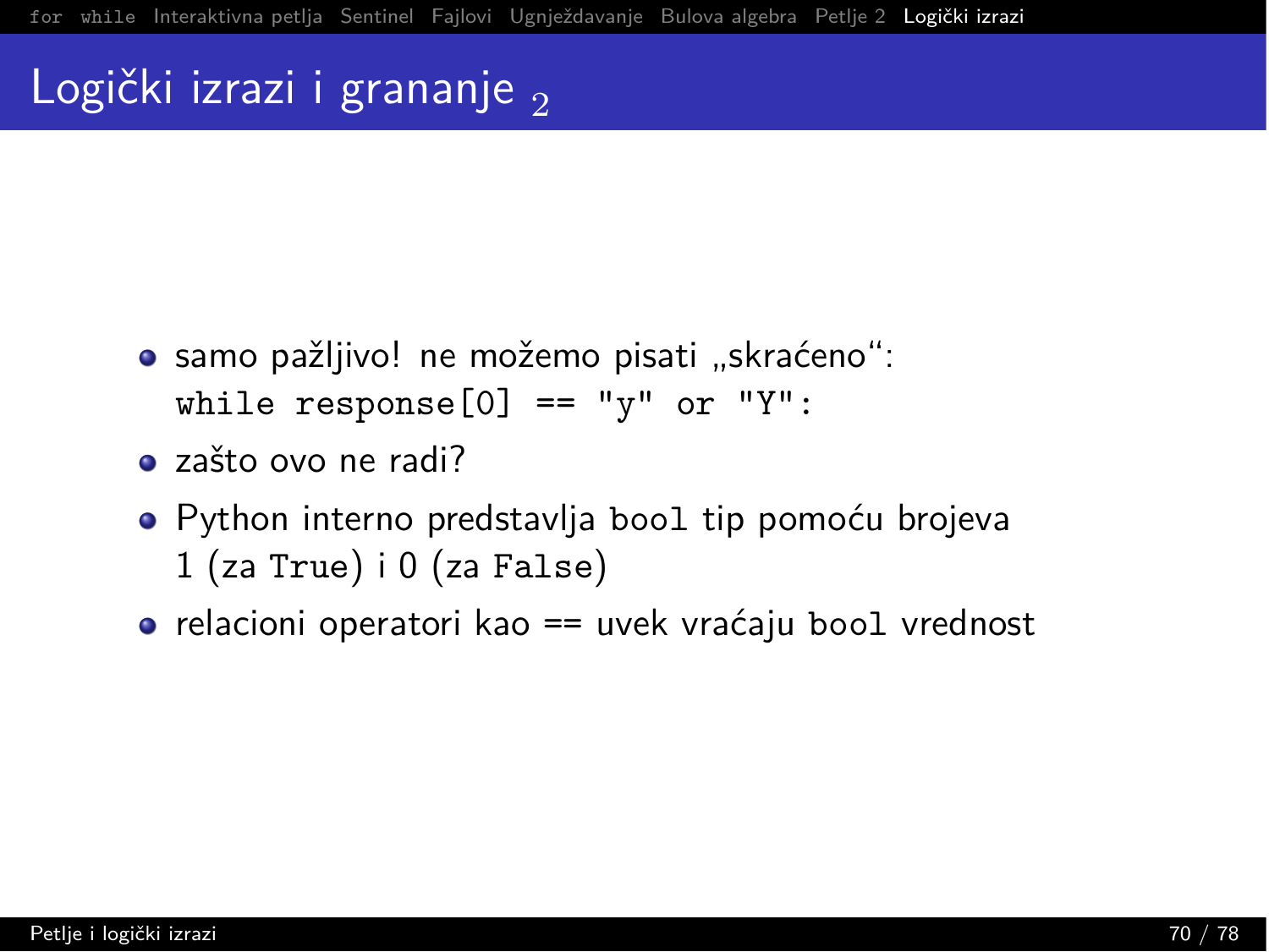# Logički izrazi i grananje $_2$

- samo pažljivo! ne možemo pisati „skraćeno“:
  `while response[0] == "y" or "Y":`
- zašto ovo ne radi?
- Python interno predstavlja `bool` tip pomoću brojeva 1 (za `True`) i 0 (za `False`)
- relacioni operatori kao == uvek vraćaju `bool` vrednost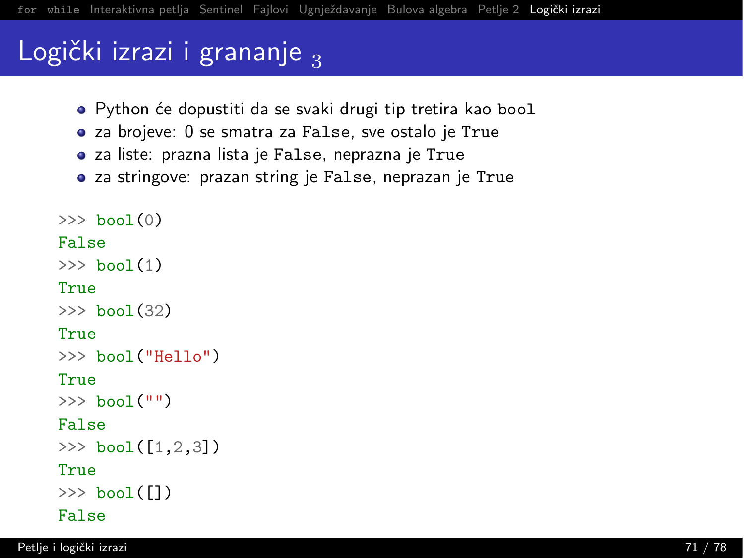# Logički izrazi i grananje $_3$

- Python će dopustiti da se svaki drugi tip tretira kao `bool`
- za brojeve: 0 se smatra za `False`, sve ostalo je `True`
- za liste: prazna lista je `False`, neprazna je `True`
- za stringove: prazan string je `False`, neprazan je `True`

```
>>> bool(0)
False
>>> bool(1)
True
>>> bool(32)
True
>>> bool("Hello")
True
>>> bool("")
False
>>> bool([1,2,3])
True
>>> bool([])
False
```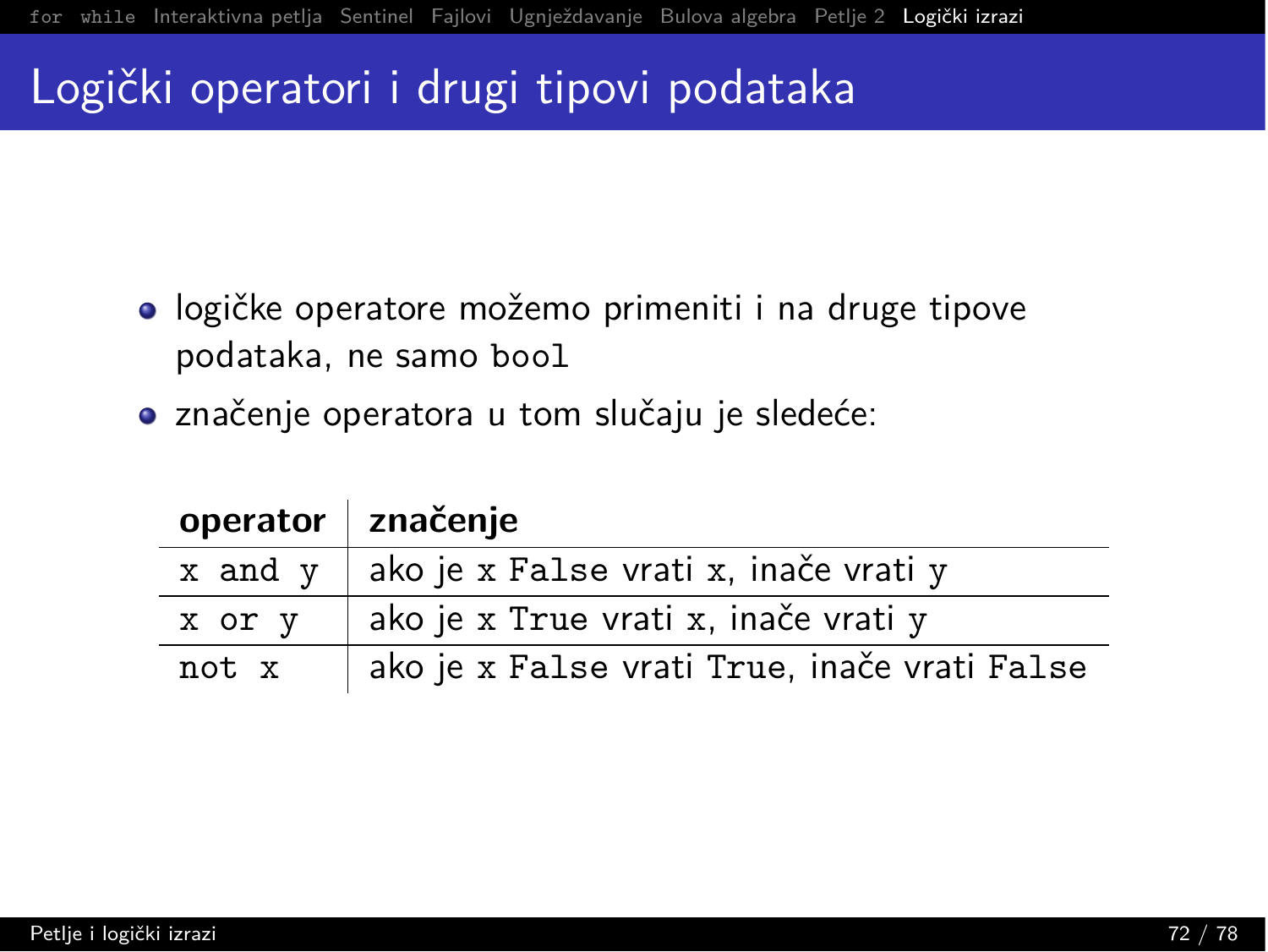# Logički operatori i drugi tipovi podataka

- logičke operatore možemo primeniti i na druge tipove podataka, ne samo `bool`
- značenje operatora u tom slučaju je sledeće:

| operator | značenje |
|---|---|
| `x and y` | ako je `x` `False` vrati `x`, inače vrati `y` |
| `x or y` | ako je `x` `True` vrati `x`, inače vrati `y` |
| `not x` | ako je `x` `False` vrati `True`, inače vrati `False` |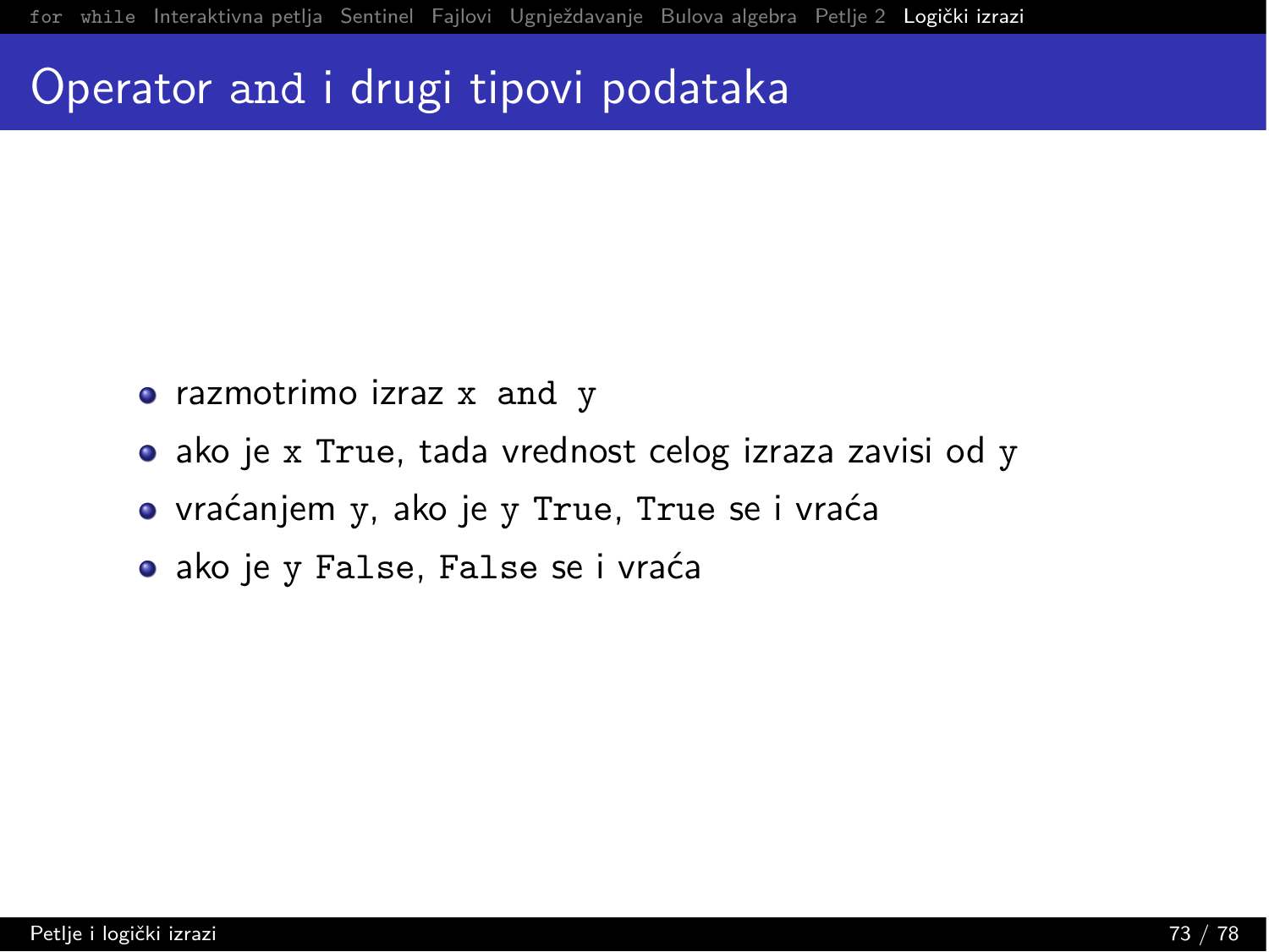# Operator `and` i drugi tipovi podataka

- razmotrimo izraz `x and y`
- ako je `x` `True`, tada vrednost celog izraza zavisi od `y`
- vraćanjem `y`, ako je `y` `True`, `True` se i vraća
- ako je `y` `False`, `False` se i vraća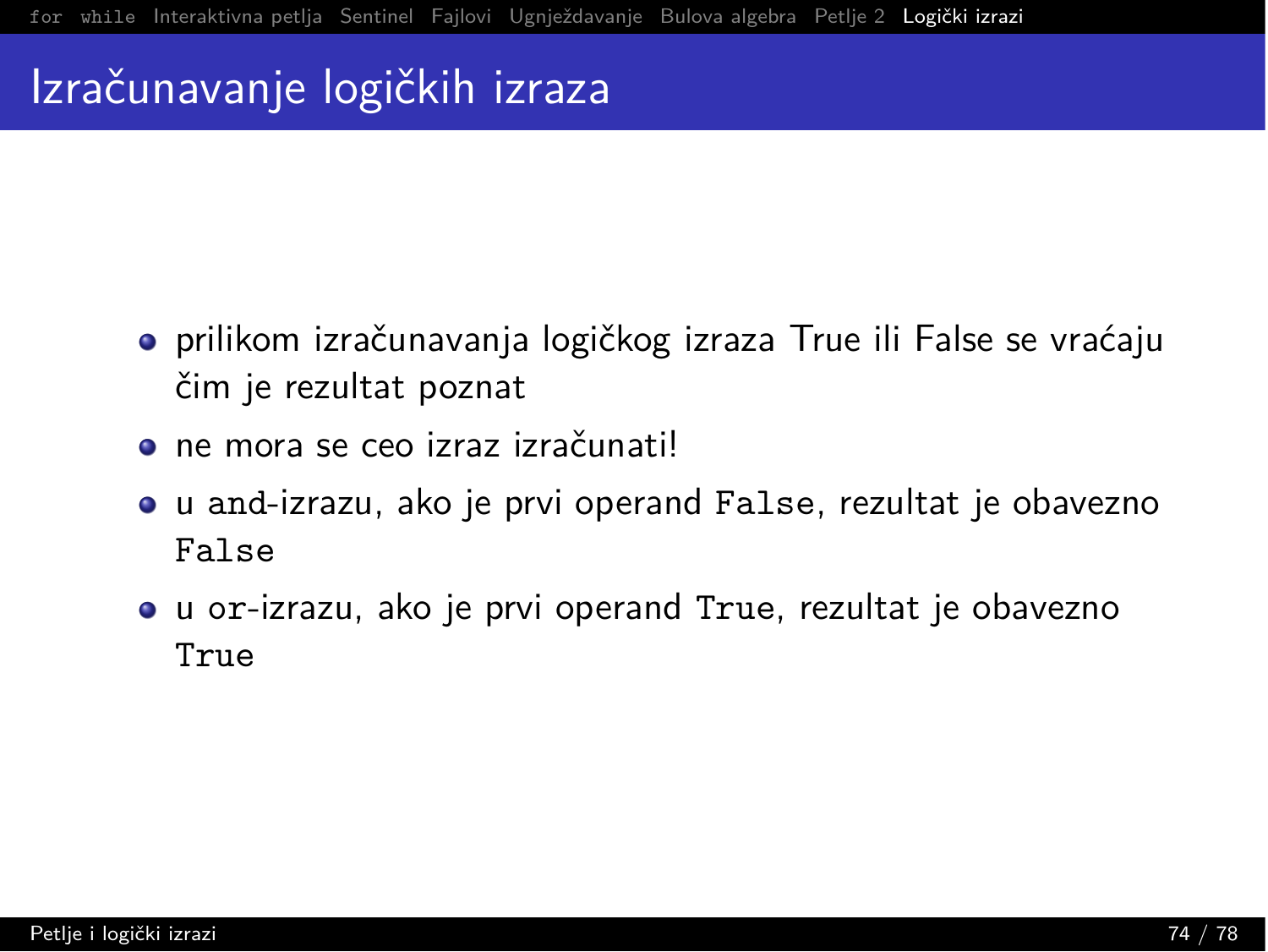# Izračunavanje logičkih izraza

- prilikom izračunavanja logičkog izraza True ili False se vraćaju čim je rezultat poznat
- ne mora se ceo izraz izračunati!
- u `and`-izrazu, ako je prvi operand `False`, rezultat je obavezno `False`
- u `or`-izrazu, ako je prvi operand `True`, rezultat je obavezno `True`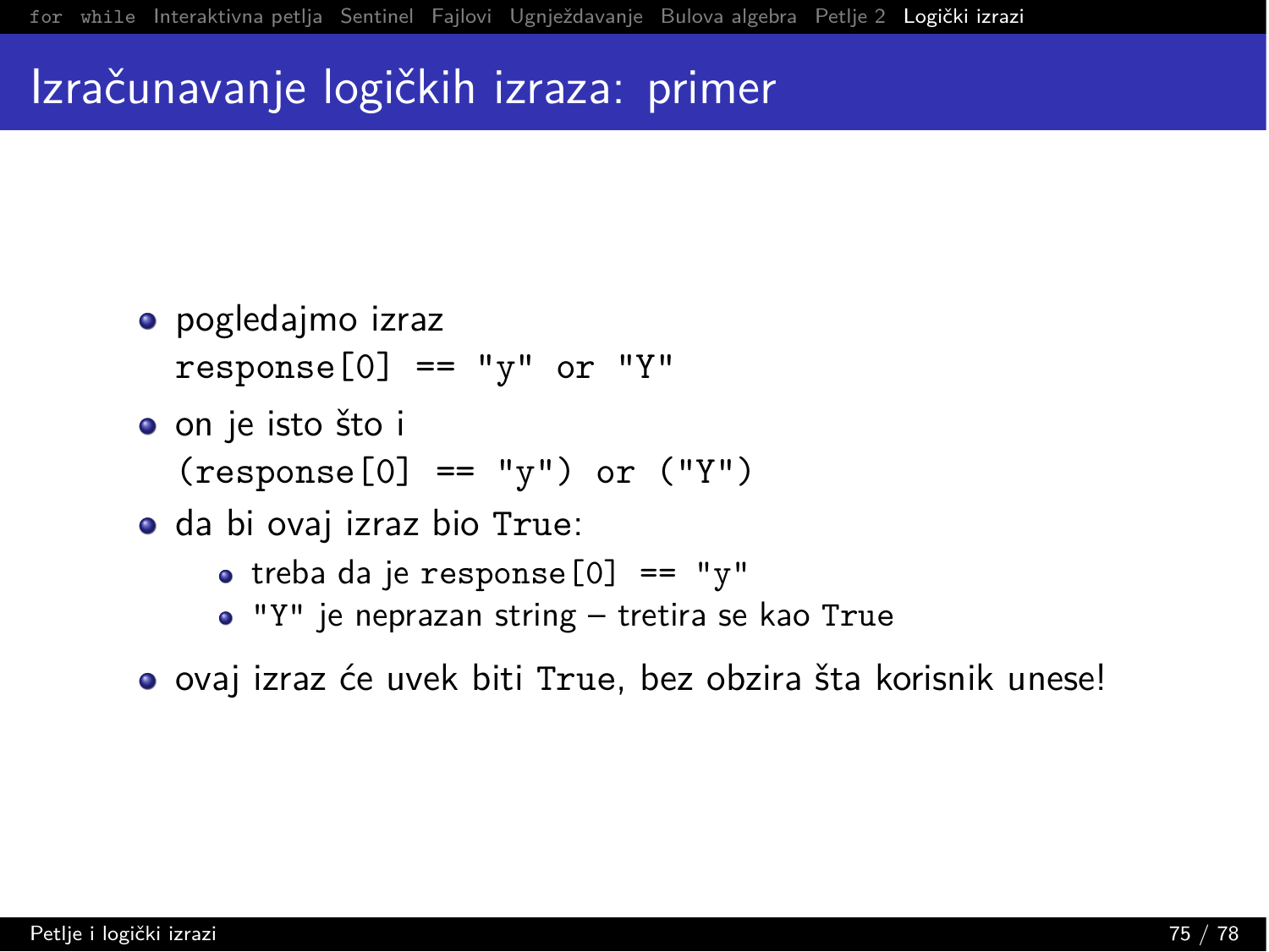# Izračunavanje logičkih izraza: primer

- pogledajmo izraz
  `response[0] == "y" or "Y"`
- on je isto što i
  `(response[0] == "y") or ("Y")`
- da bi ovaj izraz bio `True`:
  - treba da je `response[0] == "y"`
  - `"Y"` je neprazan string – tretira se kao `True`
- ovaj izraz će uvek biti `True`, bez obzira šta korisnik unese!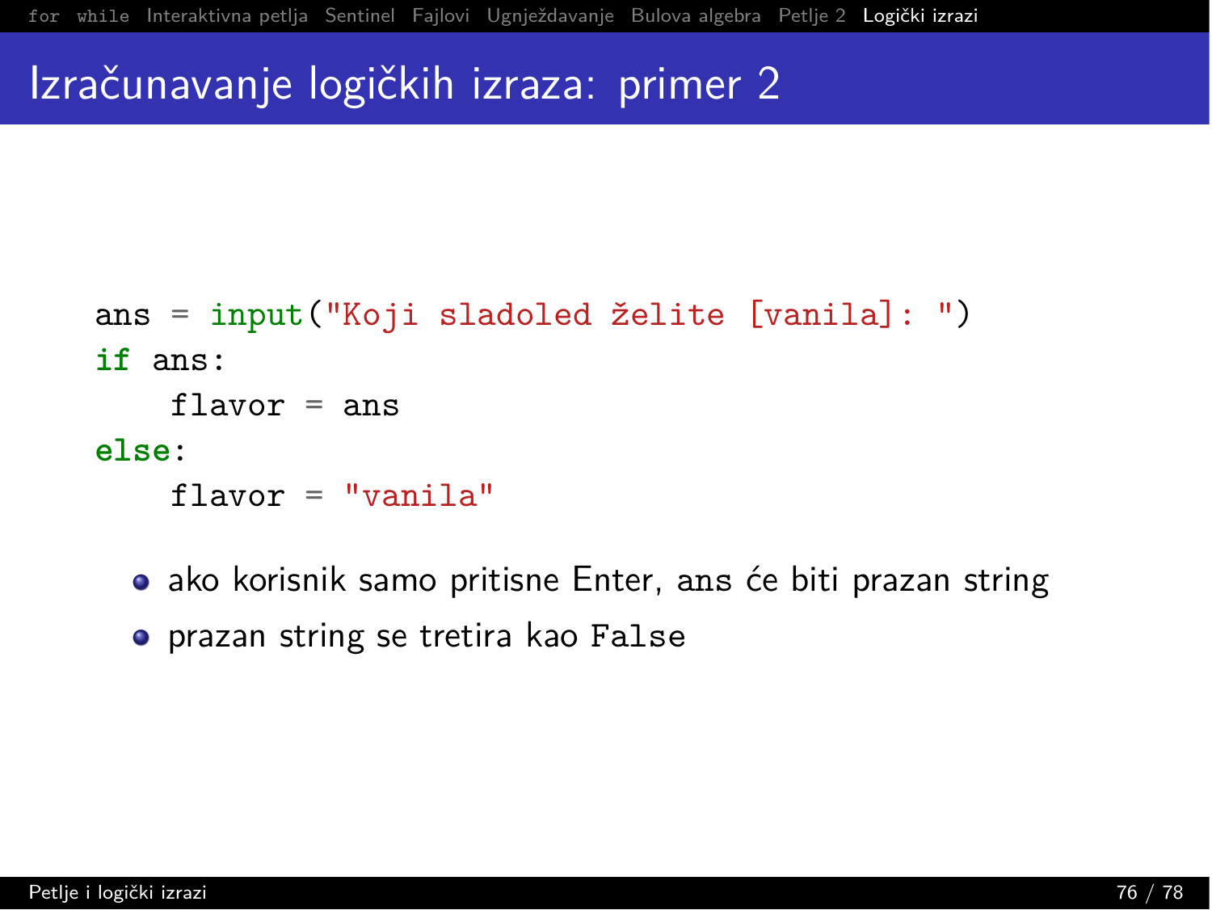# Izračunavanje logičkih izraza: primer 2

```
ans = input("Koji sladoled želite [vanila]: ")
if ans:
    flavor = ans
else:
    flavor = "vanila"
```

- ako korisnik samo pritisne Enter, ans će biti prazan string
- prazan string se tretira kao `False`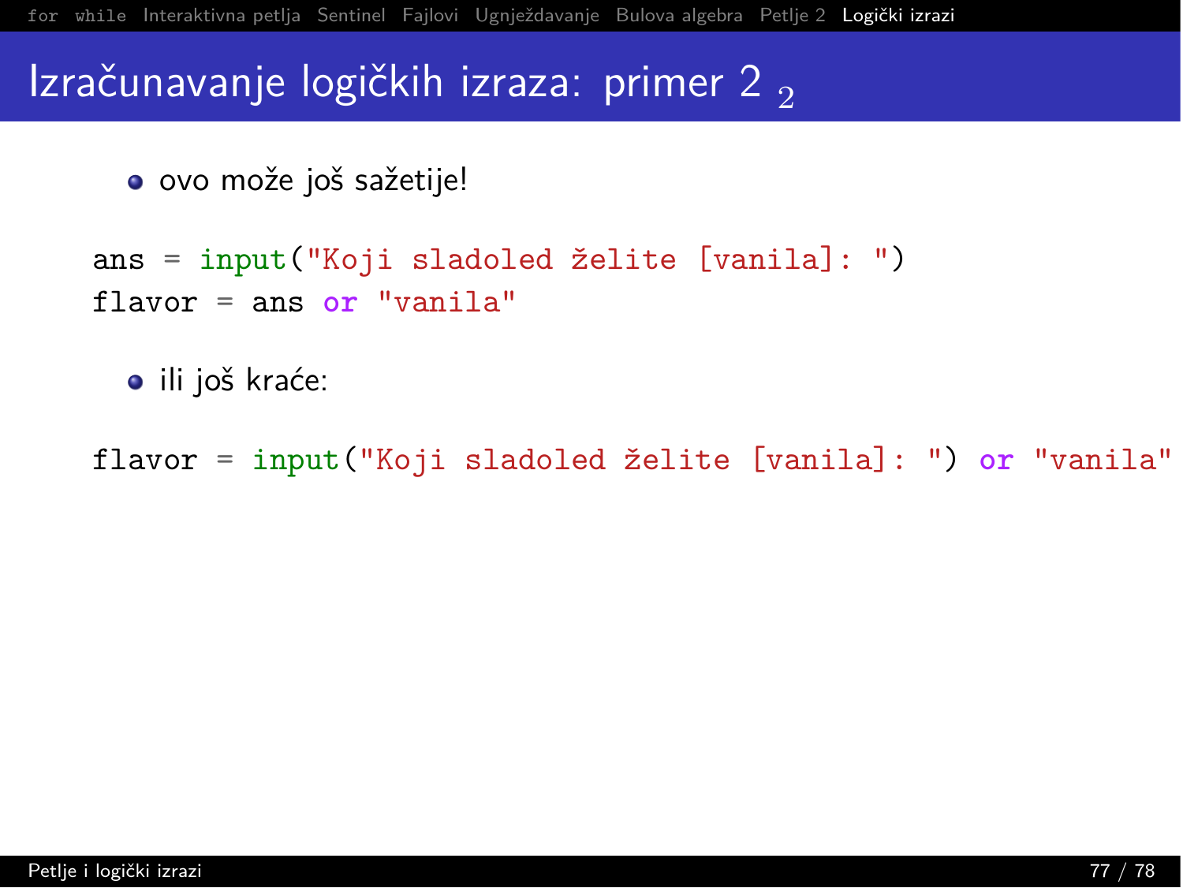# Izračunavanje logičkih izraza: primer 2 $_2$

- ovo može još sažetije!

```
ans = input("Koji sladoled želite [vanila]: ")
flavor = ans or "vanila"
```

- ili još kraće:

```
flavor = input("Koji sladoled želite [vanila]: ") or "vanila"
```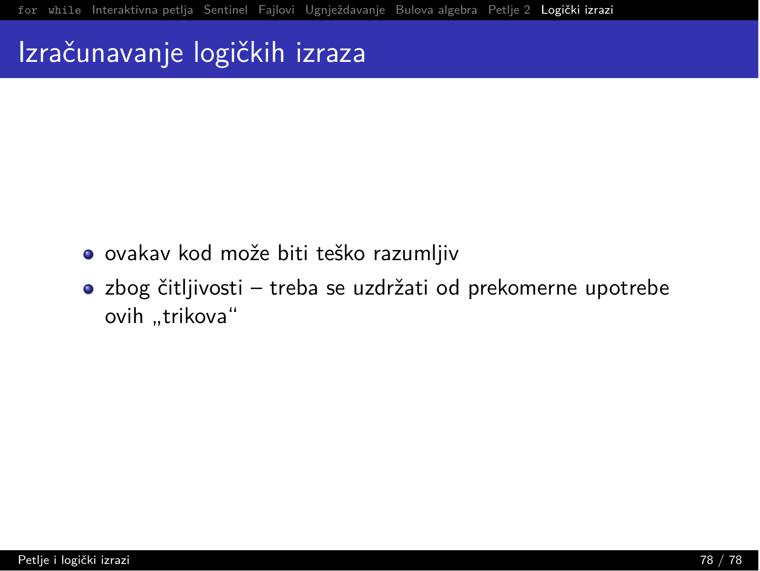# Izračunavanje logičkih izraza

- ovakav kod može biti teško razumljiv
- zbog čitljivosti – treba se uzdržati od prekomerne upotrebe ovih „trikova“